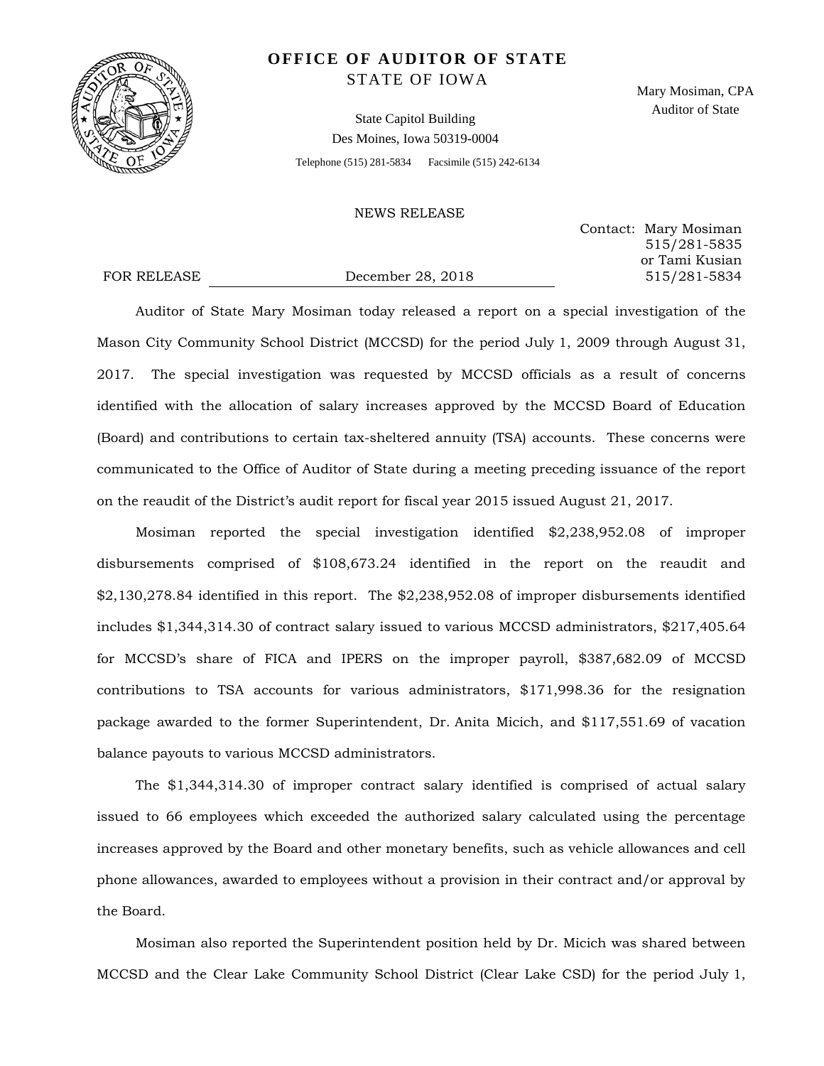# OFFICE OF AUDITOR OF STATE

STATE OF IOWA

Mary Mosiman, CPA
Auditor of State

State Capitol Building
Des Moines, Iowa 50319-0004

Telephone (515) 281-5834   Facsimile (515) 242-6134

NEWS RELEASE

Contact: Mary Mosiman
515/281-5835
or Tami Kusian
515/281-5834

FOR RELEASE   December 28, 2018

Auditor of State Mary Mosiman today released a report on a special investigation of the Mason City Community School District (MCCSD) for the period July 1, 2009 through August 31, 2017. The special investigation was requested by MCCSD officials as a result of concerns identified with the allocation of salary increases approved by the MCCSD Board of Education (Board) and contributions to certain tax-sheltered annuity (TSA) accounts. These concerns were communicated to the Office of Auditor of State during a meeting preceding issuance of the report on the reaudit of the District's audit report for fiscal year 2015 issued August 21, 2017.

Mosiman reported the special investigation identified $2,238,952.08 of improper disbursements comprised of $108,673.24 identified in the report on the reaudit and $2,130,278.84 identified in this report. The $2,238,952.08 of improper disbursements identified includes $1,344,314.30 of contract salary issued to various MCCSD administrators, $217,405.64 for MCCSD's share of FICA and IPERS on the improper payroll, $387,682.09 of MCCSD contributions to TSA accounts for various administrators, $171,998.36 for the resignation package awarded to the former Superintendent, Dr. Anita Micich, and $117,551.69 of vacation balance payouts to various MCCSD administrators.

The $1,344,314.30 of improper contract salary identified is comprised of actual salary issued to 66 employees which exceeded the authorized salary calculated using the percentage increases approved by the Board and other monetary benefits, such as vehicle allowances and cell phone allowances, awarded to employees without a provision in their contract and/or approval by the Board.

Mosiman also reported the Superintendent position held by Dr. Micich was shared between MCCSD and the Clear Lake Community School District (Clear Lake CSD) for the period July 1,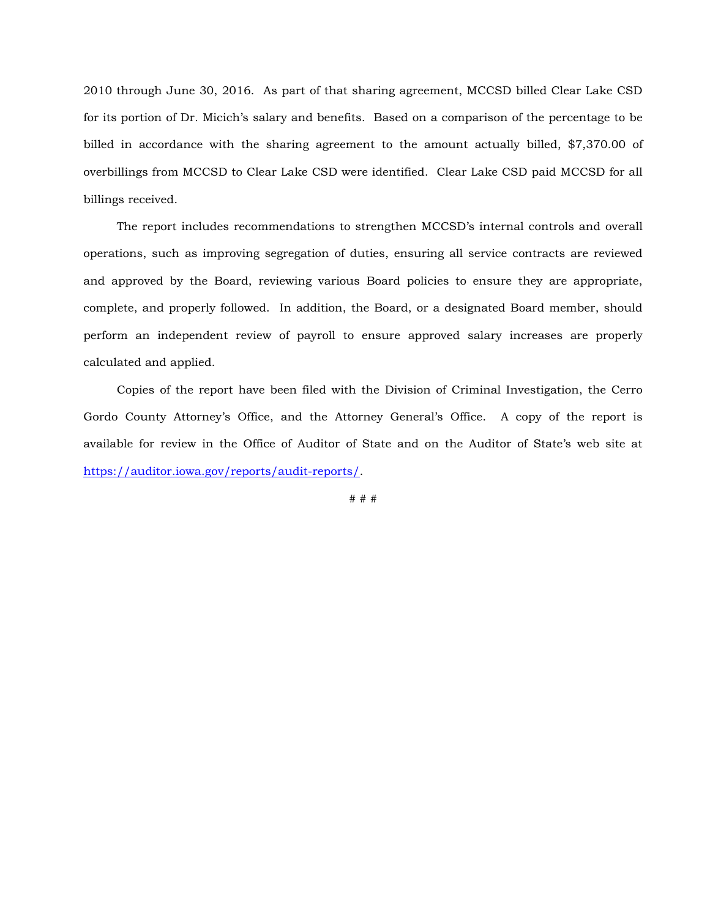2010 through June 30, 2016. As part of that sharing agreement, MCCSD billed Clear Lake CSD for its portion of Dr. Micich's salary and benefits. Based on a comparison of the percentage to be billed in accordance with the sharing agreement to the amount actually billed, $7,370.00 of overbillings from MCCSD to Clear Lake CSD were identified. Clear Lake CSD paid MCCSD for all billings received.

The report includes recommendations to strengthen MCCSD's internal controls and overall operations, such as improving segregation of duties, ensuring all service contracts are reviewed and approved by the Board, reviewing various Board policies to ensure they are appropriate, complete, and properly followed. In addition, the Board, or a designated Board member, should perform an independent review of payroll to ensure approved salary increases are properly calculated and applied.

Copies of the report have been filed with the Division of Criminal Investigation, the Cerro Gordo County Attorney's Office, and the Attorney General's Office. A copy of the report is available for review in the Office of Auditor of State and on the Auditor of State's web site at [https://auditor.iowa.gov/reports/audit-reports/](https://auditor.iowa.gov/reports/audit-reports/).

# # #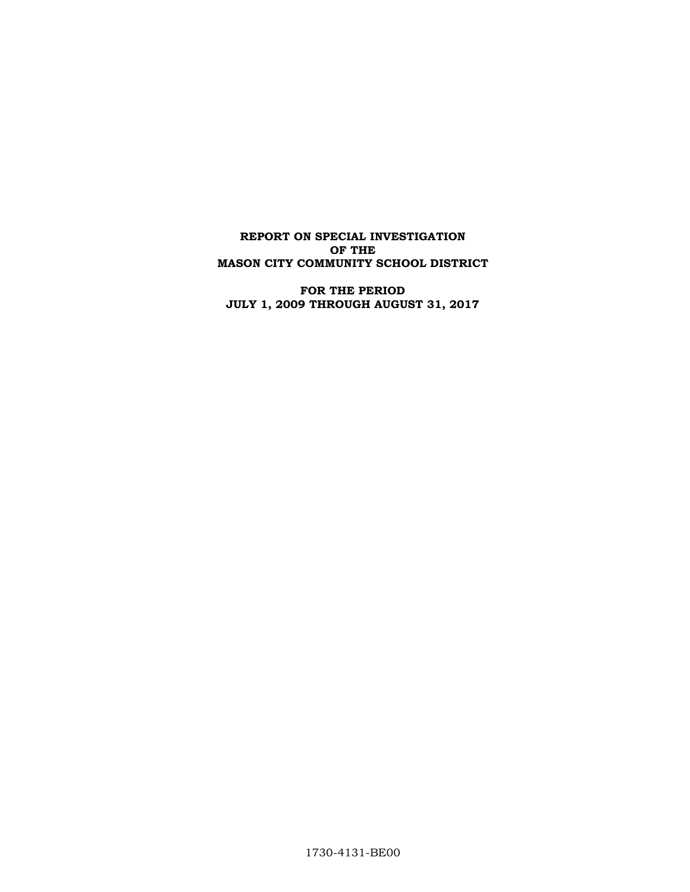**REPORT ON SPECIAL INVESTIGATION**
**OF THE**
**MASON CITY COMMUNITY SCHOOL DISTRICT**

**FOR THE PERIOD**
**JULY 1, 2009 THROUGH AUGUST 31, 2017**

1730-4131-BE00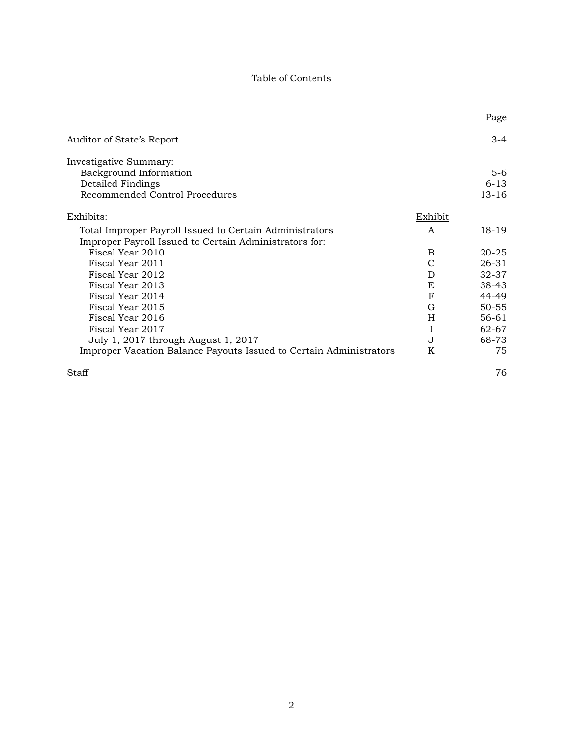# Table of Contents

| | | Page |
|---|---|---|
| Auditor of State's Report | | 3-4 |
| Investigative Summary: | | |
| Background Information | | 5-6 |
| Detailed Findings | | 6-13 |
| Recommended Control Procedures | | 13-16 |
| Exhibits: | Exhibit | |
| Total Improper Payroll Issued to Certain Administrators | A | 18-19 |
| Improper Payroll Issued to Certain Administrators for: | | |
| Fiscal Year 2010 | B | 20-25 |
| Fiscal Year 2011 | C | 26-31 |
| Fiscal Year 2012 | D | 32-37 |
| Fiscal Year 2013 | E | 38-43 |
| Fiscal Year 2014 | F | 44-49 |
| Fiscal Year 2015 | G | 50-55 |
| Fiscal Year 2016 | H | 56-61 |
| Fiscal Year 2017 | I | 62-67 |
| July 1, 2017 through August 1, 2017 | J | 68-73 |
| Improper Vacation Balance Payouts Issued to Certain Administrators | K | 75 |
| Staff | | 76 |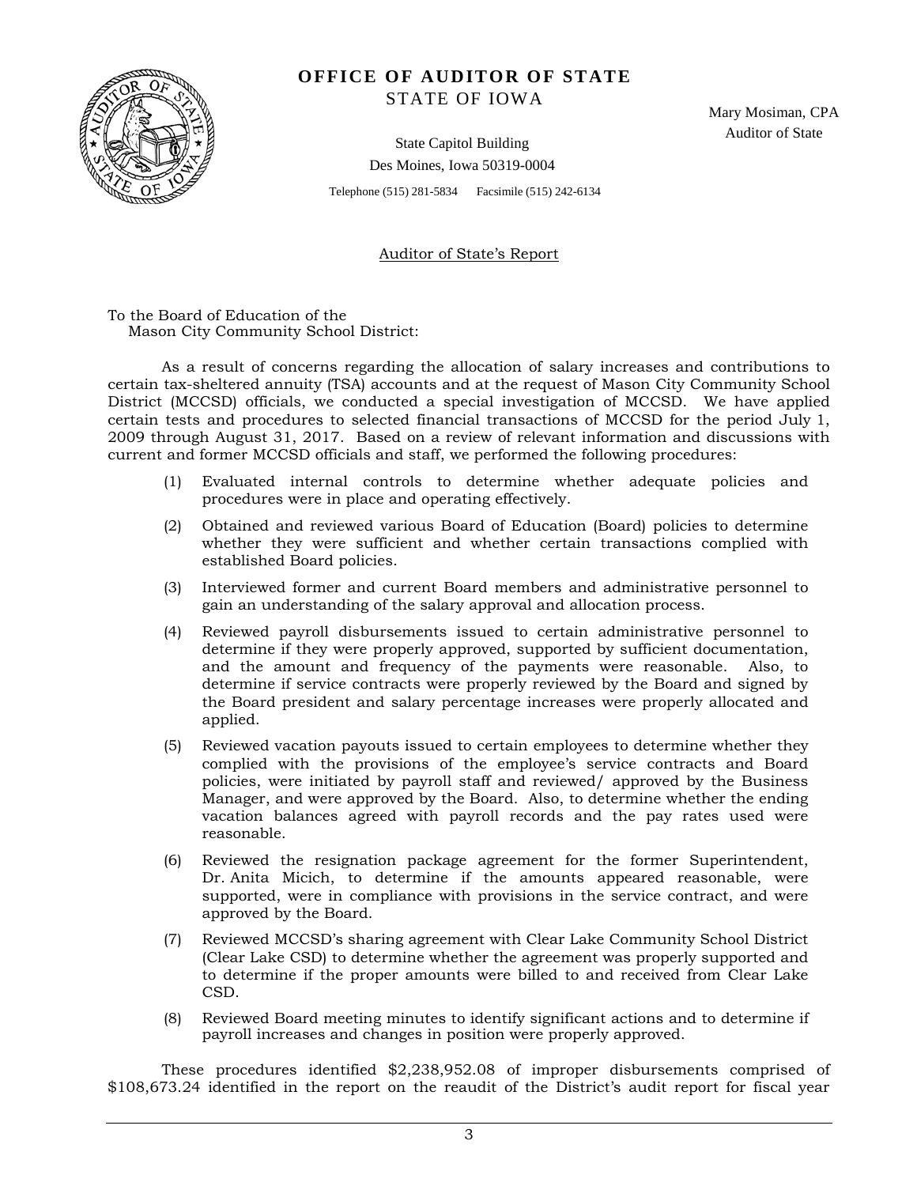# OFFICE OF AUDITOR OF STATE
STATE OF IOWA

Mary Mosiman, CPA
Auditor of State

State Capitol Building
Des Moines, Iowa 50319-0004

Telephone (515) 281-5834 Facsimile (515) 242-6134

Auditor of State's Report

To the Board of Education of the
Mason City Community School District:

As a result of concerns regarding the allocation of salary increases and contributions to certain tax-sheltered annuity (TSA) accounts and at the request of Mason City Community School District (MCCSD) officials, we conducted a special investigation of MCCSD. We have applied certain tests and procedures to selected financial transactions of MCCSD for the period July 1, 2009 through August 31, 2017. Based on a review of relevant information and discussions with current and former MCCSD officials and staff, we performed the following procedures:

(1) Evaluated internal controls to determine whether adequate policies and procedures were in place and operating effectively.

(2) Obtained and reviewed various Board of Education (Board) policies to determine whether they were sufficient and whether certain transactions complied with established Board policies.

(3) Interviewed former and current Board members and administrative personnel to gain an understanding of the salary approval and allocation process.

(4) Reviewed payroll disbursements issued to certain administrative personnel to determine if they were properly approved, supported by sufficient documentation, and the amount and frequency of the payments were reasonable. Also, to determine if service contracts were properly reviewed by the Board and signed by the Board president and salary percentage increases were properly allocated and applied.

(5) Reviewed vacation payouts issued to certain employees to determine whether they complied with the provisions of the employee's service contracts and Board policies, were initiated by payroll staff and reviewed/ approved by the Business Manager, and were approved by the Board. Also, to determine whether the ending vacation balances agreed with payroll records and the pay rates used were reasonable.

(6) Reviewed the resignation package agreement for the former Superintendent, Dr. Anita Micich, to determine if the amounts appeared reasonable, were supported, were in compliance with provisions in the service contract, and were approved by the Board.

(7) Reviewed MCCSD's sharing agreement with Clear Lake Community School District (Clear Lake CSD) to determine whether the agreement was properly supported and to determine if the proper amounts were billed to and received from Clear Lake CSD.

(8) Reviewed Board meeting minutes to identify significant actions and to determine if payroll increases and changes in position were properly approved.

These procedures identified $2,238,952.08 of improper disbursements comprised of $108,673.24 identified in the report on the reaudit of the District's audit report for fiscal year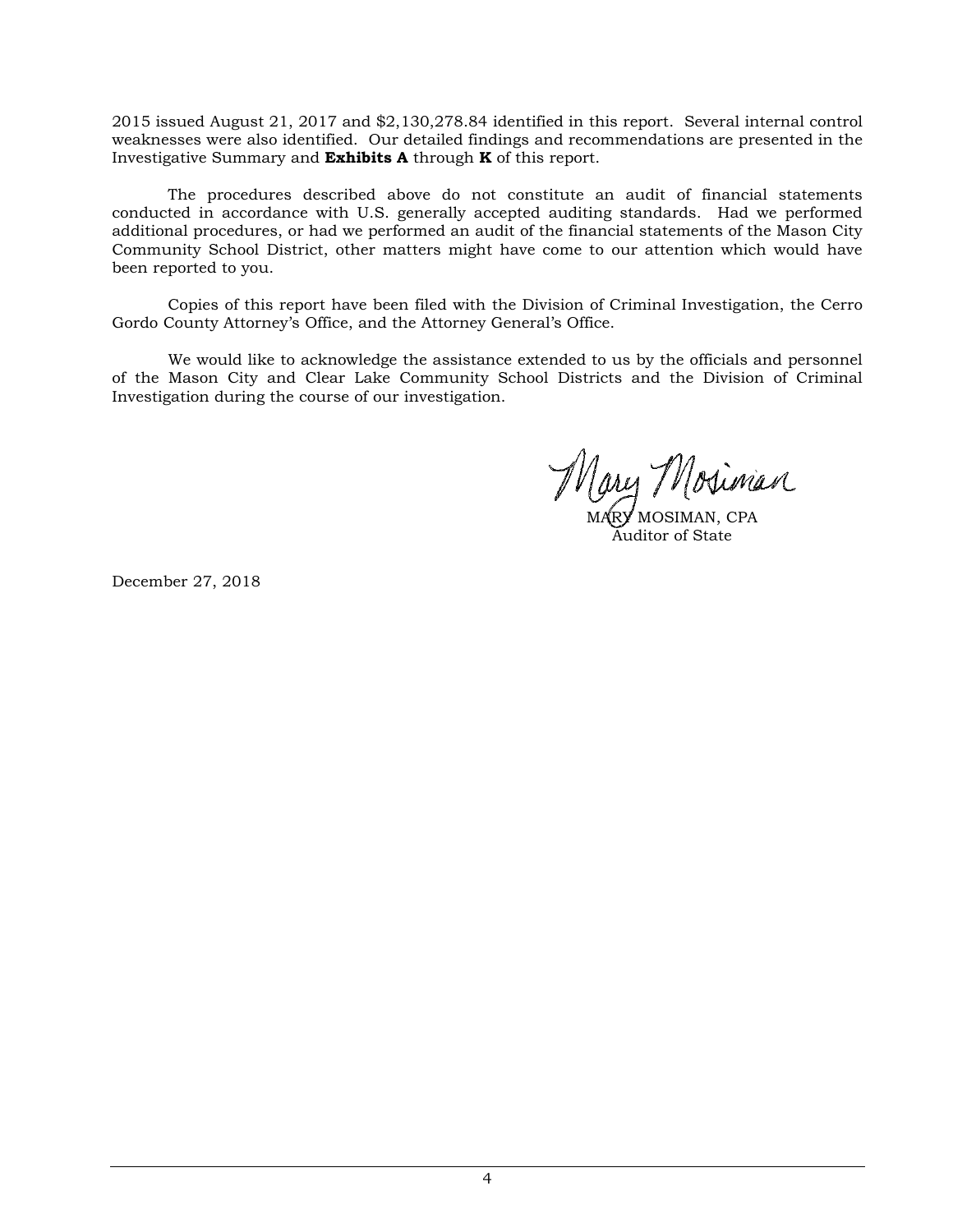2015 issued August 21, 2017 and $2,130,278.84 identified in this report. Several internal control weaknesses were also identified. Our detailed findings and recommendations are presented in the Investigative Summary and **Exhibits A** through **K** of this report.

The procedures described above do not constitute an audit of financial statements conducted in accordance with U.S. generally accepted auditing standards. Had we performed additional procedures, or had we performed an audit of the financial statements of the Mason City Community School District, other matters might have come to our attention which would have been reported to you.

Copies of this report have been filed with the Division of Criminal Investigation, the Cerro Gordo County Attorney's Office, and the Attorney General's Office.

We would like to acknowledge the assistance extended to us by the officials and personnel of the Mason City and Clear Lake Community School Districts and the Division of Criminal Investigation during the course of our investigation.

Mary Mosiman

MARY MOSIMAN, CPA
Auditor of State

December 27, 2018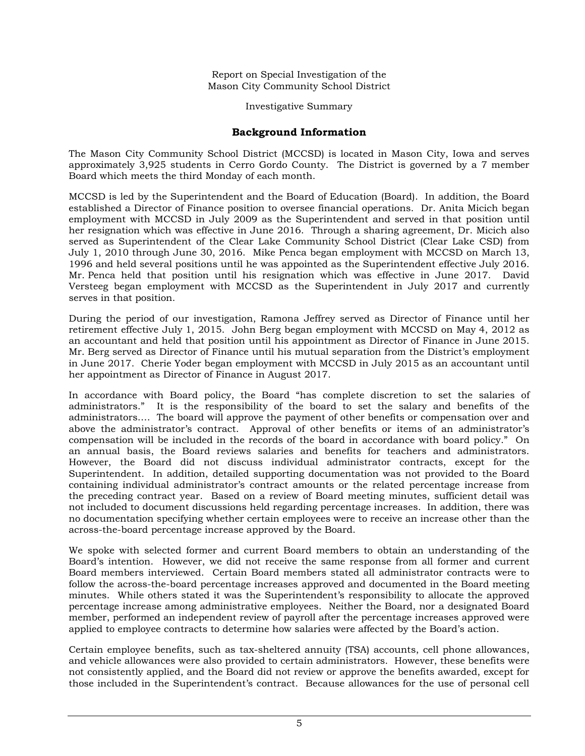Report on Special Investigation of the
Mason City Community School District

Investigative Summary

## Background Information

The Mason City Community School District (MCCSD) is located in Mason City, Iowa and serves approximately 3,925 students in Cerro Gordo County. The District is governed by a 7 member Board which meets the third Monday of each month.

MCCSD is led by the Superintendent and the Board of Education (Board). In addition, the Board established a Director of Finance position to oversee financial operations. Dr. Anita Micich began employment with MCCSD in July 2009 as the Superintendent and served in that position until her resignation which was effective in June 2016. Through a sharing agreement, Dr. Micich also served as Superintendent of the Clear Lake Community School District (Clear Lake CSD) from July 1, 2010 through June 30, 2016. Mike Penca began employment with MCCSD on March 13, 1996 and held several positions until he was appointed as the Superintendent effective July 2016. Mr. Penca held that position until his resignation which was effective in June 2017. David Versteeg began employment with MCCSD as the Superintendent in July 2017 and currently serves in that position.

During the period of our investigation, Ramona Jeffrey served as Director of Finance until her retirement effective July 1, 2015. John Berg began employment with MCCSD on May 4, 2012 as an accountant and held that position until his appointment as Director of Finance in June 2015. Mr. Berg served as Director of Finance until his mutual separation from the District's employment in June 2017. Cherie Yoder began employment with MCCSD in July 2015 as an accountant until her appointment as Director of Finance in August 2017.

In accordance with Board policy, the Board "has complete discretion to set the salaries of administrators." It is the responsibility of the board to set the salary and benefits of the administrators.... The board will approve the payment of other benefits or compensation over and above the administrator's contract. Approval of other benefits or items of an administrator's compensation will be included in the records of the board in accordance with board policy." On an annual basis, the Board reviews salaries and benefits for teachers and administrators. However, the Board did not discuss individual administrator contracts, except for the Superintendent. In addition, detailed supporting documentation was not provided to the Board containing individual administrator's contract amounts or the related percentage increase from the preceding contract year. Based on a review of Board meeting minutes, sufficient detail was not included to document discussions held regarding percentage increases. In addition, there was no documentation specifying whether certain employees were to receive an increase other than the across-the-board percentage increase approved by the Board.

We spoke with selected former and current Board members to obtain an understanding of the Board's intention. However, we did not receive the same response from all former and current Board members interviewed. Certain Board members stated all administrator contracts were to follow the across-the-board percentage increases approved and documented in the Board meeting minutes. While others stated it was the Superintendent's responsibility to allocate the approved percentage increase among administrative employees. Neither the Board, nor a designated Board member, performed an independent review of payroll after the percentage increases approved were applied to employee contracts to determine how salaries were affected by the Board's action.

Certain employee benefits, such as tax-sheltered annuity (TSA) accounts, cell phone allowances, and vehicle allowances were also provided to certain administrators. However, these benefits were not consistently applied, and the Board did not review or approve the benefits awarded, except for those included in the Superintendent's contract. Because allowances for the use of personal cell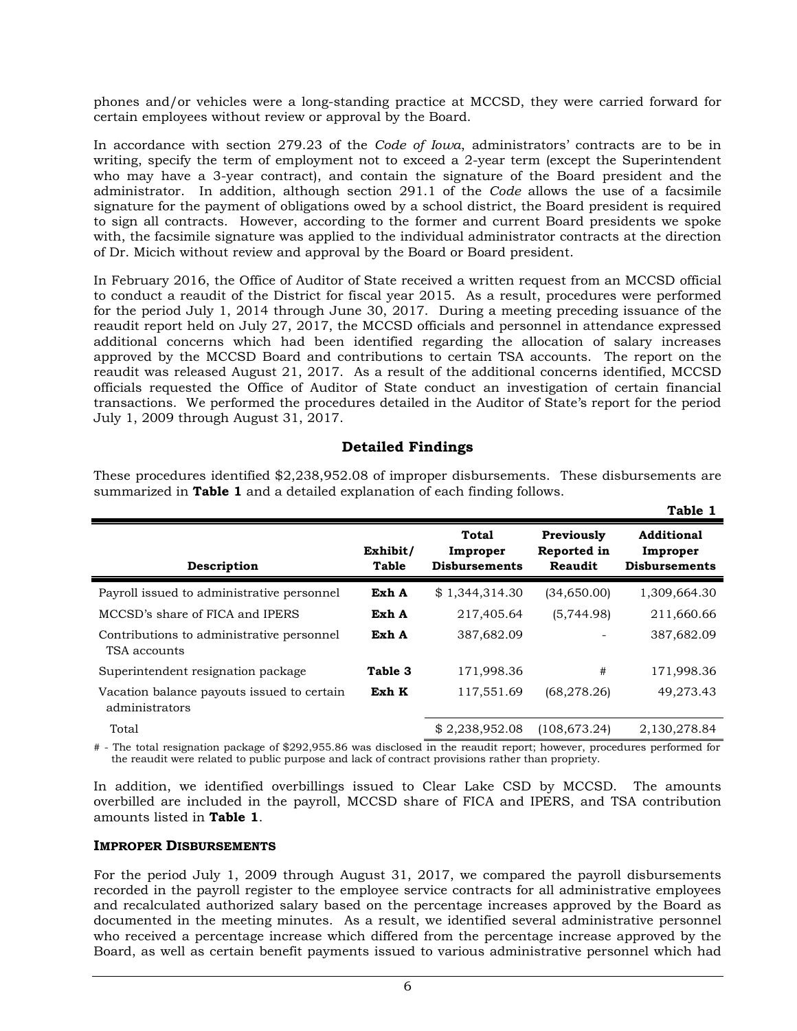phones and/or vehicles were a long-standing practice at MCCSD, they were carried forward for certain employees without review or approval by the Board.

In accordance with section 279.23 of the *Code of Iowa*, administrators' contracts are to be in writing, specify the term of employment not to exceed a 2-year term (except the Superintendent who may have a 3-year contract), and contain the signature of the Board president and the administrator. In addition, although section 291.1 of the *Code* allows the use of a facsimile signature for the payment of obligations owed by a school district, the Board president is required to sign all contracts. However, according to the former and current Board presidents we spoke with, the facsimile signature was applied to the individual administrator contracts at the direction of Dr. Micich without review and approval by the Board or Board president.

In February 2016, the Office of Auditor of State received a written request from an MCCSD official to conduct a reaudit of the District for fiscal year 2015. As a result, procedures were performed for the period July 1, 2014 through June 30, 2017. During a meeting preceding issuance of the reaudit report held on July 27, 2017, the MCCSD officials and personnel in attendance expressed additional concerns which had been identified regarding the allocation of salary increases approved by the MCCSD Board and contributions to certain TSA accounts. The report on the reaudit was released August 21, 2017. As a result of the additional concerns identified, MCCSD officials requested the Office of Auditor of State conduct an investigation of certain financial transactions. We performed the procedures detailed in the Auditor of State's report for the period July 1, 2009 through August 31, 2017.

## Detailed Findings

These procedures identified $2,238,952.08 of improper disbursements. These disbursements are summarized in **Table 1** and a detailed explanation of each finding follows.

**Table 1**

| Description | Exhibit/ Table | Total Improper Disbursements | Previously Reported in Reaudit | Additional Improper Disbursements |
|---|---|---|---|---|
| Payroll issued to administrative personnel | **Exh A** | $ 1,344,314.30 | (34,650.00) | 1,309,664.30 |
| MCCSD's share of FICA and IPERS | **Exh A** | 217,405.64 | (5,744.98) | 211,660.66 |
| Contributions to administrative personnel TSA accounts | **Exh A** | 387,682.09 | - | 387,682.09 |
| Superintendent resignation package | **Table 3** | 171,998.36 | # | 171,998.36 |
| Vacation balance payouts issued to certain administrators | **Exh K** | 117,551.69 | (68,278.26) | 49,273.43 |
| Total | | $ 2,238,952.08 | (108,673.24) | 2,130,278.84 |

\# - The total resignation package of $292,955.86 was disclosed in the reaudit report; however, procedures performed for the reaudit were related to public purpose and lack of contract provisions rather than propriety.

In addition, we identified overbillings issued to Clear Lake CSD by MCCSD. The amounts overbilled are included in the payroll, MCCSD share of FICA and IPERS, and TSA contribution amounts listed in **Table 1**.

### IMPROPER DISBURSEMENTS

For the period July 1, 2009 through August 31, 2017, we compared the payroll disbursements recorded in the payroll register to the employee service contracts for all administrative employees and recalculated authorized salary based on the percentage increases approved by the Board as documented in the meeting minutes. As a result, we identified several administrative personnel who received a percentage increase which differed from the percentage increase approved by the Board, as well as certain benefit payments issued to various administrative personnel which had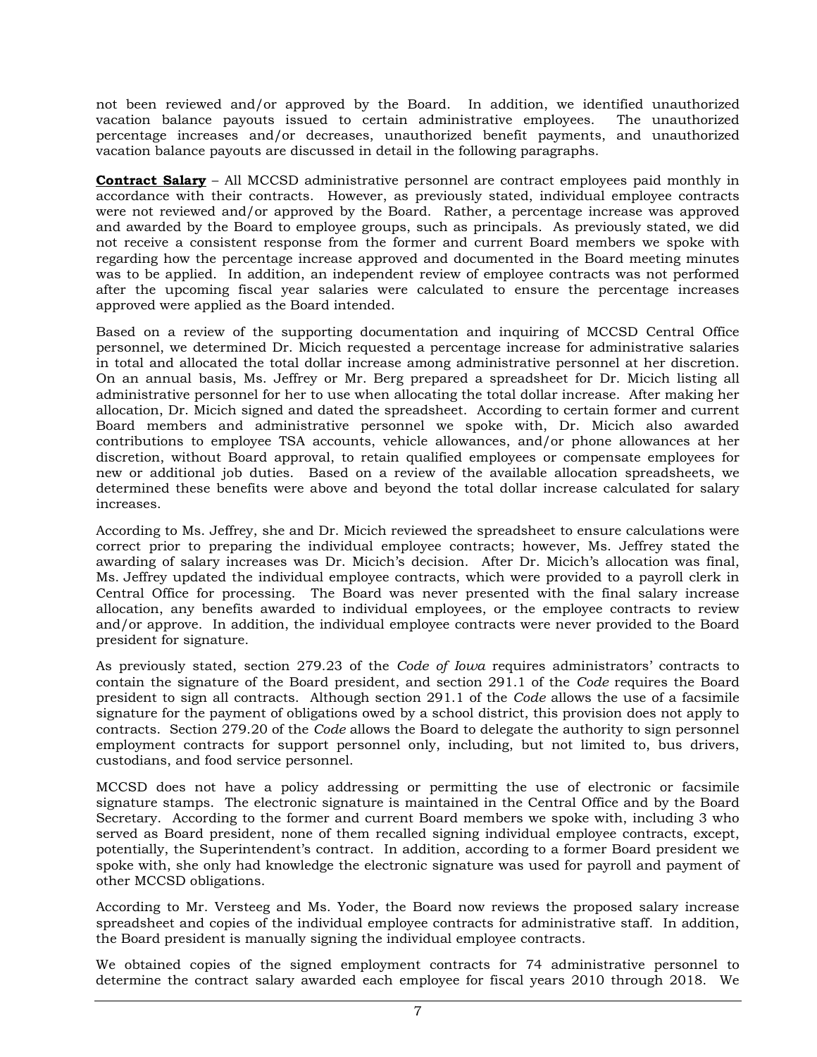not been reviewed and/or approved by the Board. In addition, we identified unauthorized vacation balance payouts issued to certain administrative employees. The unauthorized percentage increases and/or decreases, unauthorized benefit payments, and unauthorized vacation balance payouts are discussed in detail in the following paragraphs.

**Contract Salary** – All MCCSD administrative personnel are contract employees paid monthly in accordance with their contracts. However, as previously stated, individual employee contracts were not reviewed and/or approved by the Board. Rather, a percentage increase was approved and awarded by the Board to employee groups, such as principals. As previously stated, we did not receive a consistent response from the former and current Board members we spoke with regarding how the percentage increase approved and documented in the Board meeting minutes was to be applied. In addition, an independent review of employee contracts was not performed after the upcoming fiscal year salaries were calculated to ensure the percentage increases approved were applied as the Board intended.

Based on a review of the supporting documentation and inquiring of MCCSD Central Office personnel, we determined Dr. Micich requested a percentage increase for administrative salaries in total and allocated the total dollar increase among administrative personnel at her discretion. On an annual basis, Ms. Jeffrey or Mr. Berg prepared a spreadsheet for Dr. Micich listing all administrative personnel for her to use when allocating the total dollar increase. After making her allocation, Dr. Micich signed and dated the spreadsheet. According to certain former and current Board members and administrative personnel we spoke with, Dr. Micich also awarded contributions to employee TSA accounts, vehicle allowances, and/or phone allowances at her discretion, without Board approval, to retain qualified employees or compensate employees for new or additional job duties. Based on a review of the available allocation spreadsheets, we determined these benefits were above and beyond the total dollar increase calculated for salary increases.

According to Ms. Jeffrey, she and Dr. Micich reviewed the spreadsheet to ensure calculations were correct prior to preparing the individual employee contracts; however, Ms. Jeffrey stated the awarding of salary increases was Dr. Micich's decision. After Dr. Micich's allocation was final, Ms. Jeffrey updated the individual employee contracts, which were provided to a payroll clerk in Central Office for processing. The Board was never presented with the final salary increase allocation, any benefits awarded to individual employees, or the employee contracts to review and/or approve. In addition, the individual employee contracts were never provided to the Board president for signature.

As previously stated, section 279.23 of the *Code of Iowa* requires administrators' contracts to contain the signature of the Board president, and section 291.1 of the *Code* requires the Board president to sign all contracts. Although section 291.1 of the *Code* allows the use of a facsimile signature for the payment of obligations owed by a school district, this provision does not apply to contracts. Section 279.20 of the *Code* allows the Board to delegate the authority to sign personnel employment contracts for support personnel only, including, but not limited to, bus drivers, custodians, and food service personnel.

MCCSD does not have a policy addressing or permitting the use of electronic or facsimile signature stamps. The electronic signature is maintained in the Central Office and by the Board Secretary. According to the former and current Board members we spoke with, including 3 who served as Board president, none of them recalled signing individual employee contracts, except, potentially, the Superintendent's contract. In addition, according to a former Board president we spoke with, she only had knowledge the electronic signature was used for payroll and payment of other MCCSD obligations.

According to Mr. Versteeg and Ms. Yoder, the Board now reviews the proposed salary increase spreadsheet and copies of the individual employee contracts for administrative staff. In addition, the Board president is manually signing the individual employee contracts.

We obtained copies of the signed employment contracts for 74 administrative personnel to determine the contract salary awarded each employee for fiscal years 2010 through 2018. We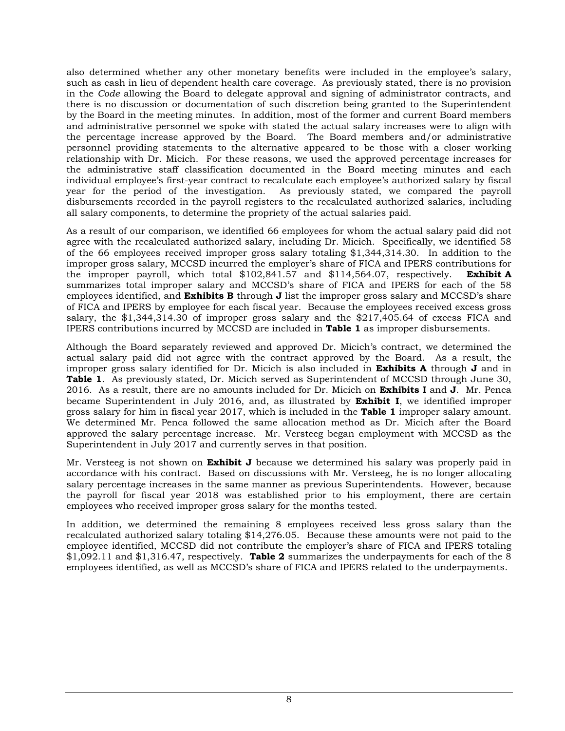also determined whether any other monetary benefits were included in the employee's salary, such as cash in lieu of dependent health care coverage. As previously stated, there is no provision in the *Code* allowing the Board to delegate approval and signing of administrator contracts, and there is no discussion or documentation of such discretion being granted to the Superintendent by the Board in the meeting minutes. In addition, most of the former and current Board members and administrative personnel we spoke with stated the actual salary increases were to align with the percentage increase approved by the Board. The Board members and/or administrative personnel providing statements to the alternative appeared to be those with a closer working relationship with Dr. Micich. For these reasons, we used the approved percentage increases for the administrative staff classification documented in the Board meeting minutes and each individual employee's first-year contract to recalculate each employee's authorized salary by fiscal year for the period of the investigation. As previously stated, we compared the payroll disbursements recorded in the payroll registers to the recalculated authorized salaries, including all salary components, to determine the propriety of the actual salaries paid.

As a result of our comparison, we identified 66 employees for whom the actual salary paid did not agree with the recalculated authorized salary, including Dr. Micich. Specifically, we identified 58 of the 66 employees received improper gross salary totaling $1,344,314.30. In addition to the improper gross salary, MCCSD incurred the employer's share of FICA and IPERS contributions for the improper payroll, which total $102,841.57 and $114,564.07, respectively. **Exhibit A** summarizes total improper salary and MCCSD's share of FICA and IPERS for each of the 58 employees identified, and **Exhibits B** through **J** list the improper gross salary and MCCSD's share of FICA and IPERS by employee for each fiscal year. Because the employees received excess gross salary, the $1,344,314.30 of improper gross salary and the $217,405.64 of excess FICA and IPERS contributions incurred by MCCSD are included in **Table 1** as improper disbursements.

Although the Board separately reviewed and approved Dr. Micich's contract, we determined the actual salary paid did not agree with the contract approved by the Board. As a result, the improper gross salary identified for Dr. Micich is also included in **Exhibits A** through **J** and in **Table 1**. As previously stated, Dr. Micich served as Superintendent of MCCSD through June 30, 2016. As a result, there are no amounts included for Dr. Micich on **Exhibits I** and **J**. Mr. Penca became Superintendent in July 2016, and, as illustrated by **Exhibit I**, we identified improper gross salary for him in fiscal year 2017, which is included in the **Table 1** improper salary amount. We determined Mr. Penca followed the same allocation method as Dr. Micich after the Board approved the salary percentage increase. Mr. Versteeg began employment with MCCSD as the Superintendent in July 2017 and currently serves in that position.

Mr. Versteeg is not shown on **Exhibit J** because we determined his salary was properly paid in accordance with his contract. Based on discussions with Mr. Versteeg, he is no longer allocating salary percentage increases in the same manner as previous Superintendents. However, because the payroll for fiscal year 2018 was established prior to his employment, there are certain employees who received improper gross salary for the months tested.

In addition, we determined the remaining 8 employees received less gross salary than the recalculated authorized salary totaling $14,276.05. Because these amounts were not paid to the employee identified, MCCSD did not contribute the employer's share of FICA and IPERS totaling $1,092.11 and $1,316.47, respectively. **Table 2** summarizes the underpayments for each of the 8 employees identified, as well as MCCSD's share of FICA and IPERS related to the underpayments.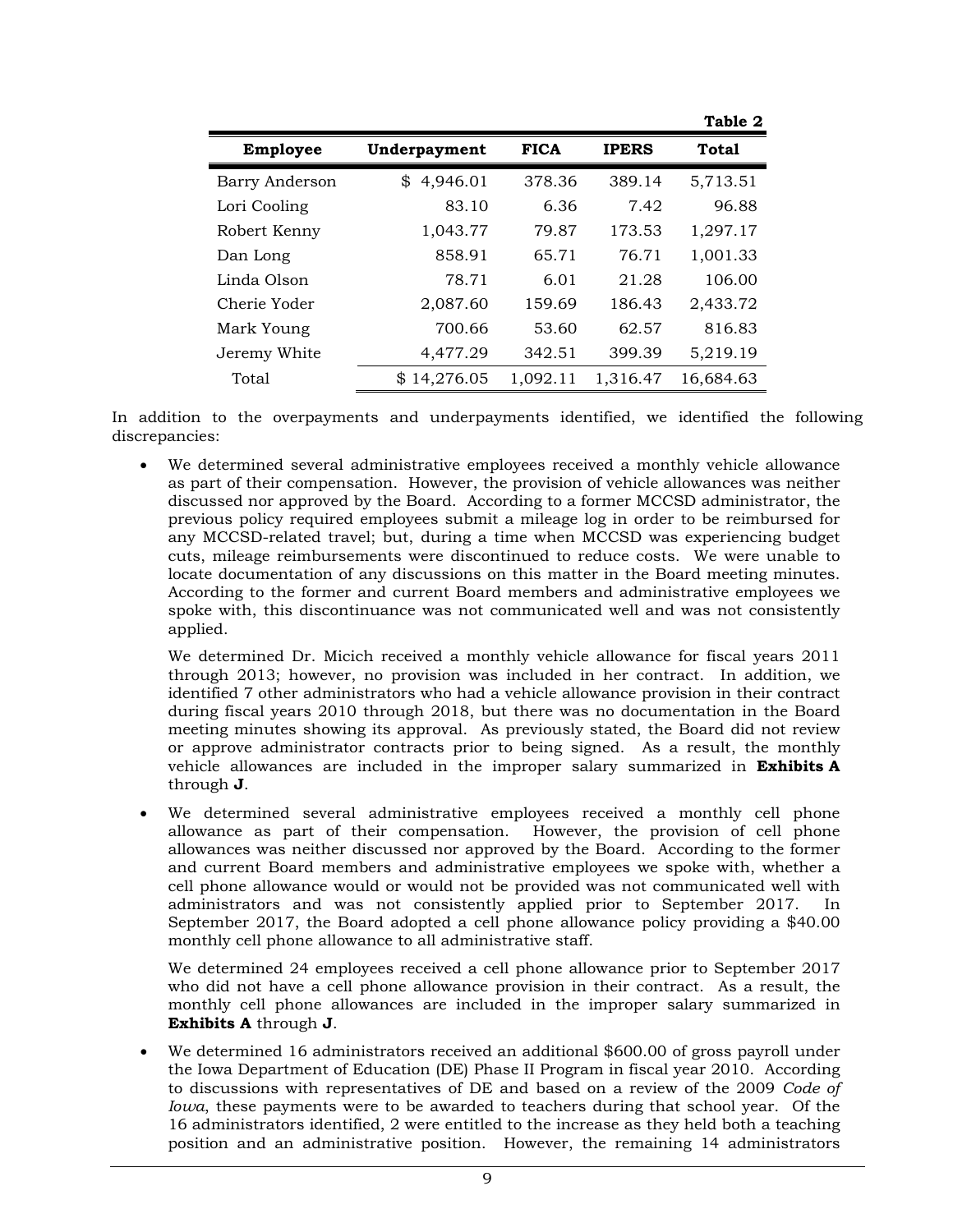**Table 2**

| Employee | Underpayment | FICA | IPERS | Total |
|---|---|---|---|---|
| Barry Anderson | $ 4,946.01 | 378.36 | 389.14 | 5,713.51 |
| Lori Cooling | 83.10 | 6.36 | 7.42 | 96.88 |
| Robert Kenny | 1,043.77 | 79.87 | 173.53 | 1,297.17 |
| Dan Long | 858.91 | 65.71 | 76.71 | 1,001.33 |
| Linda Olson | 78.71 | 6.01 | 21.28 | 106.00 |
| Cherie Yoder | 2,087.60 | 159.69 | 186.43 | 2,433.72 |
| Mark Young | 700.66 | 53.60 | 62.57 | 816.83 |
| Jeremy White | 4,477.29 | 342.51 | 399.39 | 5,219.19 |
| Total | $ 14,276.05 | 1,092.11 | 1,316.47 | 16,684.63 |

In addition to the overpayments and underpayments identified, we identified the following discrepancies:

- We determined several administrative employees received a monthly vehicle allowance as part of their compensation. However, the provision of vehicle allowances was neither discussed nor approved by the Board. According to a former MCCSD administrator, the previous policy required employees submit a mileage log in order to be reimbursed for any MCCSD-related travel; but, during a time when MCCSD was experiencing budget cuts, mileage reimbursements were discontinued to reduce costs. We were unable to locate documentation of any discussions on this matter in the Board meeting minutes. According to the former and current Board members and administrative employees we spoke with, this discontinuance was not communicated well and was not consistently applied.

  We determined Dr. Micich received a monthly vehicle allowance for fiscal years 2011 through 2013; however, no provision was included in her contract. In addition, we identified 7 other administrators who had a vehicle allowance provision in their contract during fiscal years 2010 through 2018, but there was no documentation in the Board meeting minutes showing its approval. As previously stated, the Board did not review or approve administrator contracts prior to being signed. As a result, the monthly vehicle allowances are included in the improper salary summarized in **Exhibits A** through **J**.

- We determined several administrative employees received a monthly cell phone allowance as part of their compensation. However, the provision of cell phone allowances was neither discussed nor approved by the Board. According to the former and current Board members and administrative employees we spoke with, whether a cell phone allowance would or would not be provided was not communicated well with administrators and was not consistently applied prior to September 2017. In September 2017, the Board adopted a cell phone allowance policy providing a $40.00 monthly cell phone allowance to all administrative staff.

  We determined 24 employees received a cell phone allowance prior to September 2017 who did not have a cell phone allowance provision in their contract. As a result, the monthly cell phone allowances are included in the improper salary summarized in **Exhibits A** through **J**.

- We determined 16 administrators received an additional $600.00 of gross payroll under the Iowa Department of Education (DE) Phase II Program in fiscal year 2010. According to discussions with representatives of DE and based on a review of the 2009 *Code of Iowa*, these payments were to be awarded to teachers during that school year. Of the 16 administrators identified, 2 were entitled to the increase as they held both a teaching position and an administrative position. However, the remaining 14 administrators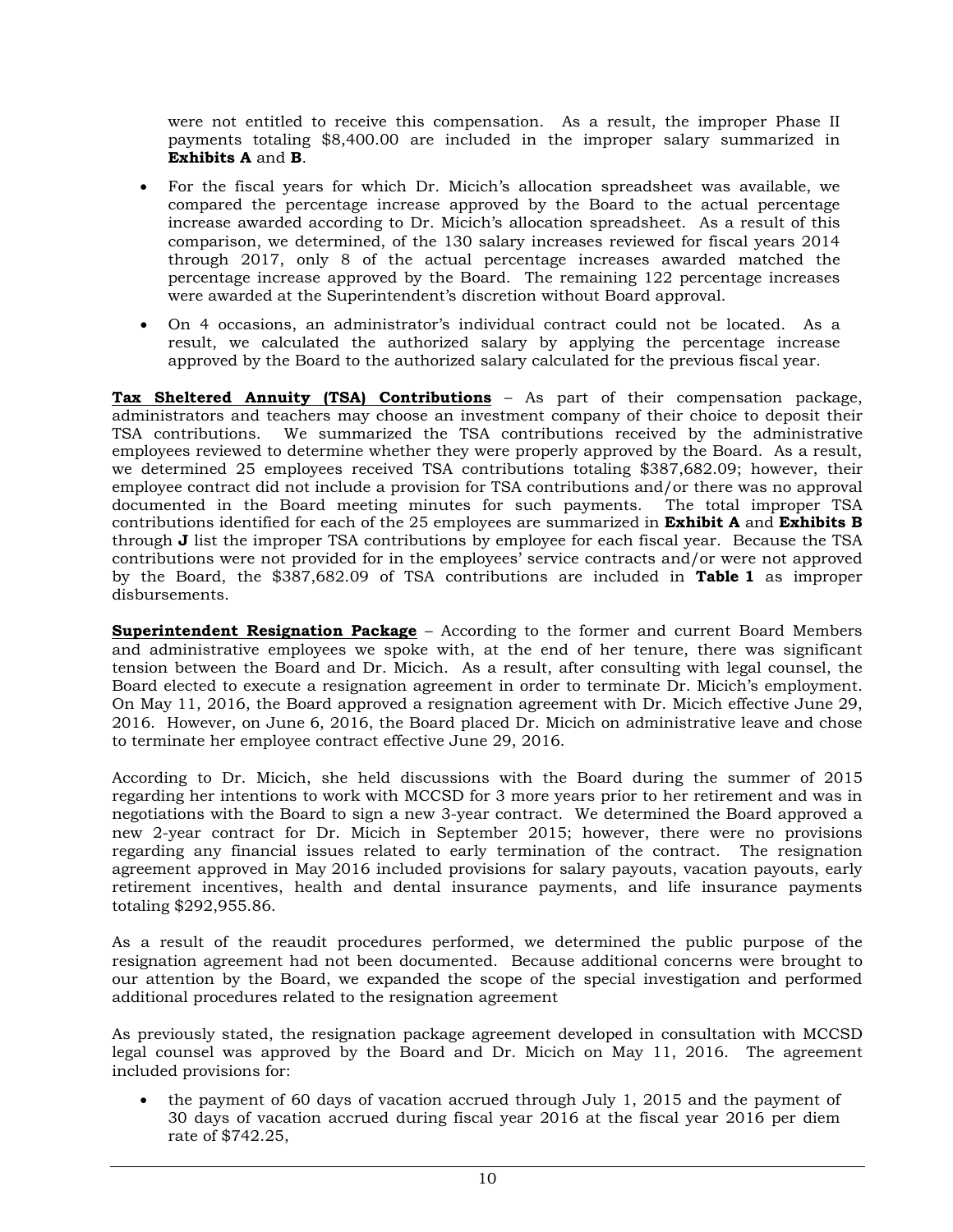were not entitled to receive this compensation. As a result, the improper Phase II payments totaling $8,400.00 are included in the improper salary summarized in **Exhibits A** and **B**.

- For the fiscal years for which Dr. Micich's allocation spreadsheet was available, we compared the percentage increase approved by the Board to the actual percentage increase awarded according to Dr. Micich's allocation spreadsheet. As a result of this comparison, we determined, of the 130 salary increases reviewed for fiscal years 2014 through 2017, only 8 of the actual percentage increases awarded matched the percentage increase approved by the Board. The remaining 122 percentage increases were awarded at the Superintendent's discretion without Board approval.

- On 4 occasions, an administrator's individual contract could not be located. As a result, we calculated the authorized salary by applying the percentage increase approved by the Board to the authorized salary calculated for the previous fiscal year.

**Tax Sheltered Annuity (TSA) Contributions** – As part of their compensation package, administrators and teachers may choose an investment company of their choice to deposit their TSA contributions. We summarized the TSA contributions received by the administrative employees reviewed to determine whether they were properly approved by the Board. As a result, we determined 25 employees received TSA contributions totaling $387,682.09; however, their employee contract did not include a provision for TSA contributions and/or there was no approval documented in the Board meeting minutes for such payments. The total improper TSA contributions identified for each of the 25 employees are summarized in **Exhibit A** and **Exhibits B** through **J** list the improper TSA contributions by employee for each fiscal year. Because the TSA contributions were not provided for in the employees' service contracts and/or were not approved by the Board, the $387,682.09 of TSA contributions are included in **Table 1** as improper disbursements.

**Superintendent Resignation Package** – According to the former and current Board Members and administrative employees we spoke with, at the end of her tenure, there was significant tension between the Board and Dr. Micich. As a result, after consulting with legal counsel, the Board elected to execute a resignation agreement in order to terminate Dr. Micich's employment. On May 11, 2016, the Board approved a resignation agreement with Dr. Micich effective June 29, 2016. However, on June 6, 2016, the Board placed Dr. Micich on administrative leave and chose to terminate her employee contract effective June 29, 2016.

According to Dr. Micich, she held discussions with the Board during the summer of 2015 regarding her intentions to work with MCCSD for 3 more years prior to her retirement and was in negotiations with the Board to sign a new 3-year contract. We determined the Board approved a new 2-year contract for Dr. Micich in September 2015; however, there were no provisions regarding any financial issues related to early termination of the contract. The resignation agreement approved in May 2016 included provisions for salary payouts, vacation payouts, early retirement incentives, health and dental insurance payments, and life insurance payments totaling $292,955.86.

As a result of the reaudit procedures performed, we determined the public purpose of the resignation agreement had not been documented. Because additional concerns were brought to our attention by the Board, we expanded the scope of the special investigation and performed additional procedures related to the resignation agreement

As previously stated, the resignation package agreement developed in consultation with MCCSD legal counsel was approved by the Board and Dr. Micich on May 11, 2016. The agreement included provisions for:

- the payment of 60 days of vacation accrued through July 1, 2015 and the payment of 30 days of vacation accrued during fiscal year 2016 at the fiscal year 2016 per diem rate of $742.25,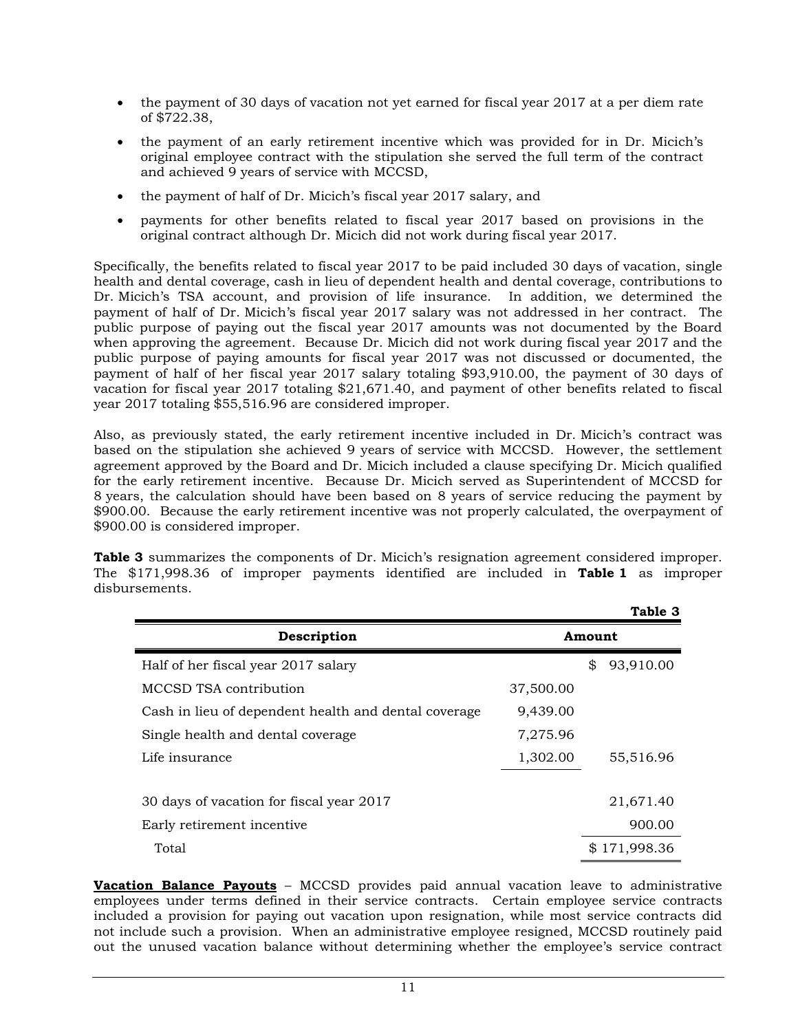- the payment of 30 days of vacation not yet earned for fiscal year 2017 at a per diem rate of $722.38,
- the payment of an early retirement incentive which was provided for in Dr. Micich's original employee contract with the stipulation she served the full term of the contract and achieved 9 years of service with MCCSD,
- the payment of half of Dr. Micich's fiscal year 2017 salary, and
- payments for other benefits related to fiscal year 2017 based on provisions in the original contract although Dr. Micich did not work during fiscal year 2017.

Specifically, the benefits related to fiscal year 2017 to be paid included 30 days of vacation, single health and dental coverage, cash in lieu of dependent health and dental coverage, contributions to Dr. Micich's TSA account, and provision of life insurance. In addition, we determined the payment of half of Dr. Micich's fiscal year 2017 salary was not addressed in her contract. The public purpose of paying out the fiscal year 2017 amounts was not documented by the Board when approving the agreement. Because Dr. Micich did not work during fiscal year 2017 and the public purpose of paying amounts for fiscal year 2017 was not discussed or documented, the payment of half of her fiscal year 2017 salary totaling $93,910.00, the payment of 30 days of vacation for fiscal year 2017 totaling $21,671.40, and payment of other benefits related to fiscal year 2017 totaling $55,516.96 are considered improper.

Also, as previously stated, the early retirement incentive included in Dr. Micich's contract was based on the stipulation she achieved 9 years of service with MCCSD. However, the settlement agreement approved by the Board and Dr. Micich included a clause specifying Dr. Micich qualified for the early retirement incentive. Because Dr. Micich served as Superintendent of MCCSD for 8 years, the calculation should have been based on 8 years of service reducing the payment by $900.00. Because the early retirement incentive was not properly calculated, the overpayment of $900.00 is considered improper.

**Table 3** summarizes the components of Dr. Micich's resignation agreement considered improper. The $171,998.36 of improper payments identified are included in **Table 1** as improper disbursements.

**Table 3**

| Description | Amount | |
|---|---|---|
| Half of her fiscal year 2017 salary | | $ 93,910.00 |
| MCCSD TSA contribution | 37,500.00 | |
| Cash in lieu of dependent health and dental coverage | 9,439.00 | |
| Single health and dental coverage | 7,275.96 | |
| Life insurance | 1,302.00 | 55,516.96 |
| 30 days of vacation for fiscal year 2017 | | 21,671.40 |
| Early retirement incentive | | 900.00 |
| Total | | $ 171,998.36 |

**<u>Vacation Balance Payouts</u>** – MCCSD provides paid annual vacation leave to administrative employees under terms defined in their service contracts. Certain employee service contracts included a provision for paying out vacation upon resignation, while most service contracts did not include such a provision. When an administrative employee resigned, MCCSD routinely paid out the unused vacation balance without determining whether the employee's service contract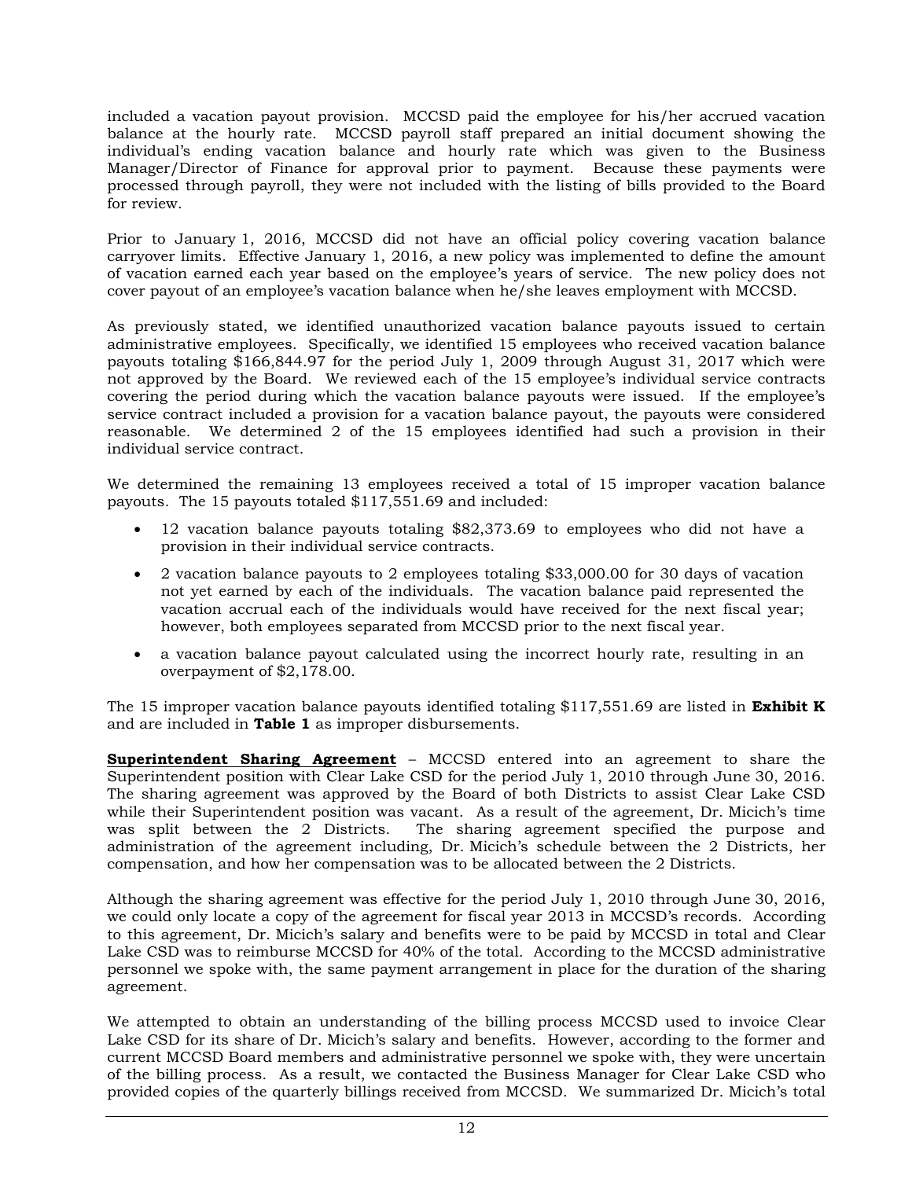included a vacation payout provision. MCCSD paid the employee for his/her accrued vacation balance at the hourly rate. MCCSD payroll staff prepared an initial document showing the individual's ending vacation balance and hourly rate which was given to the Business Manager/Director of Finance for approval prior to payment. Because these payments were processed through payroll, they were not included with the listing of bills provided to the Board for review.

Prior to January 1, 2016, MCCSD did not have an official policy covering vacation balance carryover limits. Effective January 1, 2016, a new policy was implemented to define the amount of vacation earned each year based on the employee's years of service. The new policy does not cover payout of an employee's vacation balance when he/she leaves employment with MCCSD.

As previously stated, we identified unauthorized vacation balance payouts issued to certain administrative employees. Specifically, we identified 15 employees who received vacation balance payouts totaling $166,844.97 for the period July 1, 2009 through August 31, 2017 which were not approved by the Board. We reviewed each of the 15 employee's individual service contracts covering the period during which the vacation balance payouts were issued. If the employee's service contract included a provision for a vacation balance payout, the payouts were considered reasonable. We determined 2 of the 15 employees identified had such a provision in their individual service contract.

We determined the remaining 13 employees received a total of 15 improper vacation balance payouts. The 15 payouts totaled $117,551.69 and included:

- 12 vacation balance payouts totaling $82,373.69 to employees who did not have a provision in their individual service contracts.
- 2 vacation balance payouts to 2 employees totaling $33,000.00 for 30 days of vacation not yet earned by each of the individuals. The vacation balance paid represented the vacation accrual each of the individuals would have received for the next fiscal year; however, both employees separated from MCCSD prior to the next fiscal year.
- a vacation balance payout calculated using the incorrect hourly rate, resulting in an overpayment of $2,178.00.

The 15 improper vacation balance payouts identified totaling $117,551.69 are listed in **Exhibit K** and are included in **Table 1** as improper disbursements.

**Superintendent Sharing Agreement** – MCCSD entered into an agreement to share the Superintendent position with Clear Lake CSD for the period July 1, 2010 through June 30, 2016. The sharing agreement was approved by the Board of both Districts to assist Clear Lake CSD while their Superintendent position was vacant. As a result of the agreement, Dr. Micich's time was split between the 2 Districts. The sharing agreement specified the purpose and administration of the agreement including, Dr. Micich's schedule between the 2 Districts, her compensation, and how her compensation was to be allocated between the 2 Districts.

Although the sharing agreement was effective for the period July 1, 2010 through June 30, 2016, we could only locate a copy of the agreement for fiscal year 2013 in MCCSD's records. According to this agreement, Dr. Micich's salary and benefits were to be paid by MCCSD in total and Clear Lake CSD was to reimburse MCCSD for 40% of the total. According to the MCCSD administrative personnel we spoke with, the same payment arrangement in place for the duration of the sharing agreement.

We attempted to obtain an understanding of the billing process MCCSD used to invoice Clear Lake CSD for its share of Dr. Micich's salary and benefits. However, according to the former and current MCCSD Board members and administrative personnel we spoke with, they were uncertain of the billing process. As a result, we contacted the Business Manager for Clear Lake CSD who provided copies of the quarterly billings received from MCCSD. We summarized Dr. Micich's total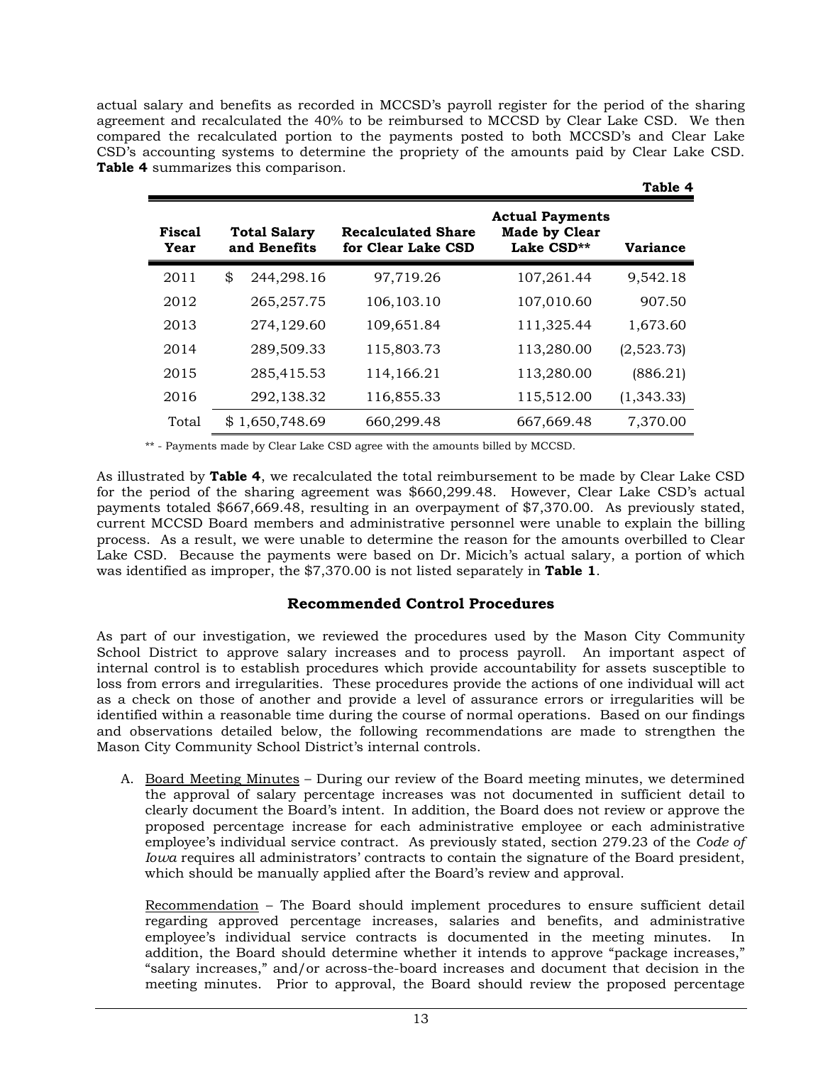actual salary and benefits as recorded in MCCSD's payroll register for the period of the sharing agreement and recalculated the 40% to be reimbursed to MCCSD by Clear Lake CSD. We then compared the recalculated portion to the payments posted to both MCCSD's and Clear Lake CSD's accounting systems to determine the propriety of the amounts paid by Clear Lake CSD. **Table 4** summarizes this comparison.

**Table 4**

| Fiscal Year | Total Salary and Benefits | Recalculated Share for Clear Lake CSD | Actual Payments Made by Clear Lake CSD** | Variance |
|---|---|---|---|---|
| 2011 | $ 244,298.16 | 97,719.26 | 107,261.44 | 9,542.18 |
| 2012 | 265,257.75 | 106,103.10 | 107,010.60 | 907.50 |
| 2013 | 274,129.60 | 109,651.84 | 111,325.44 | 1,673.60 |
| 2014 | 289,509.33 | 115,803.73 | 113,280.00 | (2,523.73) |
| 2015 | 285,415.53 | 114,166.21 | 113,280.00 | (886.21) |
| 2016 | 292,138.32 | 116,855.33 | 115,512.00 | (1,343.33) |
| Total | $ 1,650,748.69 | 660,299.48 | 667,669.48 | 7,370.00 |

** - Payments made by Clear Lake CSD agree with the amounts billed by MCCSD.

As illustrated by **Table 4**, we recalculated the total reimbursement to be made by Clear Lake CSD for the period of the sharing agreement was $660,299.48. However, Clear Lake CSD's actual payments totaled $667,669.48, resulting in an overpayment of $7,370.00. As previously stated, current MCCSD Board members and administrative personnel were unable to explain the billing process. As a result, we were unable to determine the reason for the amounts overbilled to Clear Lake CSD. Because the payments were based on Dr. Micich's actual salary, a portion of which was identified as improper, the $7,370.00 is not listed separately in **Table 1**.

## Recommended Control Procedures

As part of our investigation, we reviewed the procedures used by the Mason City Community School District to approve salary increases and to process payroll. An important aspect of internal control is to establish procedures which provide accountability for assets susceptible to loss from errors and irregularities. These procedures provide the actions of one individual will act as a check on those of another and provide a level of assurance errors or irregularities will be identified within a reasonable time during the course of normal operations. Based on our findings and observations detailed below, the following recommendations are made to strengthen the Mason City Community School District's internal controls.

A. Board Meeting Minutes – During our review of the Board meeting minutes, we determined the approval of salary percentage increases was not documented in sufficient detail to clearly document the Board's intent. In addition, the Board does not review or approve the proposed percentage increase for each administrative employee or each administrative employee's individual service contract. As previously stated, section 279.23 of the *Code of Iowa* requires all administrators' contracts to contain the signature of the Board president, which should be manually applied after the Board's review and approval.

   Recommendation – The Board should implement procedures to ensure sufficient detail regarding approved percentage increases, salaries and benefits, and administrative employee's individual service contracts is documented in the meeting minutes. In addition, the Board should determine whether it intends to approve "package increases," "salary increases," and/or across-the-board increases and document that decision in the meeting minutes. Prior to approval, the Board should review the proposed percentage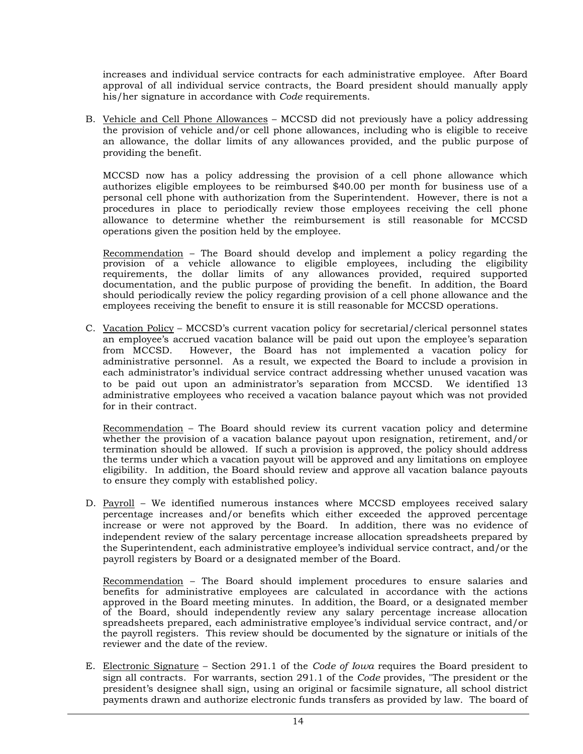increases and individual service contracts for each administrative employee. After Board approval of all individual service contracts, the Board president should manually apply his/her signature in accordance with *Code* requirements.

B. <u>Vehicle and Cell Phone Allowances</u> – MCCSD did not previously have a policy addressing the provision of vehicle and/or cell phone allowances, including who is eligible to receive an allowance, the dollar limits of any allowances provided, and the public purpose of providing the benefit.

   MCCSD now has a policy addressing the provision of a cell phone allowance which authorizes eligible employees to be reimbursed $40.00 per month for business use of a personal cell phone with authorization from the Superintendent. However, there is not a procedures in place to periodically review those employees receiving the cell phone allowance to determine whether the reimbursement is still reasonable for MCCSD operations given the position held by the employee.

   <u>Recommendation</u> – The Board should develop and implement a policy regarding the provision of a vehicle allowance to eligible employees, including the eligibility requirements, the dollar limits of any allowances provided, required supported documentation, and the public purpose of providing the benefit. In addition, the Board should periodically review the policy regarding provision of a cell phone allowance and the employees receiving the benefit to ensure it is still reasonable for MCCSD operations.

C. <u>Vacation Policy</u> – MCCSD's current vacation policy for secretarial/clerical personnel states an employee's accrued vacation balance will be paid out upon the employee's separation from MCCSD. However, the Board has not implemented a vacation policy for administrative personnel. As a result, we expected the Board to include a provision in each administrator's individual service contract addressing whether unused vacation was to be paid out upon an administrator's separation from MCCSD. We identified 13 administrative employees who received a vacation balance payout which was not provided for in their contract.

   <u>Recommendation</u> – The Board should review its current vacation policy and determine whether the provision of a vacation balance payout upon resignation, retirement, and/or termination should be allowed. If such a provision is approved, the policy should address the terms under which a vacation payout will be approved and any limitations on employee eligibility. In addition, the Board should review and approve all vacation balance payouts to ensure they comply with established policy.

D. <u>Payroll</u> – We identified numerous instances where MCCSD employees received salary percentage increases and/or benefits which either exceeded the approved percentage increase or were not approved by the Board. In addition, there was no evidence of independent review of the salary percentage increase allocation spreadsheets prepared by the Superintendent, each administrative employee's individual service contract, and/or the payroll registers by Board or a designated member of the Board.

   <u>Recommendation</u> – The Board should implement procedures to ensure salaries and benefits for administrative employees are calculated in accordance with the actions approved in the Board meeting minutes. In addition, the Board, or a designated member of the Board, should independently review any salary percentage increase allocation spreadsheets prepared, each administrative employee's individual service contract, and/or the payroll registers. This review should be documented by the signature or initials of the reviewer and the date of the review.

E. <u>Electronic Signature</u> – Section 291.1 of the *Code of Iowa* requires the Board president to sign all contracts. For warrants, section 291.1 of the *Code* provides, "The president or the president's designee shall sign, using an original or facsimile signature, all school district payments drawn and authorize electronic funds transfers as provided by law. The board of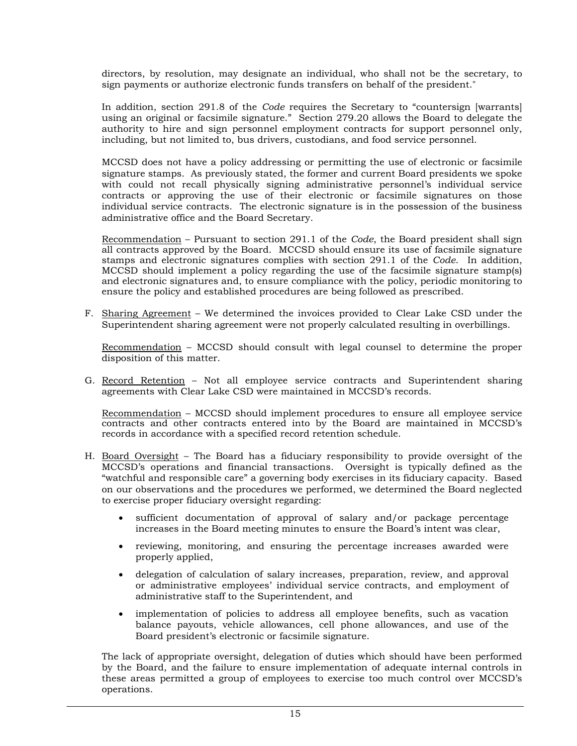directors, by resolution, may designate an individual, who shall not be the secretary, to sign payments or authorize electronic funds transfers on behalf of the president."

In addition, section 291.8 of the *Code* requires the Secretary to "countersign [warrants] using an original or facsimile signature." Section 279.20 allows the Board to delegate the authority to hire and sign personnel employment contracts for support personnel only, including, but not limited to, bus drivers, custodians, and food service personnel.

MCCSD does not have a policy addressing or permitting the use of electronic or facsimile signature stamps. As previously stated, the former and current Board presidents we spoke with could not recall physically signing administrative personnel's individual service contracts or approving the use of their electronic or facsimile signatures on those individual service contracts. The electronic signature is in the possession of the business administrative office and the Board Secretary.

Recommendation – Pursuant to section 291.1 of the *Code*, the Board president shall sign all contracts approved by the Board. MCCSD should ensure its use of facsimile signature stamps and electronic signatures complies with section 291.1 of the *Code*. In addition, MCCSD should implement a policy regarding the use of the facsimile signature stamp(s) and electronic signatures and, to ensure compliance with the policy, periodic monitoring to ensure the policy and established procedures are being followed as prescribed.

F. Sharing Agreement – We determined the invoices provided to Clear Lake CSD under the Superintendent sharing agreement were not properly calculated resulting in overbillings.

   Recommendation – MCCSD should consult with legal counsel to determine the proper disposition of this matter.

G. Record Retention – Not all employee service contracts and Superintendent sharing agreements with Clear Lake CSD were maintained in MCCSD's records.

   Recommendation – MCCSD should implement procedures to ensure all employee service contracts and other contracts entered into by the Board are maintained in MCCSD's records in accordance with a specified record retention schedule.

H. Board Oversight – The Board has a fiduciary responsibility to provide oversight of the MCCSD's operations and financial transactions. Oversight is typically defined as the "watchful and responsible care" a governing body exercises in its fiduciary capacity. Based on our observations and the procedures we performed, we determined the Board neglected to exercise proper fiduciary oversight regarding:

   - sufficient documentation of approval of salary and/or package percentage increases in the Board meeting minutes to ensure the Board's intent was clear,
   - reviewing, monitoring, and ensuring the percentage increases awarded were properly applied,
   - delegation of calculation of salary increases, preparation, review, and approval or administrative employees' individual service contracts, and employment of administrative staff to the Superintendent, and
   - implementation of policies to address all employee benefits, such as vacation balance payouts, vehicle allowances, cell phone allowances, and use of the Board president's electronic or facsimile signature.

   The lack of appropriate oversight, delegation of duties which should have been performed by the Board, and the failure to ensure implementation of adequate internal controls in these areas permitted a group of employees to exercise too much control over MCCSD's operations.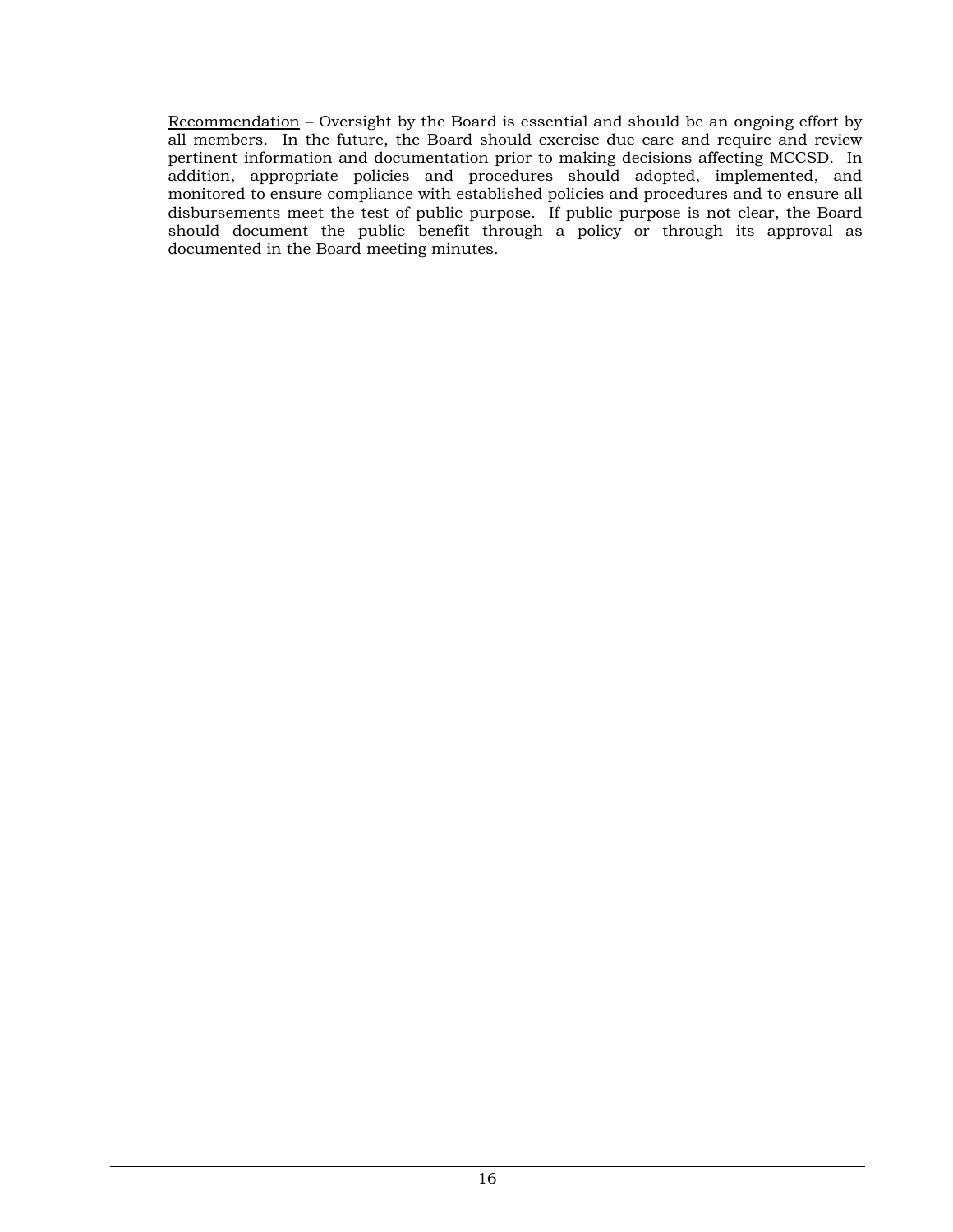<u>Recommendation</u> – Oversight by the Board is essential and should be an ongoing effort by all members. In the future, the Board should exercise due care and require and review pertinent information and documentation prior to making decisions affecting MCCSD. In addition, appropriate policies and procedures should adopted, implemented, and monitored to ensure compliance with established policies and procedures and to ensure all disbursements meet the test of public purpose. If public purpose is not clear, the Board should document the public benefit through a policy or through its approval as documented in the Board meeting minutes.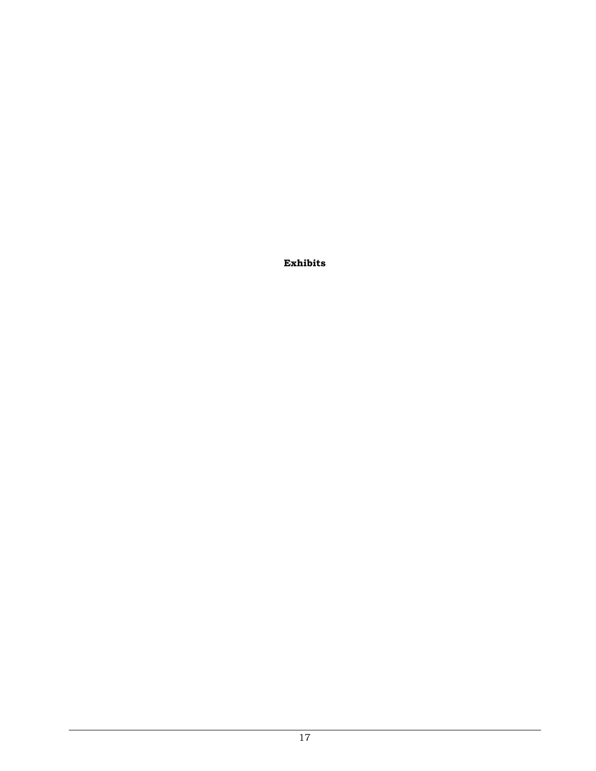**Exhibits**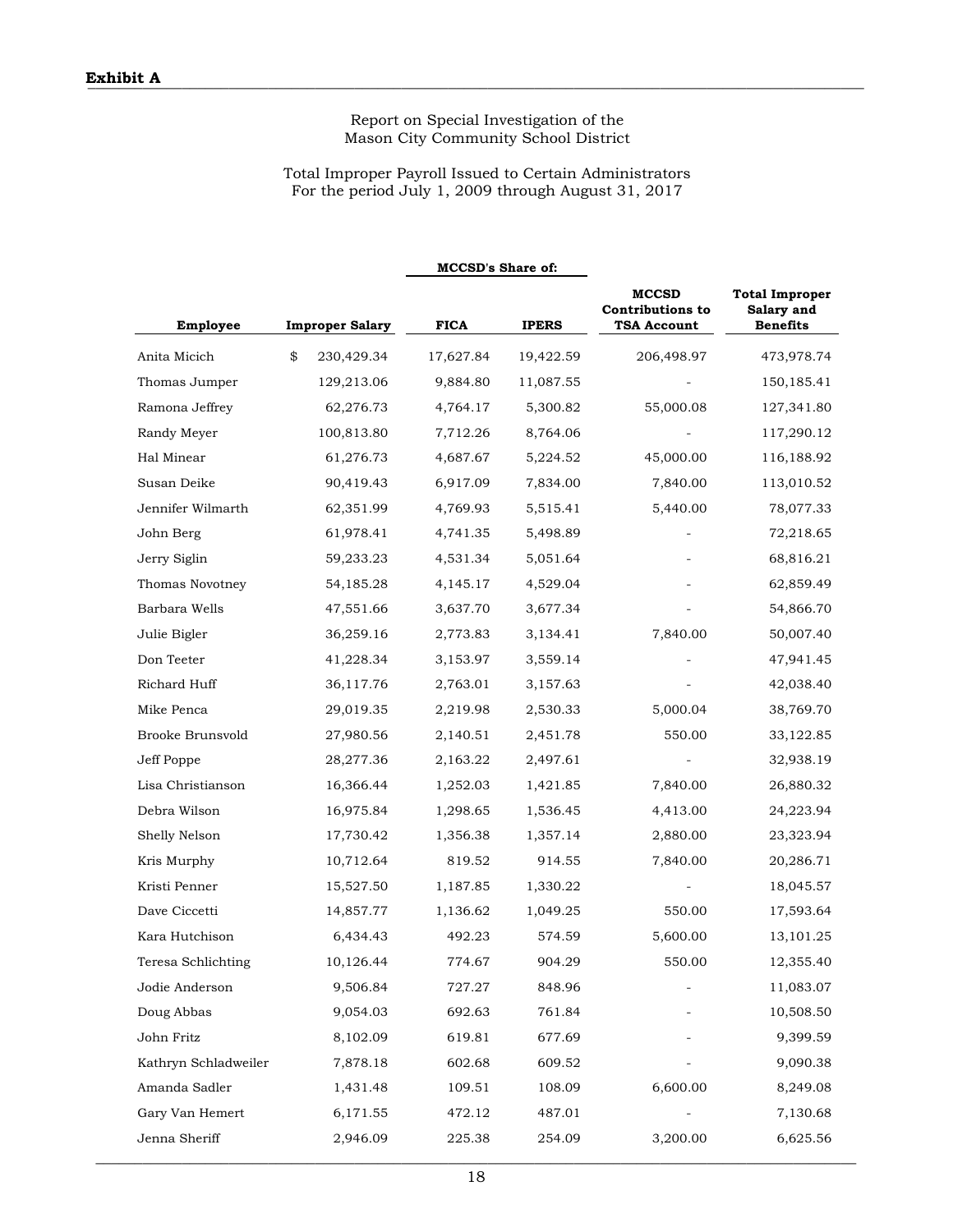**Exhibit A**

Report on Special Investigation of the
Mason City Community School District

Total Improper Payroll Issued to Certain Administrators
For the period July 1, 2009 through August 31, 2017

| | | MCCSD's Share of: | | | |
|---|---|---|---|---|---|
| **Employee** | **Improper Salary** | **FICA** | **IPERS** | **MCCSD Contributions to TSA Account** | **Total Improper Salary and Benefits** |
| Anita Micich | $ 230,429.34 | 17,627.84 | 19,422.59 | 206,498.97 | 473,978.74 |
| Thomas Jumper | 129,213.06 | 9,884.80 | 11,087.55 | - | 150,185.41 |
| Ramona Jeffrey | 62,276.73 | 4,764.17 | 5,300.82 | 55,000.08 | 127,341.80 |
| Randy Meyer | 100,813.80 | 7,712.26 | 8,764.06 | - | 117,290.12 |
| Hal Minear | 61,276.73 | 4,687.67 | 5,224.52 | 45,000.00 | 116,188.92 |
| Susan Deike | 90,419.43 | 6,917.09 | 7,834.00 | 7,840.00 | 113,010.52 |
| Jennifer Wilmarth | 62,351.99 | 4,769.93 | 5,515.41 | 5,440.00 | 78,077.33 |
| John Berg | 61,978.41 | 4,741.35 | 5,498.89 | - | 72,218.65 |
| Jerry Siglin | 59,233.23 | 4,531.34 | 5,051.64 | - | 68,816.21 |
| Thomas Novotney | 54,185.28 | 4,145.17 | 4,529.04 | - | 62,859.49 |
| Barbara Wells | 47,551.66 | 3,637.70 | 3,677.34 | - | 54,866.70 |
| Julie Bigler | 36,259.16 | 2,773.83 | 3,134.41 | 7,840.00 | 50,007.40 |
| Don Teeter | 41,228.34 | 3,153.97 | 3,559.14 | - | 47,941.45 |
| Richard Huff | 36,117.76 | 2,763.01 | 3,157.63 | - | 42,038.40 |
| Mike Penca | 29,019.35 | 2,219.98 | 2,530.33 | 5,000.04 | 38,769.70 |
| Brooke Brunsvold | 27,980.56 | 2,140.51 | 2,451.78 | 550.00 | 33,122.85 |
| Jeff Poppe | 28,277.36 | 2,163.22 | 2,497.61 | - | 32,938.19 |
| Lisa Christianson | 16,366.44 | 1,252.03 | 1,421.85 | 7,840.00 | 26,880.32 |
| Debra Wilson | 16,975.84 | 1,298.65 | 1,536.45 | 4,413.00 | 24,223.94 |
| Shelly Nelson | 17,730.42 | 1,356.38 | 1,357.14 | 2,880.00 | 23,323.94 |
| Kris Murphy | 10,712.64 | 819.52 | 914.55 | 7,840.00 | 20,286.71 |
| Kristi Penner | 15,527.50 | 1,187.85 | 1,330.22 | - | 18,045.57 |
| Dave Ciccetti | 14,857.77 | 1,136.62 | 1,049.25 | 550.00 | 17,593.64 |
| Kara Hutchison | 6,434.43 | 492.23 | 574.59 | 5,600.00 | 13,101.25 |
| Teresa Schlichting | 10,126.44 | 774.67 | 904.29 | 550.00 | 12,355.40 |
| Jodie Anderson | 9,506.84 | 727.27 | 848.96 | - | 11,083.07 |
| Doug Abbas | 9,054.03 | 692.63 | 761.84 | - | 10,508.50 |
| John Fritz | 8,102.09 | 619.81 | 677.69 | - | 9,399.59 |
| Kathryn Schladweiler | 7,878.18 | 602.68 | 609.52 | - | 9,090.38 |
| Amanda Sadler | 1,431.48 | 109.51 | 108.09 | 6,600.00 | 8,249.08 |
| Gary Van Hemert | 6,171.55 | 472.12 | 487.01 | - | 7,130.68 |
| Jenna Sheriff | 2,946.09 | 225.38 | 254.09 | 3,200.00 | 6,625.56 |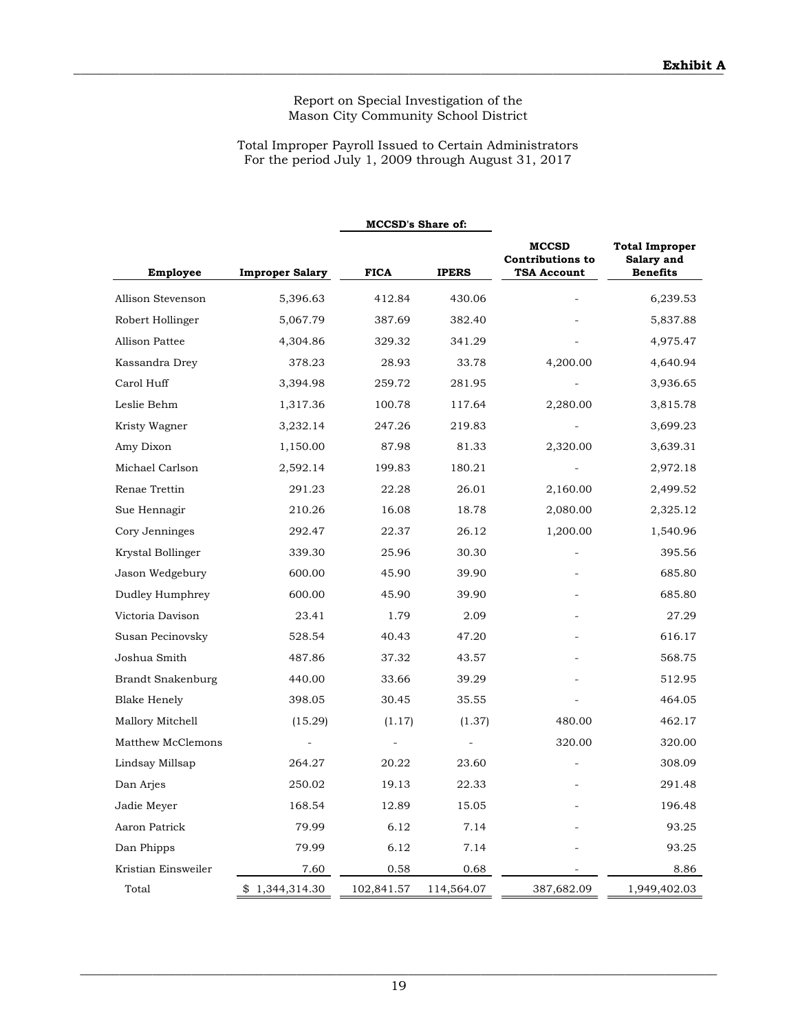**Exhibit A**

Report on Special Investigation of the
Mason City Community School District

Total Improper Payroll Issued to Certain Administrators
For the period July 1, 2009 through August 31, 2017

| | | MCCSD's Share of: | | | |
|---|---|---|---|---|---|
| **Employee** | **Improper Salary** | **FICA** | **IPERS** | **MCCSD Contributions to TSA Account** | **Total Improper Salary and Benefits** |
| Allison Stevenson | 5,396.63 | 412.84 | 430.06 | - | 6,239.53 |
| Robert Hollinger | 5,067.79 | 387.69 | 382.40 | - | 5,837.88 |
| Allison Pattee | 4,304.86 | 329.32 | 341.29 | - | 4,975.47 |
| Kassandra Drey | 378.23 | 28.93 | 33.78 | 4,200.00 | 4,640.94 |
| Carol Huff | 3,394.98 | 259.72 | 281.95 | - | 3,936.65 |
| Leslie Behm | 1,317.36 | 100.78 | 117.64 | 2,280.00 | 3,815.78 |
| Kristy Wagner | 3,232.14 | 247.26 | 219.83 | - | 3,699.23 |
| Amy Dixon | 1,150.00 | 87.98 | 81.33 | 2,320.00 | 3,639.31 |
| Michael Carlson | 2,592.14 | 199.83 | 180.21 | - | 2,972.18 |
| Renae Trettin | 291.23 | 22.28 | 26.01 | 2,160.00 | 2,499.52 |
| Sue Hennagir | 210.26 | 16.08 | 18.78 | 2,080.00 | 2,325.12 |
| Cory Jenninges | 292.47 | 22.37 | 26.12 | 1,200.00 | 1,540.96 |
| Krystal Bollinger | 339.30 | 25.96 | 30.30 | - | 395.56 |
| Jason Wedgebury | 600.00 | 45.90 | 39.90 | - | 685.80 |
| Dudley Humphrey | 600.00 | 45.90 | 39.90 | - | 685.80 |
| Victoria Davison | 23.41 | 1.79 | 2.09 | - | 27.29 |
| Susan Pecinovsky | 528.54 | 40.43 | 47.20 | - | 616.17 |
| Joshua Smith | 487.86 | 37.32 | 43.57 | - | 568.75 |
| Brandt Snakenburg | 440.00 | 33.66 | 39.29 | - | 512.95 |
| Blake Henely | 398.05 | 30.45 | 35.55 | - | 464.05 |
| Mallory Mitchell | (15.29) | (1.17) | (1.37) | 480.00 | 462.17 |
| Matthew McClemons | - | - | - | 320.00 | 320.00 |
| Lindsay Millsap | 264.27 | 20.22 | 23.60 | - | 308.09 |
| Dan Arjes | 250.02 | 19.13 | 22.33 | - | 291.48 |
| Jadie Meyer | 168.54 | 12.89 | 15.05 | - | 196.48 |
| Aaron Patrick | 79.99 | 6.12 | 7.14 | - | 93.25 |
| Dan Phipps | 79.99 | 6.12 | 7.14 | - | 93.25 |
| Kristian Einsweiler | 7.60 | 0.58 | 0.68 | - | 8.86 |
| Total | $ 1,344,314.30 | 102,841.57 | 114,564.07 | 387,682.09 | 1,949,402.03 |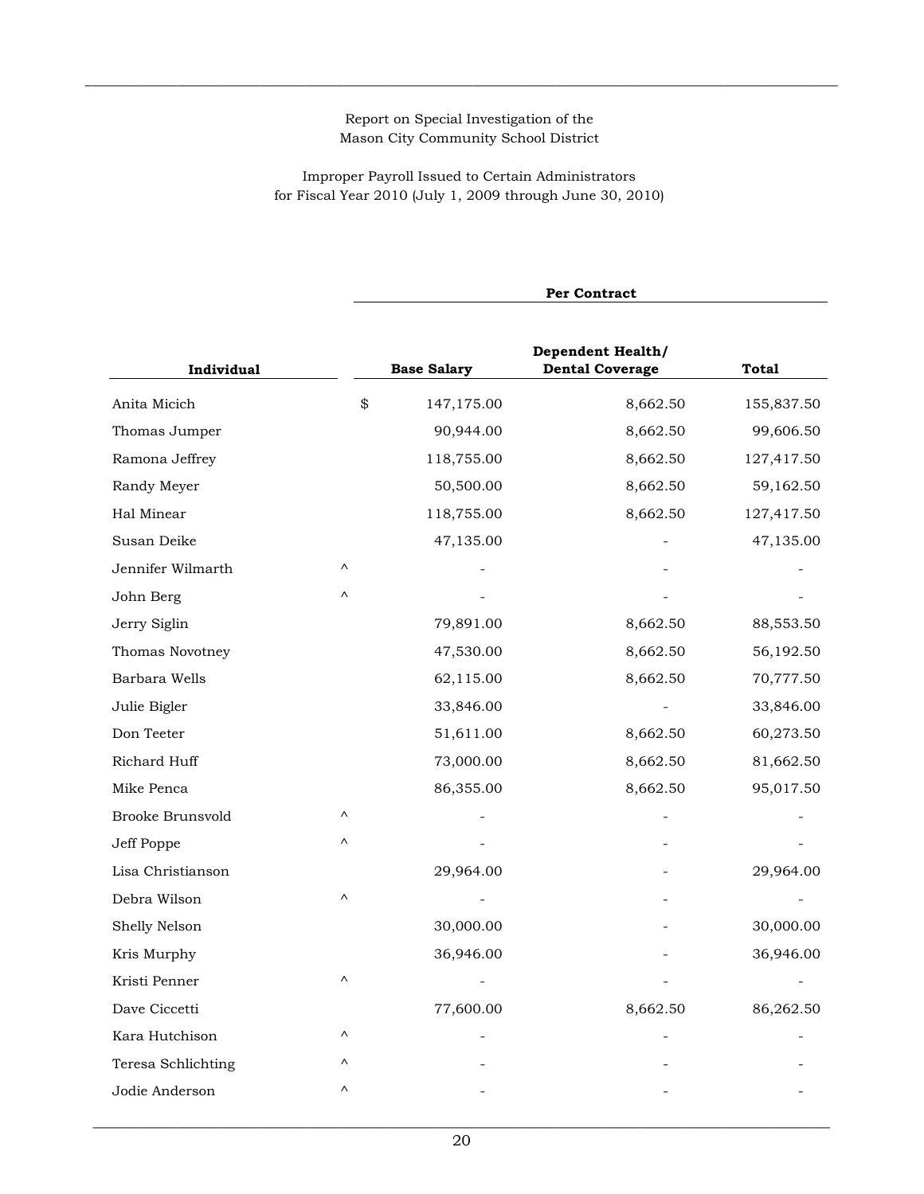Report on Special Investigation of the
Mason City Community School District

Improper Payroll Issued to Certain Administrators
for Fiscal Year 2010 (July 1, 2009 through June 30, 2010)

| Individual | | Per Contract | | |
|---|---|---|---|---|
| | | Base Salary | Dependent Health/ Dental Coverage | Total |
| Anita Micich | | $ 147,175.00 | 8,662.50 | 155,837.50 |
| Thomas Jumper | | 90,944.00 | 8,662.50 | 99,606.50 |
| Ramona Jeffrey | | 118,755.00 | 8,662.50 | 127,417.50 |
| Randy Meyer | | 50,500.00 | 8,662.50 | 59,162.50 |
| Hal Minear | | 118,755.00 | 8,662.50 | 127,417.50 |
| Susan Deike | | 47,135.00 | - | 47,135.00 |
| Jennifer Wilmarth | ^ | - | - | - |
| John Berg | ^ | - | - | - |
| Jerry Siglin | | 79,891.00 | 8,662.50 | 88,553.50 |
| Thomas Novotney | | 47,530.00 | 8,662.50 | 56,192.50 |
| Barbara Wells | | 62,115.00 | 8,662.50 | 70,777.50 |
| Julie Bigler | | 33,846.00 | - | 33,846.00 |
| Don Teeter | | 51,611.00 | 8,662.50 | 60,273.50 |
| Richard Huff | | 73,000.00 | 8,662.50 | 81,662.50 |
| Mike Penca | | 86,355.00 | 8,662.50 | 95,017.50 |
| Brooke Brunsvold | ^ | - | - | - |
| Jeff Poppe | ^ | - | - | - |
| Lisa Christianson | | 29,964.00 | - | 29,964.00 |
| Debra Wilson | ^ | - | - | - |
| Shelly Nelson | | 30,000.00 | - | 30,000.00 |
| Kris Murphy | | 36,946.00 | - | 36,946.00 |
| Kristi Penner | ^ | - | - | - |
| Dave Ciccetti | | 77,600.00 | 8,662.50 | 86,262.50 |
| Kara Hutchison | ^ | - | - | - |
| Teresa Schlichting | ^ | - | - | - |
| Jodie Anderson | ^ | - | - | - |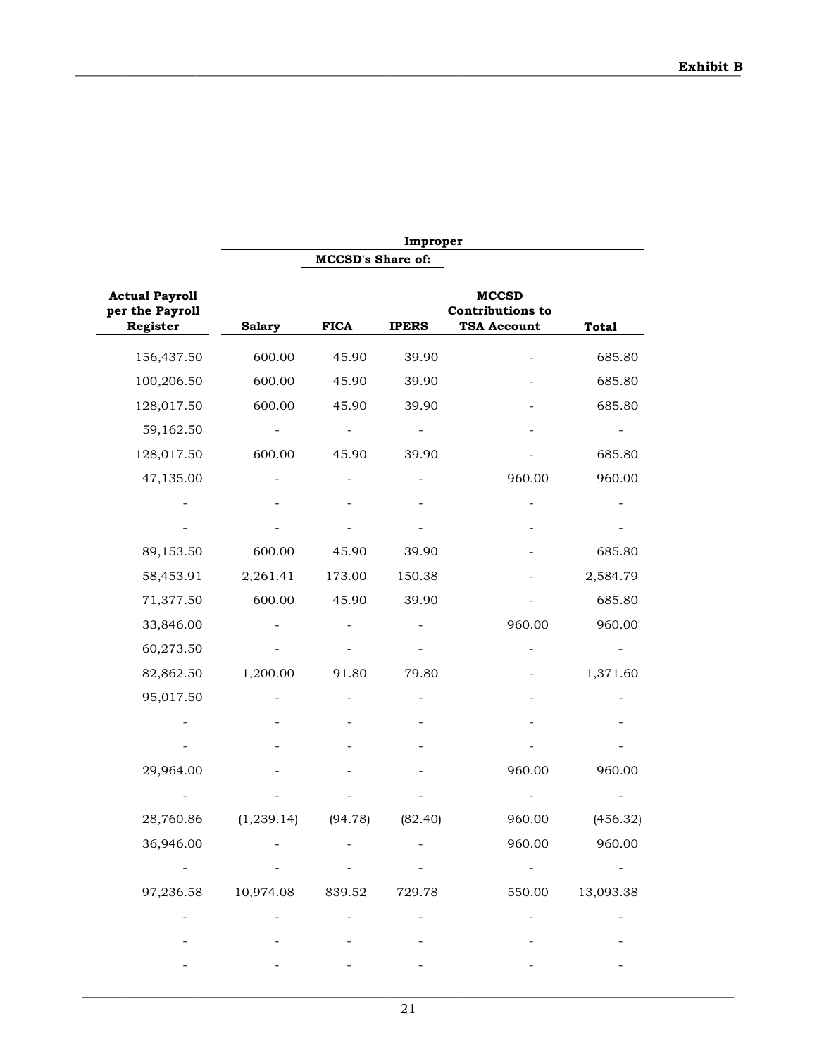**Exhibit B**

| Actual Payroll per the Payroll Register | Improper | | | | |
|---|---|---|---|---|---|
| | MCCSD's Share of: | | | | |
| | Salary | FICA | IPERS | MCCSD Contributions to TSA Account | Total |
| 156,437.50 | 600.00 | 45.90 | 39.90 | - | 685.80 |
| 100,206.50 | 600.00 | 45.90 | 39.90 | - | 685.80 |
| 128,017.50 | 600.00 | 45.90 | 39.90 | - | 685.80 |
| 59,162.50 | - | - | - | - | - |
| 128,017.50 | 600.00 | 45.90 | 39.90 | - | 685.80 |
| 47,135.00 | - | - | - | 960.00 | 960.00 |
| - | - | - | - | - | - |
| - | - | - | - | - | - |
| 89,153.50 | 600.00 | 45.90 | 39.90 | - | 685.80 |
| 58,453.91 | 2,261.41 | 173.00 | 150.38 | - | 2,584.79 |
| 71,377.50 | 600.00 | 45.90 | 39.90 | - | 685.80 |
| 33,846.00 | - | - | - | 960.00 | 960.00 |
| 60,273.50 | - | - | - | - | - |
| 82,862.50 | 1,200.00 | 91.80 | 79.80 | - | 1,371.60 |
| 95,017.50 | - | - | - | - | - |
| - | - | - | - | - | - |
| - | - | - | - | - | - |
| 29,964.00 | - | - | - | 960.00 | 960.00 |
| - | - | - | - | - | - |
| 28,760.86 | (1,239.14) | (94.78) | (82.40) | 960.00 | (456.32) |
| 36,946.00 | - | - | - | 960.00 | 960.00 |
| - | - | - | - | - | - |
| 97,236.58 | 10,974.08 | 839.52 | 729.78 | 550.00 | 13,093.38 |
| - | - | - | - | - | - |
| - | - | - | - | - | - |
| - | - | - | - | - | - |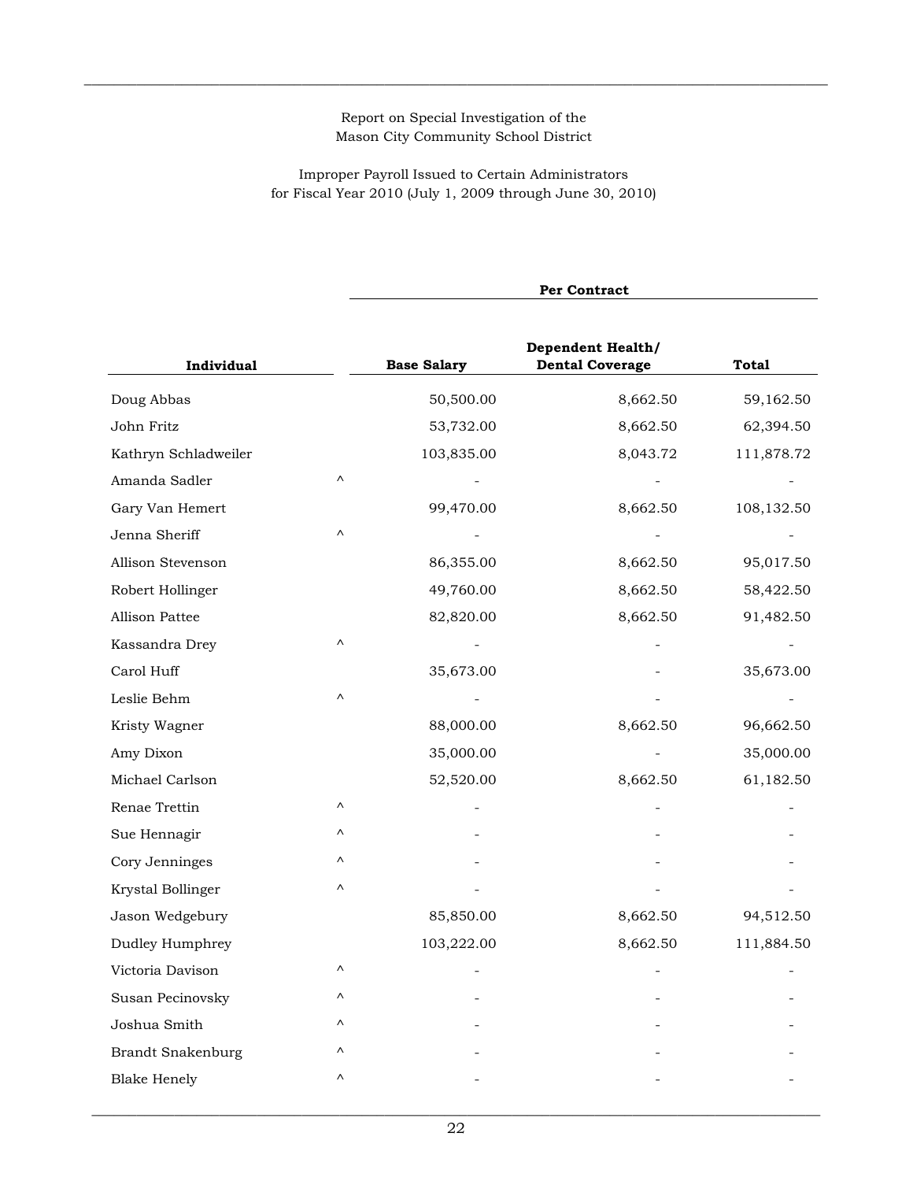Report on Special Investigation of the
Mason City Community School District

Improper Payroll Issued to Certain Administrators
for Fiscal Year 2010 (July 1, 2009 through June 30, 2010)

| Individual | | Per Contract | | |
|---|---|---|---|---|
| | | Base Salary | Dependent Health/ Dental Coverage | Total |
| Doug Abbas | | 50,500.00 | 8,662.50 | 59,162.50 |
| John Fritz | | 53,732.00 | 8,662.50 | 62,394.50 |
| Kathryn Schladweiler | | 103,835.00 | 8,043.72 | 111,878.72 |
| Amanda Sadler | ^ | - | - | - |
| Gary Van Hemert | | 99,470.00 | 8,662.50 | 108,132.50 |
| Jenna Sheriff | ^ | - | - | - |
| Allison Stevenson | | 86,355.00 | 8,662.50 | 95,017.50 |
| Robert Hollinger | | 49,760.00 | 8,662.50 | 58,422.50 |
| Allison Pattee | | 82,820.00 | 8,662.50 | 91,482.50 |
| Kassandra Drey | ^ | - | - | - |
| Carol Huff | | 35,673.00 | - | 35,673.00 |
| Leslie Behm | ^ | - | - | - |
| Kristy Wagner | | 88,000.00 | 8,662.50 | 96,662.50 |
| Amy Dixon | | 35,000.00 | - | 35,000.00 |
| Michael Carlson | | 52,520.00 | 8,662.50 | 61,182.50 |
| Renae Trettin | ^ | - | - | - |
| Sue Hennagir | ^ | - | - | - |
| Cory Jenninges | ^ | - | - | - |
| Krystal Bollinger | ^ | - | - | - |
| Jason Wedgebury | | 85,850.00 | 8,662.50 | 94,512.50 |
| Dudley Humphrey | | 103,222.00 | 8,662.50 | 111,884.50 |
| Victoria Davison | ^ | - | - | - |
| Susan Pecinovsky | ^ | - | - | - |
| Joshua Smith | ^ | - | - | - |
| Brandt Snakenburg | ^ | - | - | - |
| Blake Henely | ^ | - | - | - |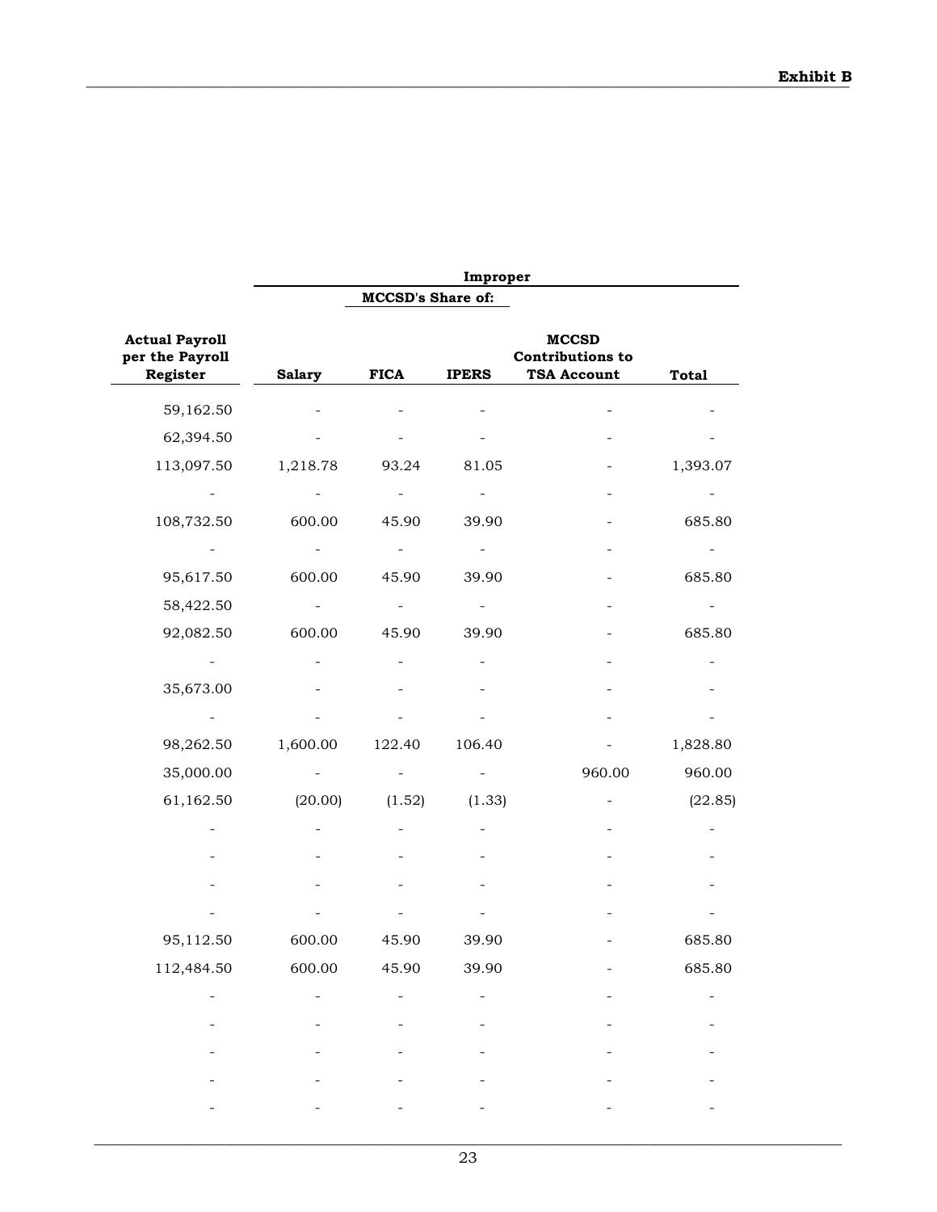**Exhibit B**

| Actual Payroll per the Payroll Register | Improper | | | | |
|---|---|---|---|---|---|
| | MCCSD's Share of: | | | | |
| | Salary | FICA | IPERS | MCCSD Contributions to TSA Account | Total |
| 59,162.50 | - | - | - | - | - |
| 62,394.50 | - | - | - | - | - |
| 113,097.50 | 1,218.78 | 93.24 | 81.05 | - | 1,393.07 |
| - | - | - | - | - | - |
| 108,732.50 | 600.00 | 45.90 | 39.90 | - | 685.80 |
| - | - | - | - | - | - |
| 95,617.50 | 600.00 | 45.90 | 39.90 | - | 685.80 |
| 58,422.50 | - | - | - | - | - |
| 92,082.50 | 600.00 | 45.90 | 39.90 | - | 685.80 |
| - | - | - | - | - | - |
| 35,673.00 | - | - | - | - | - |
| - | - | - | - | - | - |
| 98,262.50 | 1,600.00 | 122.40 | 106.40 | - | 1,828.80 |
| 35,000.00 | - | - | - | 960.00 | 960.00 |
| 61,162.50 | (20.00) | (1.52) | (1.33) | - | (22.85) |
| - | - | - | - | - | - |
| - | - | - | - | - | - |
| - | - | - | - | - | - |
| - | - | - | - | - | - |
| 95,112.50 | 600.00 | 45.90 | 39.90 | - | 685.80 |
| 112,484.50 | 600.00 | 45.90 | 39.90 | - | 685.80 |
| - | - | - | - | - | - |
| - | - | - | - | - | - |
| - | - | - | - | - | - |
| - | - | - | - | - | - |
| - | - | - | - | - | - |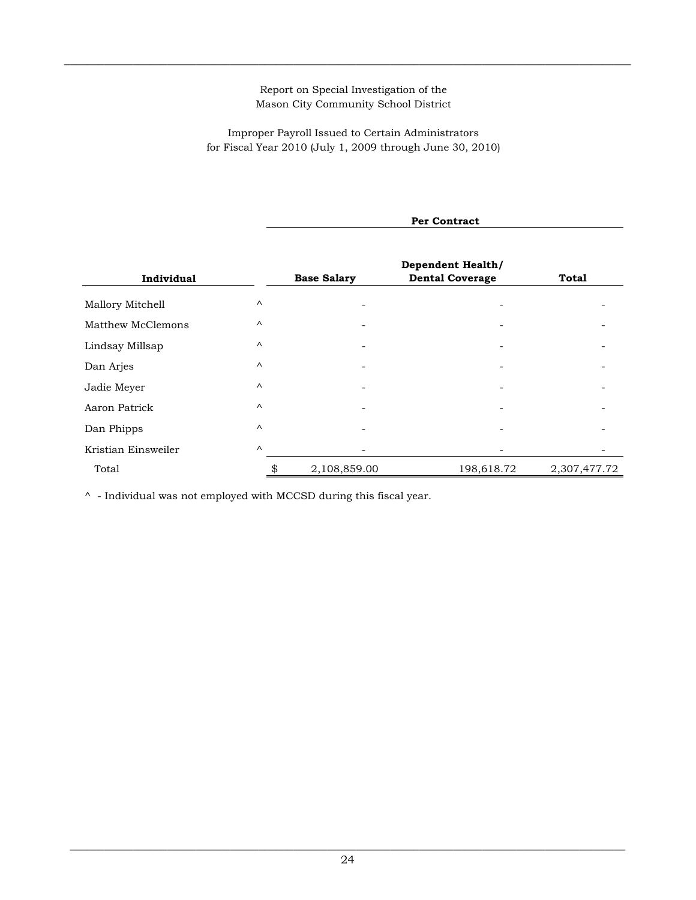Report on Special Investigation of the
Mason City Community School District

Improper Payroll Issued to Certain Administrators
for Fiscal Year 2010 (July 1, 2009 through June 30, 2010)

| Individual | | Per Contract | | |
|---|---|---|---|---|
| | | **Base Salary** | **Dependent Health/ Dental Coverage** | **Total** |
| Mallory Mitchell | ^ | - | - | - |
| Matthew McClemons | ^ | - | - | - |
| Lindsay Millsap | ^ | - | - | - |
| Dan Arjes | ^ | - | - | - |
| Jadie Meyer | ^ | - | - | - |
| Aaron Patrick | ^ | - | - | - |
| Dan Phipps | ^ | - | - | - |
| Kristian Einsweiler | ^ | - | - | - |
| Total | | $ 2,108,859.00 | 198,618.72 | 2,307,477.72 |

^ - Individual was not employed with MCCSD during this fiscal year.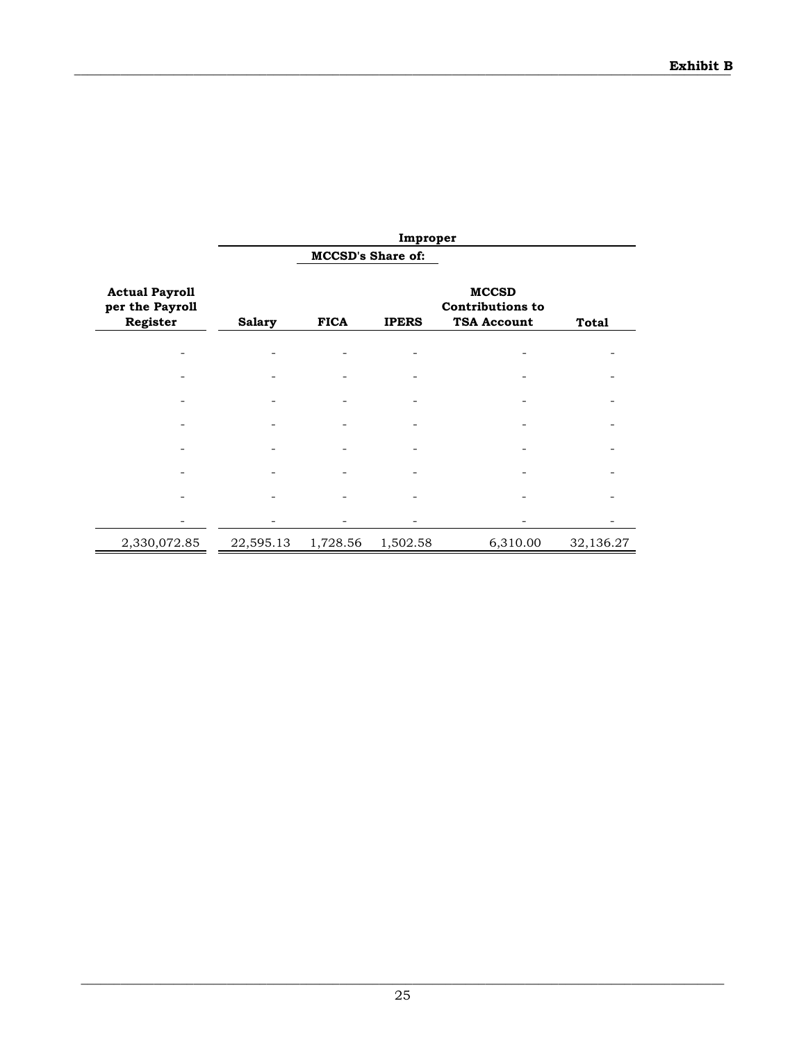**Exhibit B**

| Actual Payroll per the Payroll Register | Improper | | | | |
|---|---|---|---|---|---|
| | MCCSD's Share of: | | | | |
| | Salary | FICA | IPERS | MCCSD Contributions to TSA Account | Total |
| - | - | - | - | - | - |
| - | - | - | - | - | - |
| - | - | - | - | - | - |
| - | - | - | - | - | - |
| - | - | - | - | - | - |
| - | - | - | - | - | - |
| - | - | - | - | - | - |
| - | - | - | - | - | - |
| 2,330,072.85 | 22,595.13 | 1,728.56 | 1,502.58 | 6,310.00 | 32,136.27 |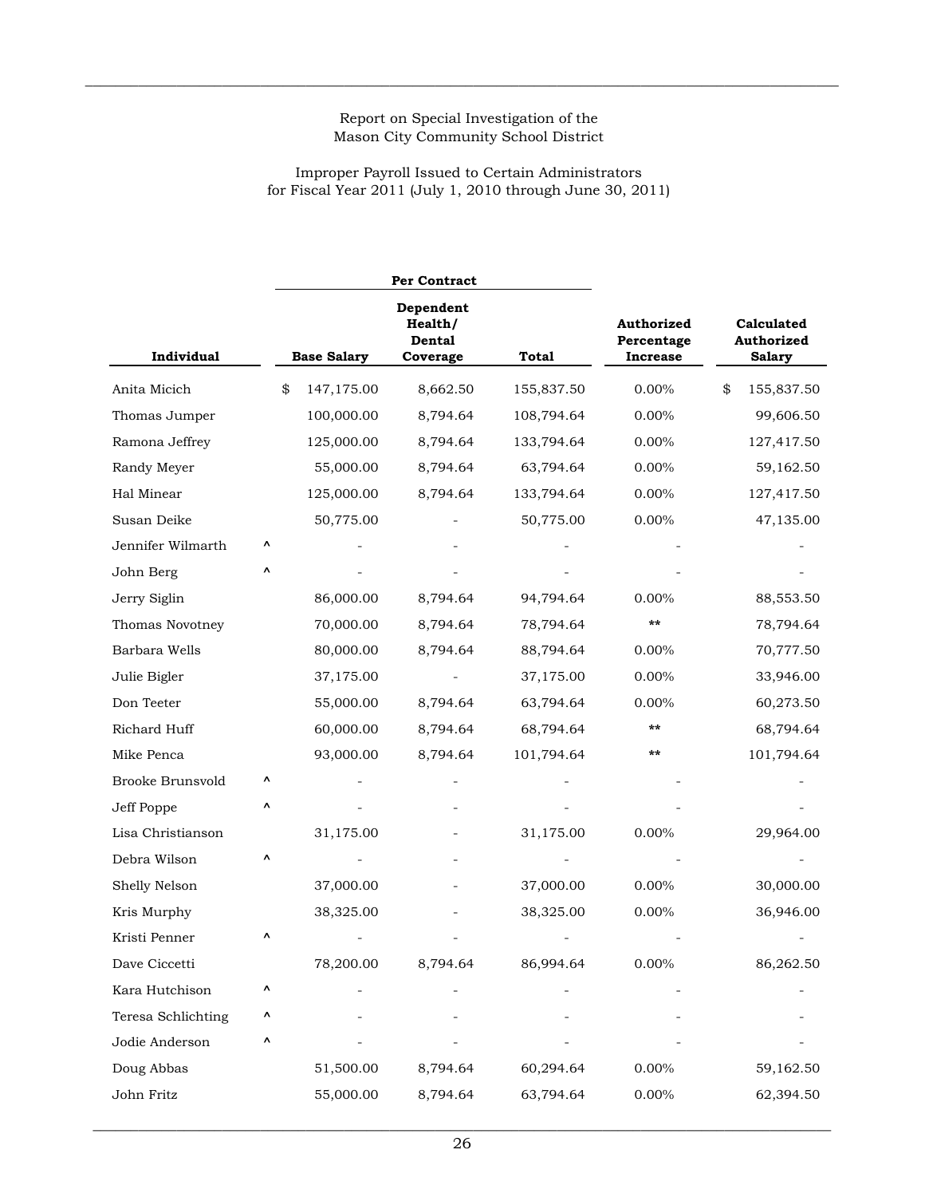Report on Special Investigation of the
Mason City Community School District

Improper Payroll Issued to Certain Administrators
for Fiscal Year 2011 (July 1, 2010 through June 30, 2011)

| Individual | | Per Contract | | | Authorized Percentage Increase | Calculated Authorized Salary |
|---|---|---|---|---|---|---|
| | | Base Salary | Dependent Health/ Dental Coverage | Total | | |
| Anita Micich | | $ 147,175.00 | 8,662.50 | 155,837.50 | 0.00% | $ 155,837.50 |
| Thomas Jumper | | 100,000.00 | 8,794.64 | 108,794.64 | 0.00% | 99,606.50 |
| Ramona Jeffrey | | 125,000.00 | 8,794.64 | 133,794.64 | 0.00% | 127,417.50 |
| Randy Meyer | | 55,000.00 | 8,794.64 | 63,794.64 | 0.00% | 59,162.50 |
| Hal Minear | | 125,000.00 | 8,794.64 | 133,794.64 | 0.00% | 127,417.50 |
| Susan Deike | | 50,775.00 | - | 50,775.00 | 0.00% | 47,135.00 |
| Jennifer Wilmarth | ^ | - | - | - | - | - |
| John Berg | ^ | - | - | - | - | - |
| Jerry Siglin | | 86,000.00 | 8,794.64 | 94,794.64 | 0.00% | 88,553.50 |
| Thomas Novotney | | 70,000.00 | 8,794.64 | 78,794.64 | ** | 78,794.64 |
| Barbara Wells | | 80,000.00 | 8,794.64 | 88,794.64 | 0.00% | 70,777.50 |
| Julie Bigler | | 37,175.00 | - | 37,175.00 | 0.00% | 33,946.00 |
| Don Teeter | | 55,000.00 | 8,794.64 | 63,794.64 | 0.00% | 60,273.50 |
| Richard Huff | | 60,000.00 | 8,794.64 | 68,794.64 | ** | 68,794.64 |
| Mike Penca | | 93,000.00 | 8,794.64 | 101,794.64 | ** | 101,794.64 |
| Brooke Brunsvold | ^ | - | - | - | - | - |
| Jeff Poppe | ^ | - | - | - | - | - |
| Lisa Christianson | | 31,175.00 | - | 31,175.00 | 0.00% | 29,964.00 |
| Debra Wilson | ^ | - | - | - | - | - |
| Shelly Nelson | | 37,000.00 | - | 37,000.00 | 0.00% | 30,000.00 |
| Kris Murphy | | 38,325.00 | - | 38,325.00 | 0.00% | 36,946.00 |
| Kristi Penner | ^ | - | - | - | - | - |
| Dave Ciccetti | | 78,200.00 | 8,794.64 | 86,994.64 | 0.00% | 86,262.50 |
| Kara Hutchison | ^ | - | - | - | - | - |
| Teresa Schlichting | ^ | - | - | - | - | - |
| Jodie Anderson | ^ | - | - | - | - | - |
| Doug Abbas | | 51,500.00 | 8,794.64 | 60,294.64 | 0.00% | 59,162.50 |
| John Fritz | | 55,000.00 | 8,794.64 | 63,794.64 | 0.00% | 62,394.50 |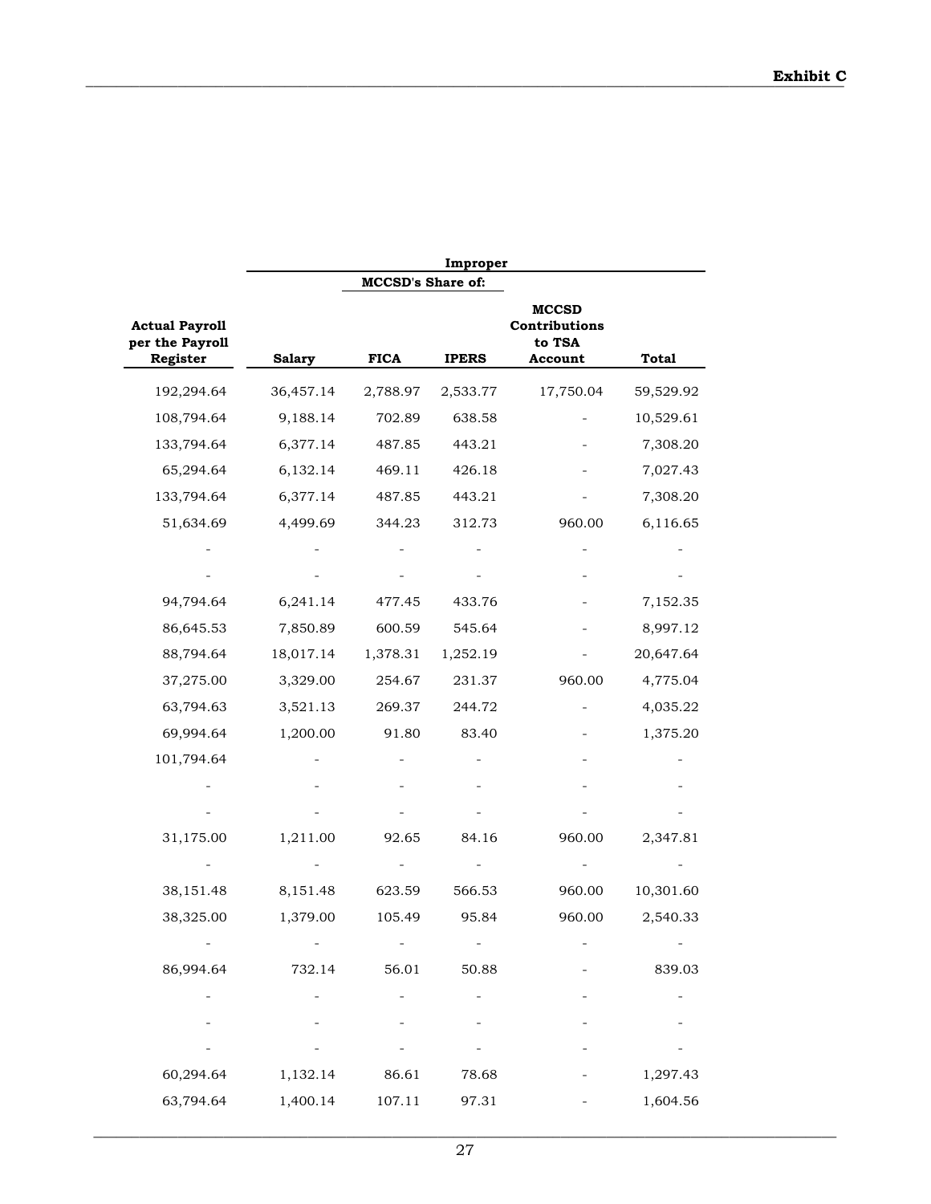**Exhibit C**

| Actual Payroll per the Payroll Register | Improper | | | | |
|---|---|---|---|---|---|
| | | MCCSD's Share of: | | | |
| | Salary | FICA | IPERS | MCCSD Contributions to TSA Account | Total |
| 192,294.64 | 36,457.14 | 2,788.97 | 2,533.77 | 17,750.04 | 59,529.92 |
| 108,794.64 | 9,188.14 | 702.89 | 638.58 | - | 10,529.61 |
| 133,794.64 | 6,377.14 | 487.85 | 443.21 | - | 7,308.20 |
| 65,294.64 | 6,132.14 | 469.11 | 426.18 | - | 7,027.43 |
| 133,794.64 | 6,377.14 | 487.85 | 443.21 | - | 7,308.20 |
| 51,634.69 | 4,499.69 | 344.23 | 312.73 | 960.00 | 6,116.65 |
| - | - | - | - | - | - |
| - | - | - | - | - | - |
| 94,794.64 | 6,241.14 | 477.45 | 433.76 | - | 7,152.35 |
| 86,645.53 | 7,850.89 | 600.59 | 545.64 | - | 8,997.12 |
| 88,794.64 | 18,017.14 | 1,378.31 | 1,252.19 | - | 20,647.64 |
| 37,275.00 | 3,329.00 | 254.67 | 231.37 | 960.00 | 4,775.04 |
| 63,794.63 | 3,521.13 | 269.37 | 244.72 | - | 4,035.22 |
| 69,994.64 | 1,200.00 | 91.80 | 83.40 | - | 1,375.20 |
| 101,794.64 | - | - | - | - | - |
| - | - | - | - | - | - |
| - | - | - | - | - | - |
| 31,175.00 | 1,211.00 | 92.65 | 84.16 | 960.00 | 2,347.81 |
| - | - | - | - | - | - |
| 38,151.48 | 8,151.48 | 623.59 | 566.53 | 960.00 | 10,301.60 |
| 38,325.00 | 1,379.00 | 105.49 | 95.84 | 960.00 | 2,540.33 |
| - | - | - | - | - | - |
| 86,994.64 | 732.14 | 56.01 | 50.88 | - | 839.03 |
| - | - | - | - | - | - |
| - | - | - | - | - | - |
| - | - | - | - | - | - |
| 60,294.64 | 1,132.14 | 86.61 | 78.68 | - | 1,297.43 |
| 63,794.64 | 1,400.14 | 107.11 | 97.31 | - | 1,604.56 |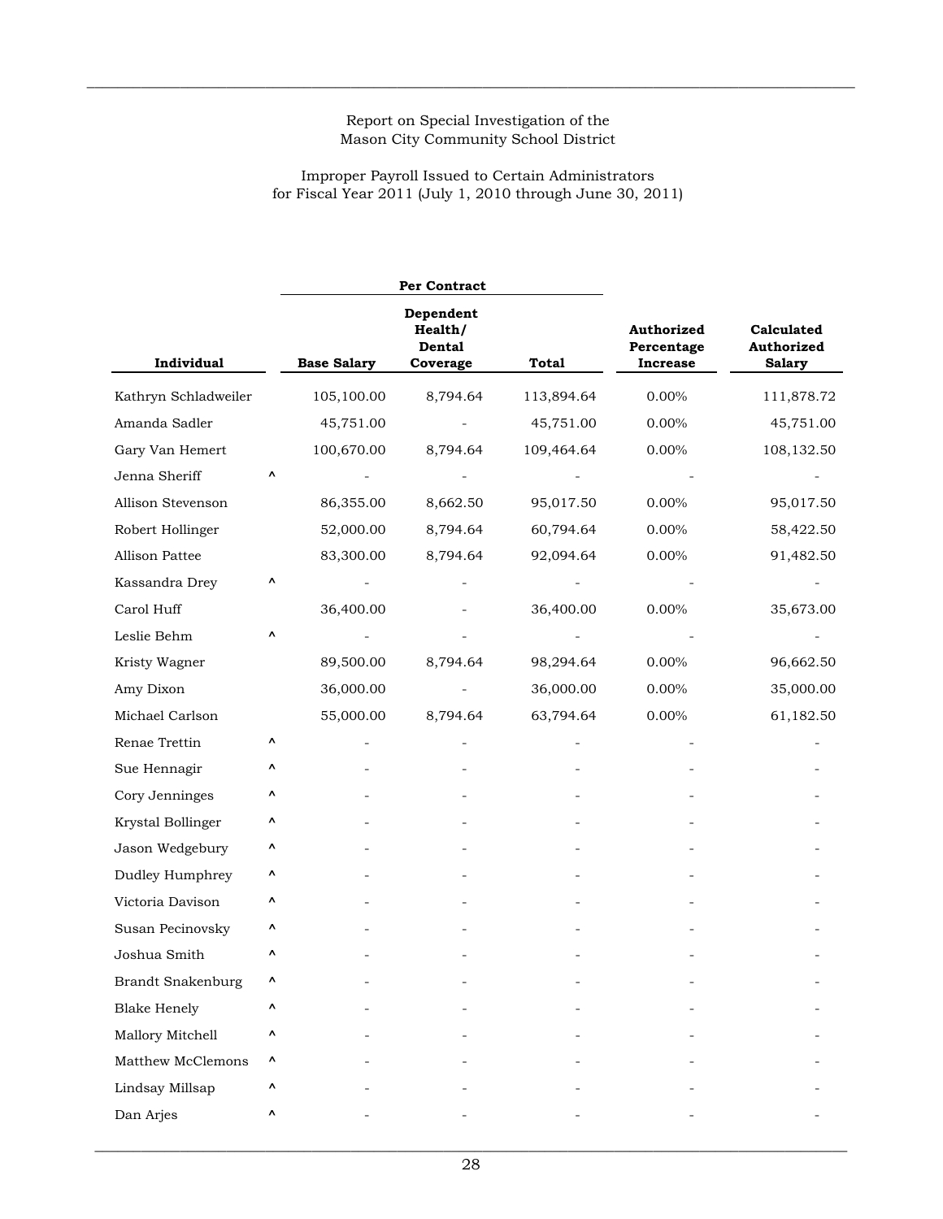Report on Special Investigation of the
Mason City Community School District

Improper Payroll Issued to Certain Administrators
for Fiscal Year 2011 (July 1, 2010 through June 30, 2011)

| | | Per Contract | | | | |
|---|---|---|---|---|---|---|
| **Individual** | | **Base Salary** | **Dependent Health/ Dental Coverage** | **Total** | **Authorized Percentage Increase** | **Calculated Authorized Salary** |
| Kathryn Schladweiler | | 105,100.00 | 8,794.64 | 113,894.64 | 0.00% | 111,878.72 |
| Amanda Sadler | | 45,751.00 | - | 45,751.00 | 0.00% | 45,751.00 |
| Gary Van Hemert | | 100,670.00 | 8,794.64 | 109,464.64 | 0.00% | 108,132.50 |
| Jenna Sheriff | ^ | - | - | - | - | - |
| Allison Stevenson | | 86,355.00 | 8,662.50 | 95,017.50 | 0.00% | 95,017.50 |
| Robert Hollinger | | 52,000.00 | 8,794.64 | 60,794.64 | 0.00% | 58,422.50 |
| Allison Pattee | | 83,300.00 | 8,794.64 | 92,094.64 | 0.00% | 91,482.50 |
| Kassandra Drey | ^ | - | - | - | - | - |
| Carol Huff | | 36,400.00 | - | 36,400.00 | 0.00% | 35,673.00 |
| Leslie Behm | ^ | - | - | - | - | - |
| Kristy Wagner | | 89,500.00 | 8,794.64 | 98,294.64 | 0.00% | 96,662.50 |
| Amy Dixon | | 36,000.00 | - | 36,000.00 | 0.00% | 35,000.00 |
| Michael Carlson | | 55,000.00 | 8,794.64 | 63,794.64 | 0.00% | 61,182.50 |
| Renae Trettin | ^ | - | - | - | - | - |
| Sue Hennagir | ^ | - | - | - | - | - |
| Cory Jenninges | ^ | - | - | - | - | - |
| Krystal Bollinger | ^ | - | - | - | - | - |
| Jason Wedgebury | ^ | - | - | - | - | - |
| Dudley Humphrey | ^ | - | - | - | - | - |
| Victoria Davison | ^ | - | - | - | - | - |
| Susan Pecinovsky | ^ | - | - | - | - | - |
| Joshua Smith | ^ | - | - | - | - | - |
| Brandt Snakenburg | ^ | - | - | - | - | - |
| Blake Henely | ^ | - | - | - | - | - |
| Mallory Mitchell | ^ | - | - | - | - | - |
| Matthew McClemons | ^ | - | - | - | - | - |
| Lindsay Millsap | ^ | - | - | - | - | - |
| Dan Arjes | ^ | - | - | - | - | - |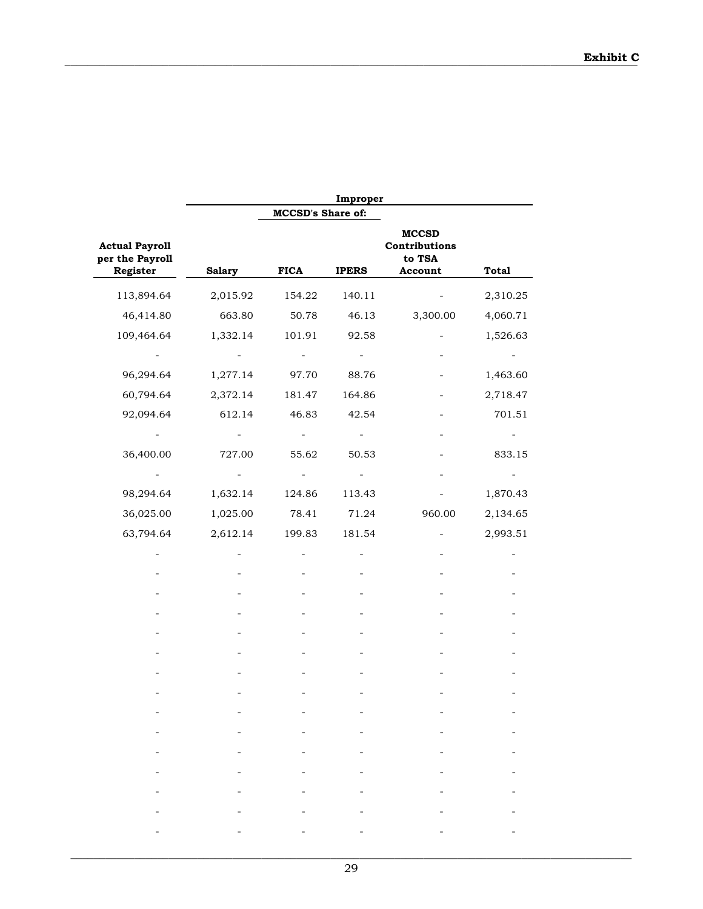Exhibit C

| | Improper | | | | |
|---|---|---|---|---|---|
| | | MCCSD's Share of: | | | |
| Actual Payroll per the Payroll Register | Salary | FICA | IPERS | MCCSD Contributions to TSA Account | Total |
| 113,894.64 | 2,015.92 | 154.22 | 140.11 | - | 2,310.25 |
| 46,414.80 | 663.80 | 50.78 | 46.13 | 3,300.00 | 4,060.71 |
| 109,464.64 | 1,332.14 | 101.91 | 92.58 | - | 1,526.63 |
| - | - | - | - | - | - |
| 96,294.64 | 1,277.14 | 97.70 | 88.76 | - | 1,463.60 |
| 60,794.64 | 2,372.14 | 181.47 | 164.86 | - | 2,718.47 |
| 92,094.64 | 612.14 | 46.83 | 42.54 | - | 701.51 |
| - | - | - | - | - | - |
| 36,400.00 | 727.00 | 55.62 | 50.53 | - | 833.15 |
| - | - | - | - | - | - |
| 98,294.64 | 1,632.14 | 124.86 | 113.43 | - | 1,870.43 |
| 36,025.00 | 1,025.00 | 78.41 | 71.24 | 960.00 | 2,134.65 |
| 63,794.64 | 2,612.14 | 199.83 | 181.54 | - | 2,993.51 |
| - | - | - | - | - | - |
| - | - | - | - | - | - |
| - | - | - | - | - | - |
| - | - | - | - | - | - |
| - | - | - | - | - | - |
| - | - | - | - | - | - |
| - | - | - | - | - | - |
| - | - | - | - | - | - |
| - | - | - | - | - | - |
| - | - | - | - | - | - |
| - | - | - | - | - | - |
| - | - | - | - | - | - |
| - | - | - | - | - | - |
| - | - | - | - | - | - |
| - | - | - | - | - | - |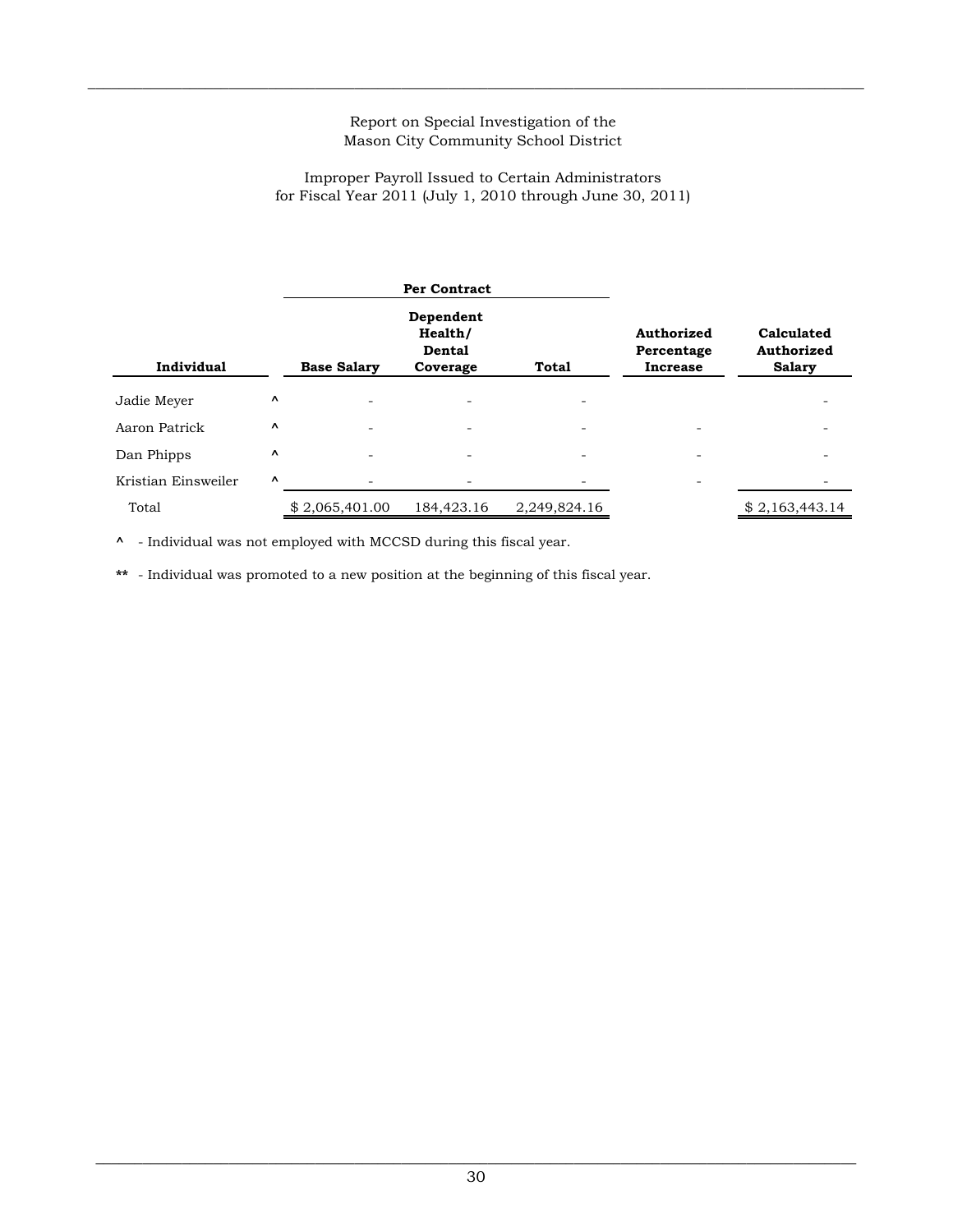Report on Special Investigation of the
Mason City Community School District

Improper Payroll Issued to Certain Administrators
for Fiscal Year 2011 (July 1, 2010 through June 30, 2011)

| | | Per Contract | | | | |
|---|---|---|---|---|---|---|
| **Individual** | | **Base Salary** | **Dependent Health/ Dental Coverage** | **Total** | **Authorized Percentage Increase** | **Calculated Authorized Salary** |
| Jadie Meyer | ^ | - | - | - | | - |
| Aaron Patrick | ^ | - | - | - | - | - |
| Dan Phipps | ^ | - | - | - | - | - |
| Kristian Einsweiler | ^ | - | - | - | - | - |
| Total | | $ 2,065,401.00 | 184,423.16 | 2,249,824.16 | | $ 2,163,443.14 |

^ - Individual was not employed with MCCSD during this fiscal year.

** - Individual was promoted to a new position at the beginning of this fiscal year.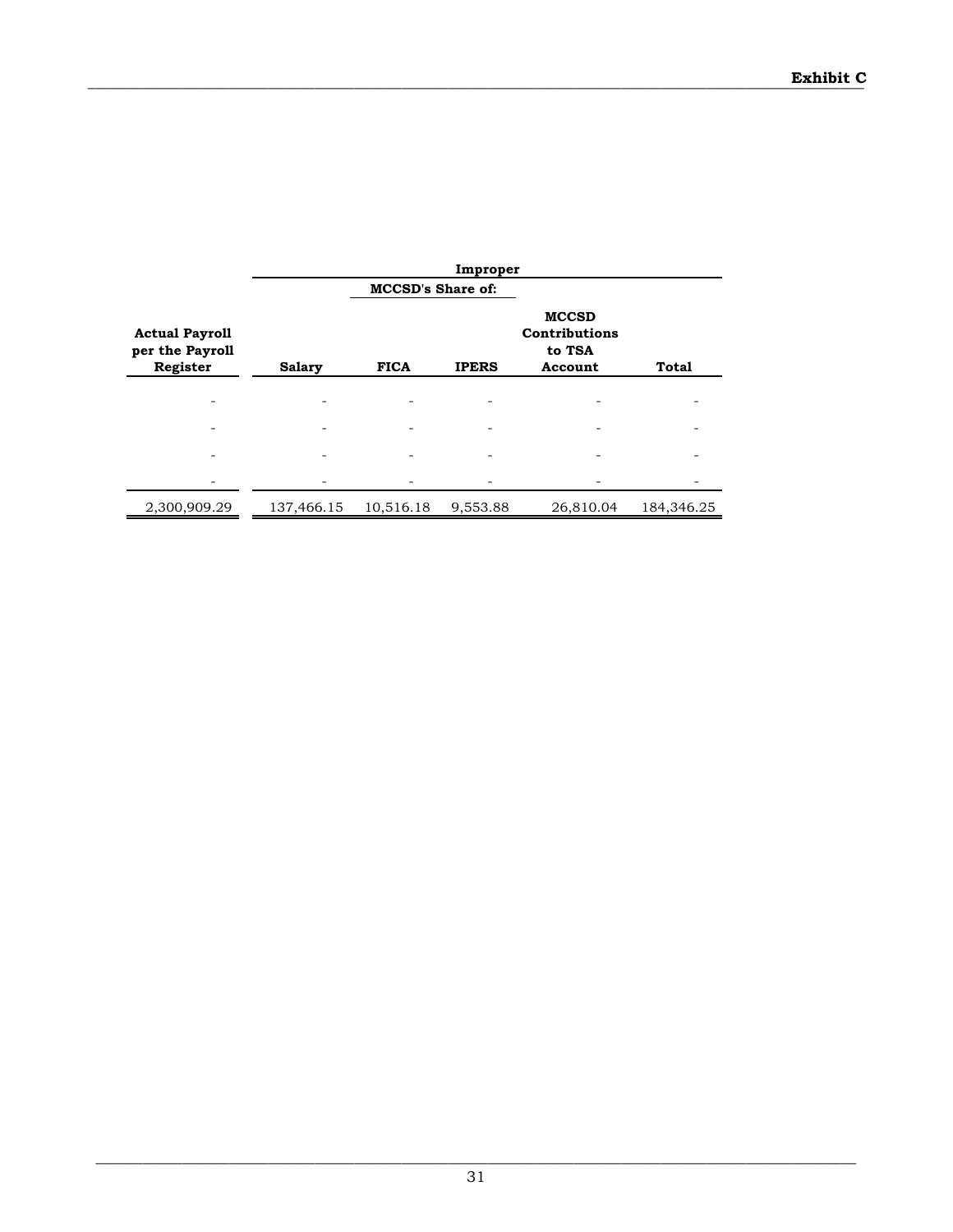**Exhibit C**

| Actual Payroll per the Payroll Register | Improper | | | | |
|---|---|---|---|---|---|
| | | MCCSD's Share of: | | | |
| | Salary | FICA | IPERS | MCCSD Contributions to TSA Account | Total |
| - | - | - | - | - | - |
| - | - | - | - | - | - |
| - | - | - | - | - | - |
| - | - | - | - | - | - |
| 2,300,909.29 | 137,466.15 | 10,516.18 | 9,553.88 | 26,810.04 | 184,346.25 |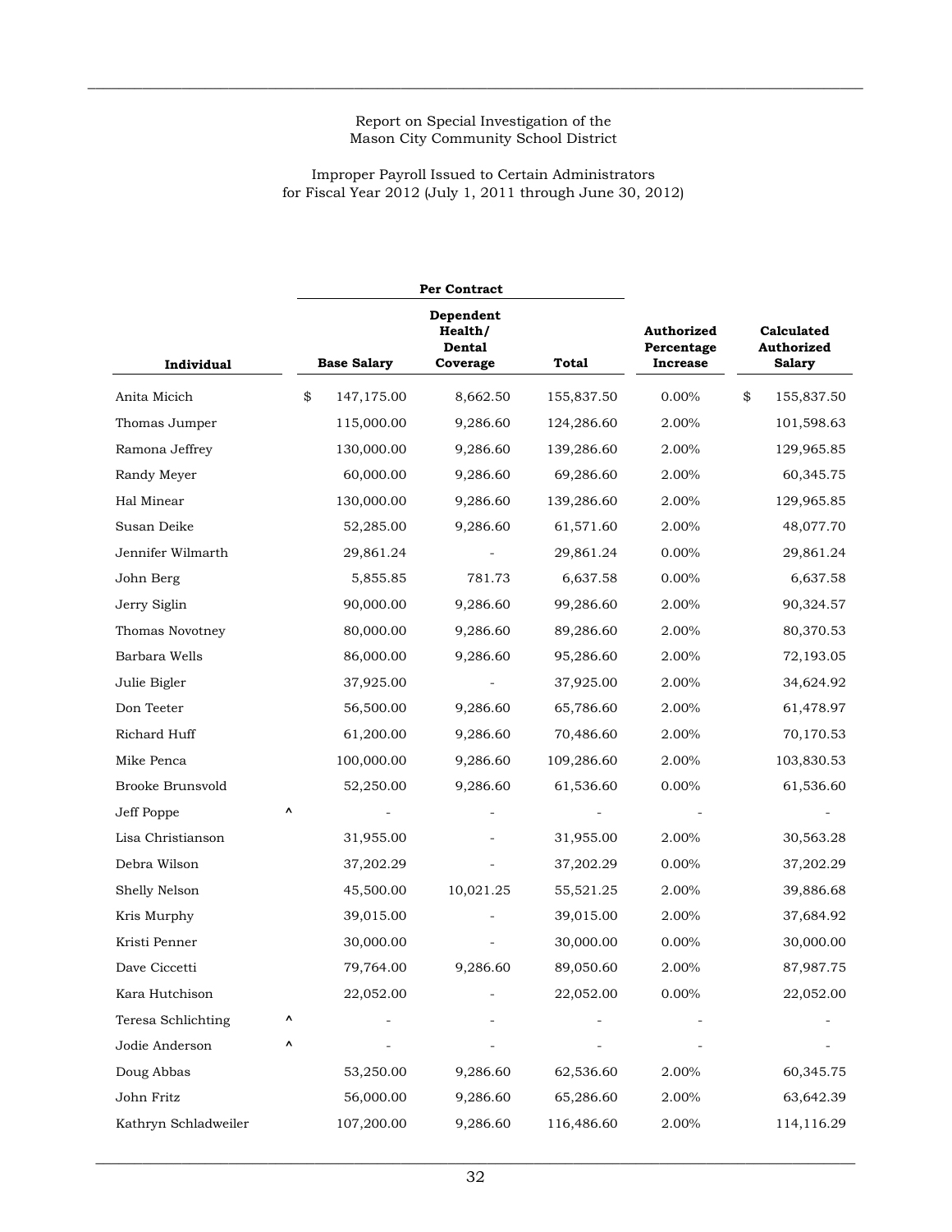Report on Special Investigation of the
Mason City Community School District

Improper Payroll Issued to Certain Administrators
for Fiscal Year 2012 (July 1, 2011 through June 30, 2012)

| | | Per Contract | | | | |
|---|---|---|---|---|---|---|
| **Individual** | | **Base Salary** | **Dependent Health/ Dental Coverage** | **Total** | **Authorized Percentage Increase** | **Calculated Authorized Salary** |
| Anita Micich | | $ 147,175.00 | 8,662.50 | 155,837.50 | 0.00% | $ 155,837.50 |
| Thomas Jumper | | 115,000.00 | 9,286.60 | 124,286.60 | 2.00% | 101,598.63 |
| Ramona Jeffrey | | 130,000.00 | 9,286.60 | 139,286.60 | 2.00% | 129,965.85 |
| Randy Meyer | | 60,000.00 | 9,286.60 | 69,286.60 | 2.00% | 60,345.75 |
| Hal Minear | | 130,000.00 | 9,286.60 | 139,286.60 | 2.00% | 129,965.85 |
| Susan Deike | | 52,285.00 | 9,286.60 | 61,571.60 | 2.00% | 48,077.70 |
| Jennifer Wilmarth | | 29,861.24 | - | 29,861.24 | 0.00% | 29,861.24 |
| John Berg | | 5,855.85 | 781.73 | 6,637.58 | 0.00% | 6,637.58 |
| Jerry Siglin | | 90,000.00 | 9,286.60 | 99,286.60 | 2.00% | 90,324.57 |
| Thomas Novotney | | 80,000.00 | 9,286.60 | 89,286.60 | 2.00% | 80,370.53 |
| Barbara Wells | | 86,000.00 | 9,286.60 | 95,286.60 | 2.00% | 72,193.05 |
| Julie Bigler | | 37,925.00 | - | 37,925.00 | 2.00% | 34,624.92 |
| Don Teeter | | 56,500.00 | 9,286.60 | 65,786.60 | 2.00% | 61,478.97 |
| Richard Huff | | 61,200.00 | 9,286.60 | 70,486.60 | 2.00% | 70,170.53 |
| Mike Penca | | 100,000.00 | 9,286.60 | 109,286.60 | 2.00% | 103,830.53 |
| Brooke Brunsvold | | 52,250.00 | 9,286.60 | 61,536.60 | 0.00% | 61,536.60 |
| Jeff Poppe | ^ | - | - | - | - | - |
| Lisa Christianson | | 31,955.00 | - | 31,955.00 | 2.00% | 30,563.28 |
| Debra Wilson | | 37,202.29 | - | 37,202.29 | 0.00% | 37,202.29 |
| Shelly Nelson | | 45,500.00 | 10,021.25 | 55,521.25 | 2.00% | 39,886.68 |
| Kris Murphy | | 39,015.00 | - | 39,015.00 | 2.00% | 37,684.92 |
| Kristi Penner | | 30,000.00 | - | 30,000.00 | 0.00% | 30,000.00 |
| Dave Ciccetti | | 79,764.00 | 9,286.60 | 89,050.60 | 2.00% | 87,987.75 |
| Kara Hutchison | | 22,052.00 | - | 22,052.00 | 0.00% | 22,052.00 |
| Teresa Schlichting | ^ | - | - | - | - | - |
| Jodie Anderson | ^ | - | - | - | - | - |
| Doug Abbas | | 53,250.00 | 9,286.60 | 62,536.60 | 2.00% | 60,345.75 |
| John Fritz | | 56,000.00 | 9,286.60 | 65,286.60 | 2.00% | 63,642.39 |
| Kathryn Schladweiler | | 107,200.00 | 9,286.60 | 116,486.60 | 2.00% | 114,116.29 |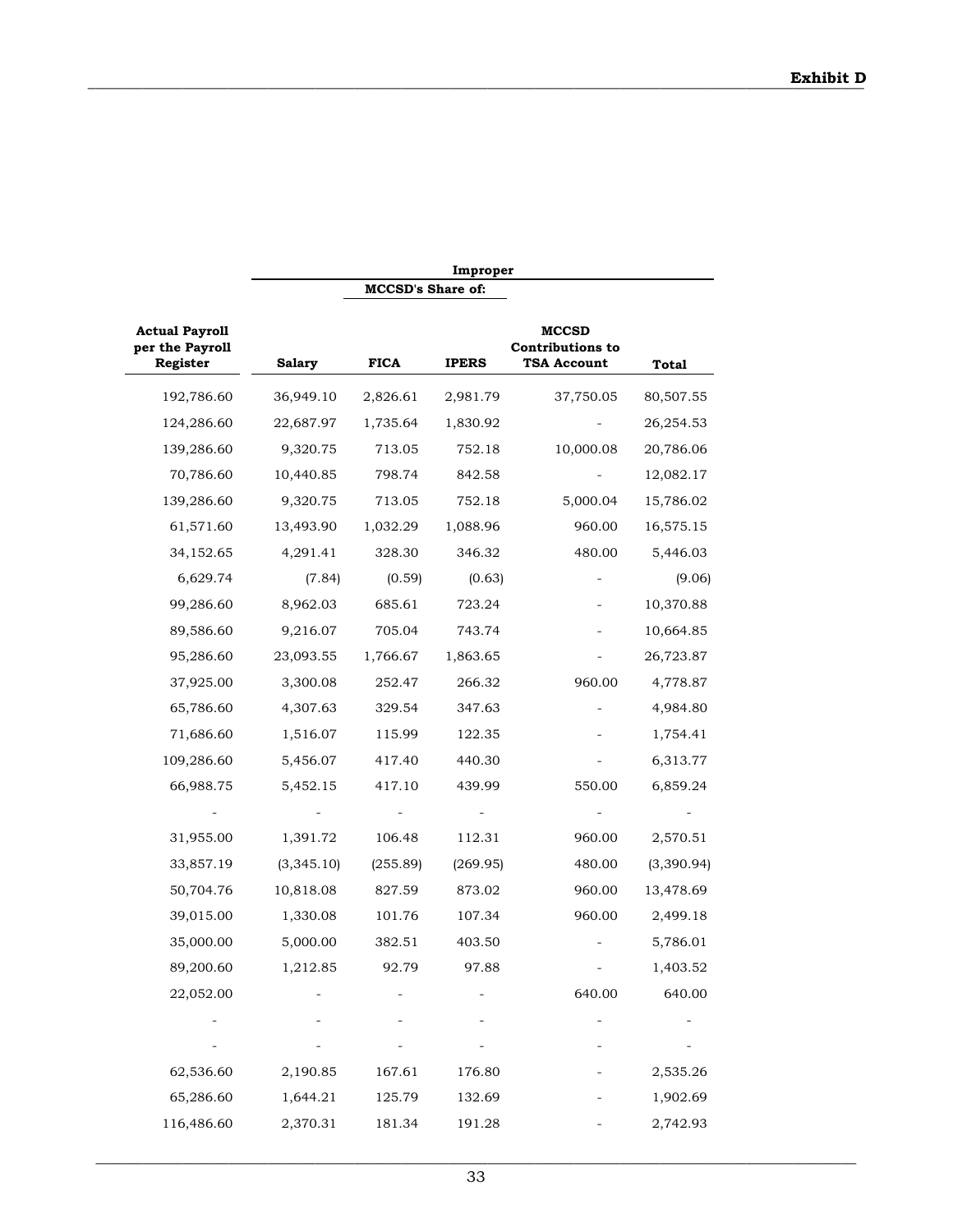**Exhibit D**

| Actual Payroll per the Payroll Register | Improper MCCSD's Share of: Salary | FICA | IPERS | MCCSD Contributions to TSA Account | Total |
|---|---|---|---|---|---|
| 192,786.60 | 36,949.10 | 2,826.61 | 2,981.79 | 37,750.05 | 80,507.55 |
| 124,286.60 | 22,687.97 | 1,735.64 | 1,830.92 | - | 26,254.53 |
| 139,286.60 | 9,320.75 | 713.05 | 752.18 | 10,000.08 | 20,786.06 |
| 70,786.60 | 10,440.85 | 798.74 | 842.58 | - | 12,082.17 |
| 139,286.60 | 9,320.75 | 713.05 | 752.18 | 5,000.04 | 15,786.02 |
| 61,571.60 | 13,493.90 | 1,032.29 | 1,088.96 | 960.00 | 16,575.15 |
| 34,152.65 | 4,291.41 | 328.30 | 346.32 | 480.00 | 5,446.03 |
| 6,629.74 | (7.84) | (0.59) | (0.63) | - | (9.06) |
| 99,286.60 | 8,962.03 | 685.61 | 723.24 | - | 10,370.88 |
| 89,586.60 | 9,216.07 | 705.04 | 743.74 | - | 10,664.85 |
| 95,286.60 | 23,093.55 | 1,766.67 | 1,863.65 | - | 26,723.87 |
| 37,925.00 | 3,300.08 | 252.47 | 266.32 | 960.00 | 4,778.87 |
| 65,786.60 | 4,307.63 | 329.54 | 347.63 | - | 4,984.80 |
| 71,686.60 | 1,516.07 | 115.99 | 122.35 | - | 1,754.41 |
| 109,286.60 | 5,456.07 | 417.40 | 440.30 | - | 6,313.77 |
| 66,988.75 | 5,452.15 | 417.10 | 439.99 | 550.00 | 6,859.24 |
| - | - | - | - | - | - |
| 31,955.00 | 1,391.72 | 106.48 | 112.31 | 960.00 | 2,570.51 |
| 33,857.19 | (3,345.10) | (255.89) | (269.95) | 480.00 | (3,390.94) |
| 50,704.76 | 10,818.08 | 827.59 | 873.02 | 960.00 | 13,478.69 |
| 39,015.00 | 1,330.08 | 101.76 | 107.34 | 960.00 | 2,499.18 |
| 35,000.00 | 5,000.00 | 382.51 | 403.50 | - | 5,786.01 |
| 89,200.60 | 1,212.85 | 92.79 | 97.88 | - | 1,403.52 |
| 22,052.00 | - | - | - | 640.00 | 640.00 |
| - | - | - | - | - | - |
| - | - | - | - | - | - |
| 62,536.60 | 2,190.85 | 167.61 | 176.80 | - | 2,535.26 |
| 65,286.60 | 1,644.21 | 125.79 | 132.69 | - | 1,902.69 |
| 116,486.60 | 2,370.31 | 181.34 | 191.28 | - | 2,742.93 |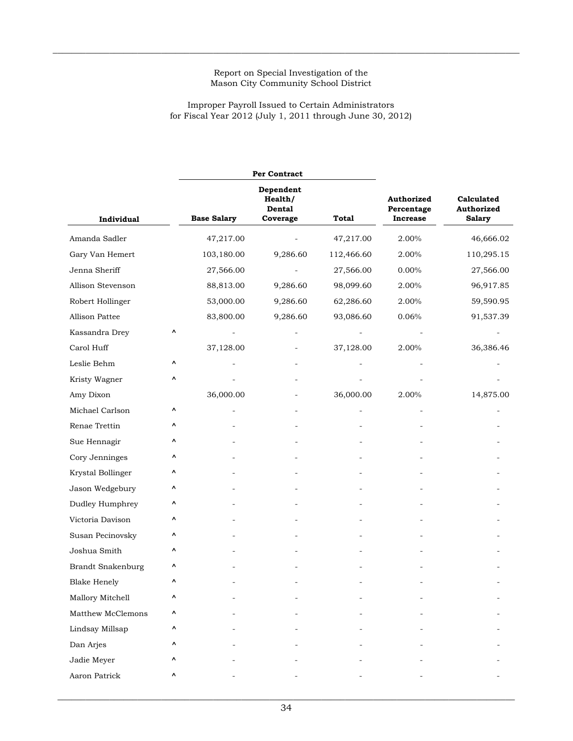Report on Special Investigation of the
Mason City Community School District

Improper Payroll Issued to Certain Administrators
for Fiscal Year 2012 (July 1, 2011 through June 30, 2012)

| Individual | | Per Contract | | | Authorized Percentage Increase | Calculated Authorized Salary |
|---|---|---|---|---|---|---|
| | | Base Salary | Dependent Health/ Dental Coverage | Total | | |
| Amanda Sadler | | 47,217.00 | - | 47,217.00 | 2.00% | 46,666.02 |
| Gary Van Hemert | | 103,180.00 | 9,286.60 | 112,466.60 | 2.00% | 110,295.15 |
| Jenna Sheriff | | 27,566.00 | - | 27,566.00 | 0.00% | 27,566.00 |
| Allison Stevenson | | 88,813.00 | 9,286.60 | 98,099.60 | 2.00% | 96,917.85 |
| Robert Hollinger | | 53,000.00 | 9,286.60 | 62,286.60 | 2.00% | 59,590.95 |
| Allison Pattee | | 83,800.00 | 9,286.60 | 93,086.60 | 0.06% | 91,537.39 |
| Kassandra Drey | ^ | - | - | - | - | - |
| Carol Huff | | 37,128.00 | - | 37,128.00 | 2.00% | 36,386.46 |
| Leslie Behm | ^ | - | - | - | - | - |
| Kristy Wagner | ^ | - | - | - | - | - |
| Amy Dixon | | 36,000.00 | - | 36,000.00 | 2.00% | 14,875.00 |
| Michael Carlson | ^ | - | - | - | - | - |
| Renae Trettin | ^ | - | - | - | - | - |
| Sue Hennagir | ^ | - | - | - | - | - |
| Cory Jenninges | ^ | - | - | - | - | - |
| Krystal Bollinger | ^ | - | - | - | - | - |
| Jason Wedgebury | ^ | - | - | - | - | - |
| Dudley Humphrey | ^ | - | - | - | - | - |
| Victoria Davison | ^ | - | - | - | - | - |
| Susan Pecinovsky | ^ | - | - | - | - | - |
| Joshua Smith | ^ | - | - | - | - | - |
| Brandt Snakenburg | ^ | - | - | - | - | - |
| Blake Henely | ^ | - | - | - | - | - |
| Mallory Mitchell | ^ | - | - | - | - | - |
| Matthew McClemons | ^ | - | - | - | - | - |
| Lindsay Millsap | ^ | - | - | - | - | - |
| Dan Arjes | ^ | - | - | - | - | - |
| Jadie Meyer | ^ | - | - | - | - | - |
| Aaron Patrick | ^ | - | - | - | - | - |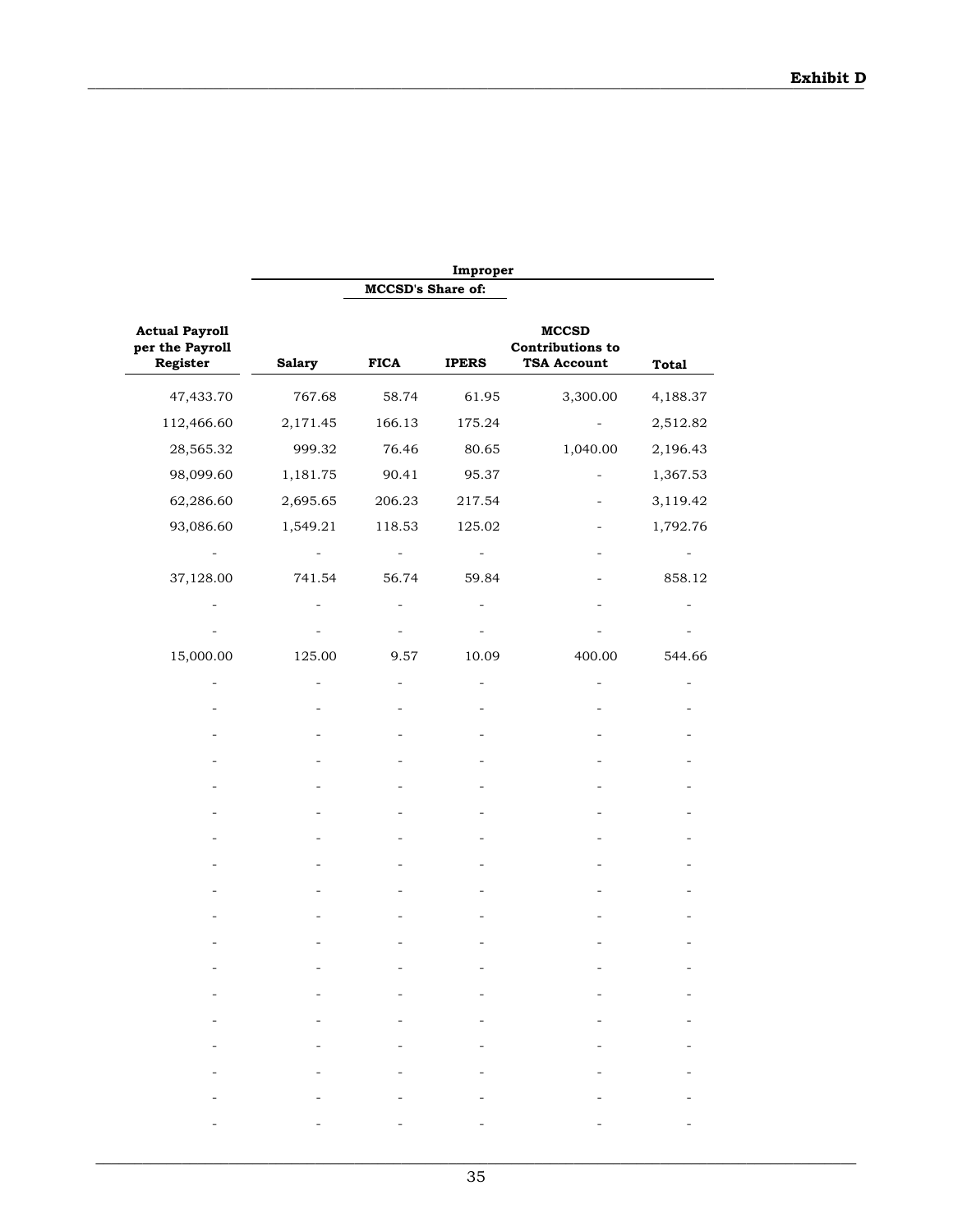**Exhibit D**

| Actual Payroll per the Payroll Register | Improper | | | | |
|---|---|---|---|---|---|
| | MCCSD's Share of: | | | | |
| | Salary | FICA | IPERS | MCCSD Contributions to TSA Account | Total |
| 47,433.70 | 767.68 | 58.74 | 61.95 | 3,300.00 | 4,188.37 |
| 112,466.60 | 2,171.45 | 166.13 | 175.24 | - | 2,512.82 |
| 28,565.32 | 999.32 | 76.46 | 80.65 | 1,040.00 | 2,196.43 |
| 98,099.60 | 1,181.75 | 90.41 | 95.37 | - | 1,367.53 |
| 62,286.60 | 2,695.65 | 206.23 | 217.54 | - | 3,119.42 |
| 93,086.60 | 1,549.21 | 118.53 | 125.02 | - | 1,792.76 |
| - | - | - | - | - | - |
| 37,128.00 | 741.54 | 56.74 | 59.84 | - | 858.12 |
| - | - | - | - | - | - |
| - | - | - | - | - | - |
| 15,000.00 | 125.00 | 9.57 | 10.09 | 400.00 | 544.66 |
| - | - | - | - | - | - |
| - | - | - | - | - | - |
| - | - | - | - | - | - |
| - | - | - | - | - | - |
| - | - | - | - | - | - |
| - | - | - | - | - | - |
| - | - | - | - | - | - |
| - | - | - | - | - | - |
| - | - | - | - | - | - |
| - | - | - | - | - | - |
| - | - | - | - | - | - |
| - | - | - | - | - | - |
| - | - | - | - | - | - |
| - | - | - | - | - | - |
| - | - | - | - | - | - |
| - | - | - | - | - | - |
| - | - | - | - | - | - |
| - | - | - | - | - | - |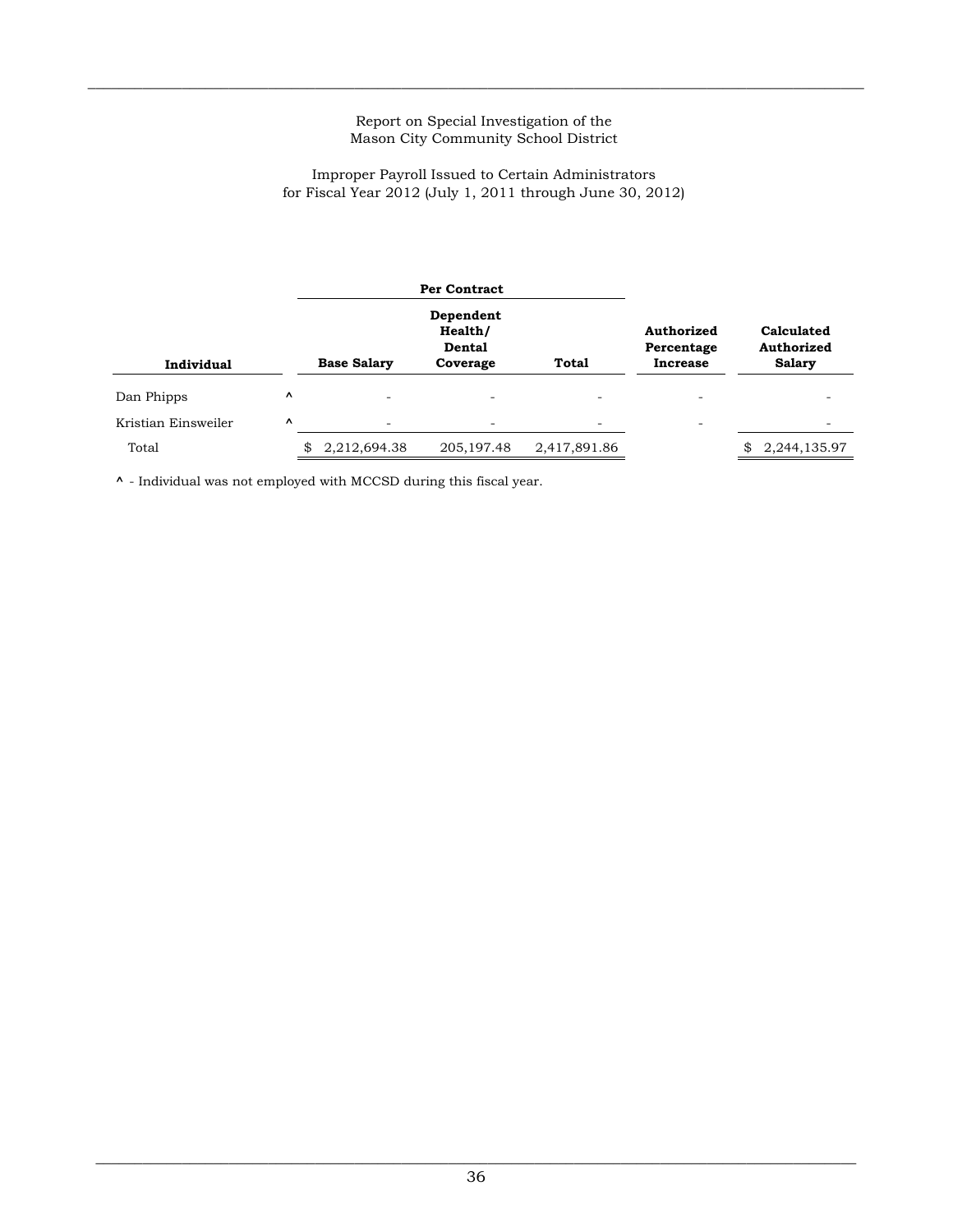Report on Special Investigation of the
Mason City Community School District

Improper Payroll Issued to Certain Administrators
for Fiscal Year 2012 (July 1, 2011 through June 30, 2012)

| Individual | | Per Contract | | | Authorized Percentage Increase | Calculated Authorized Salary |
|---|---|---|---|---|---|---|
| | | Base Salary | Dependent Health/ Dental Coverage | Total | | |
| Dan Phipps | ^ | - | - | - | - | - |
| Kristian Einsweiler | ^ | - | - | - | - | - |
| Total | | $ 2,212,694.38 | 205,197.48 | 2,417,891.86 | | $ 2,244,135.97 |

^ - Individual was not employed with MCCSD during this fiscal year.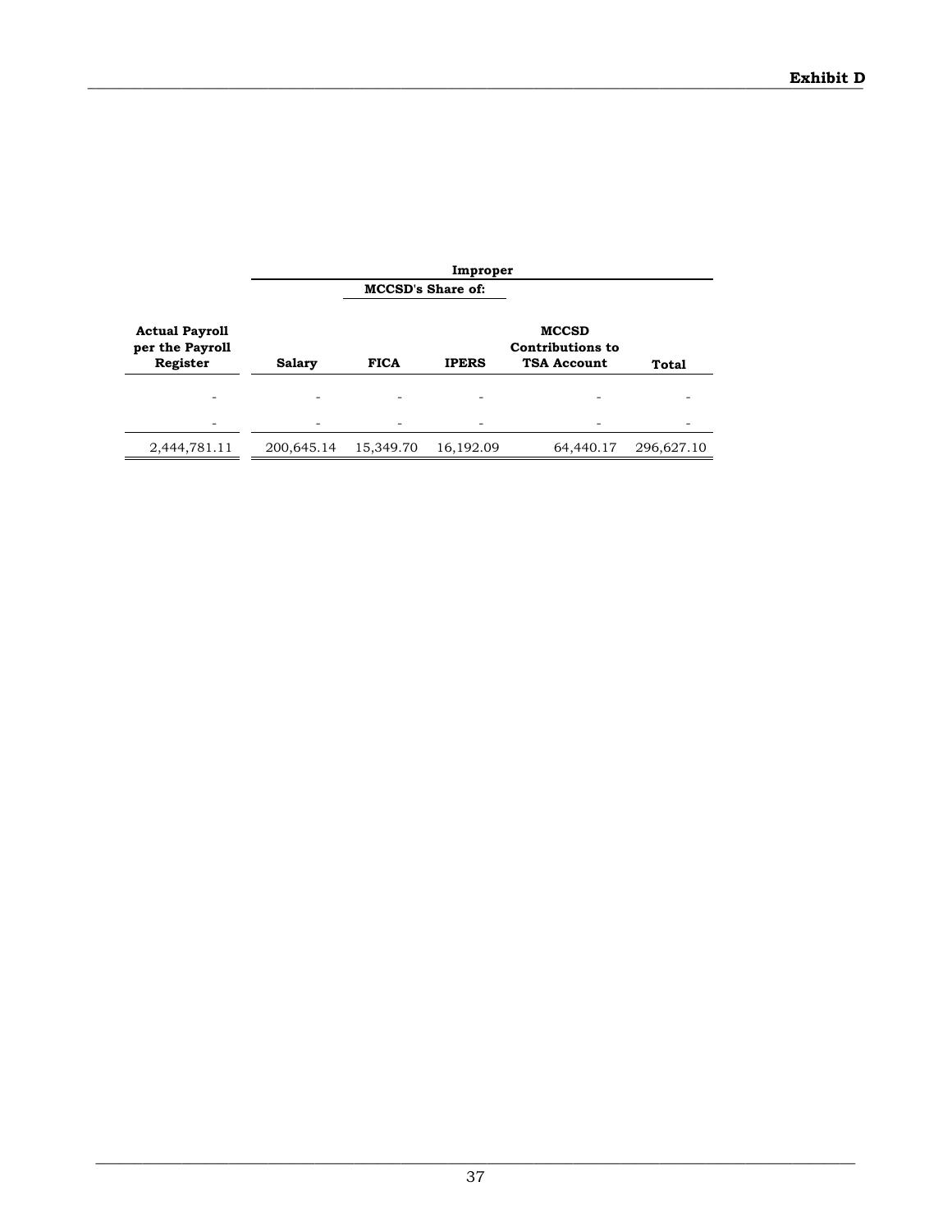**Exhibit D**

| Actual Payroll per the Payroll Register | Improper | | | | |
|---|---|---|---|---|---|
| | MCCSD's Share of: | | | | |
| | Salary | FICA | IPERS | MCCSD Contributions to TSA Account | Total |
| - | - | - | - | - | - |
| - | - | - | - | - | - |
| 2,444,781.11 | 200,645.14 | 15,349.70 | 16,192.09 | 64,440.17 | 296,627.10 |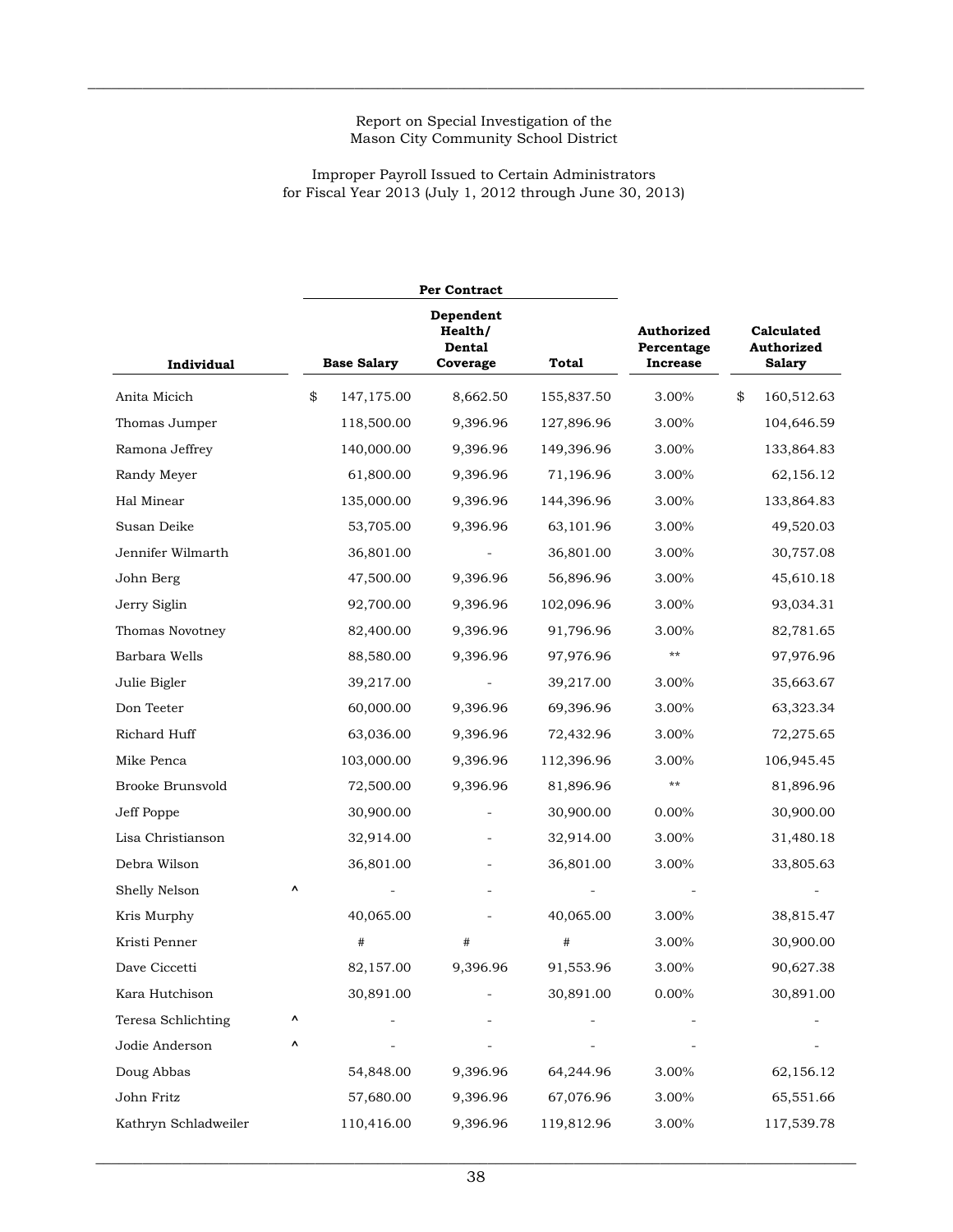Report on Special Investigation of the
Mason City Community School District

Improper Payroll Issued to Certain Administrators
for Fiscal Year 2013 (July 1, 2012 through June 30, 2013)

| | | Per Contract | | | | |
|---|---|---|---|---|---|---|
| **Individual** | | **Base Salary** | **Dependent Health/ Dental Coverage** | **Total** | **Authorized Percentage Increase** | **Calculated Authorized Salary** |
| Anita Micich | | $ 147,175.00 | 8,662.50 | 155,837.50 | 3.00% | $ 160,512.63 |
| Thomas Jumper | | 118,500.00 | 9,396.96 | 127,896.96 | 3.00% | 104,646.59 |
| Ramona Jeffrey | | 140,000.00 | 9,396.96 | 149,396.96 | 3.00% | 133,864.83 |
| Randy Meyer | | 61,800.00 | 9,396.96 | 71,196.96 | 3.00% | 62,156.12 |
| Hal Minear | | 135,000.00 | 9,396.96 | 144,396.96 | 3.00% | 133,864.83 |
| Susan Deike | | 53,705.00 | 9,396.96 | 63,101.96 | 3.00% | 49,520.03 |
| Jennifer Wilmarth | | 36,801.00 | - | 36,801.00 | 3.00% | 30,757.08 |
| John Berg | | 47,500.00 | 9,396.96 | 56,896.96 | 3.00% | 45,610.18 |
| Jerry Siglin | | 92,700.00 | 9,396.96 | 102,096.96 | 3.00% | 93,034.31 |
| Thomas Novotney | | 82,400.00 | 9,396.96 | 91,796.96 | 3.00% | 82,781.65 |
| Barbara Wells | | 88,580.00 | 9,396.96 | 97,976.96 | ** | 97,976.96 |
| Julie Bigler | | 39,217.00 | - | 39,217.00 | 3.00% | 35,663.67 |
| Don Teeter | | 60,000.00 | 9,396.96 | 69,396.96 | 3.00% | 63,323.34 |
| Richard Huff | | 63,036.00 | 9,396.96 | 72,432.96 | 3.00% | 72,275.65 |
| Mike Penca | | 103,000.00 | 9,396.96 | 112,396.96 | 3.00% | 106,945.45 |
| Brooke Brunsvold | | 72,500.00 | 9,396.96 | 81,896.96 | ** | 81,896.96 |
| Jeff Poppe | | 30,900.00 | - | 30,900.00 | 0.00% | 30,900.00 |
| Lisa Christianson | | 32,914.00 | - | 32,914.00 | 3.00% | 31,480.18 |
| Debra Wilson | | 36,801.00 | - | 36,801.00 | 3.00% | 33,805.63 |
| Shelly Nelson | ^ | - | - | - | - | - |
| Kris Murphy | | 40,065.00 | - | 40,065.00 | 3.00% | 38,815.47 |
| Kristi Penner | | # | # | # | 3.00% | 30,900.00 |
| Dave Ciccetti | | 82,157.00 | 9,396.96 | 91,553.96 | 3.00% | 90,627.38 |
| Kara Hutchison | | 30,891.00 | - | 30,891.00 | 0.00% | 30,891.00 |
| Teresa Schlichting | ^ | - | - | - | - | - |
| Jodie Anderson | ^ | - | - | - | - | - |
| Doug Abbas | | 54,848.00 | 9,396.96 | 64,244.96 | 3.00% | 62,156.12 |
| John Fritz | | 57,680.00 | 9,396.96 | 67,076.96 | 3.00% | 65,551.66 |
| Kathryn Schladweiler | | 110,416.00 | 9,396.96 | 119,812.96 | 3.00% | 117,539.78 |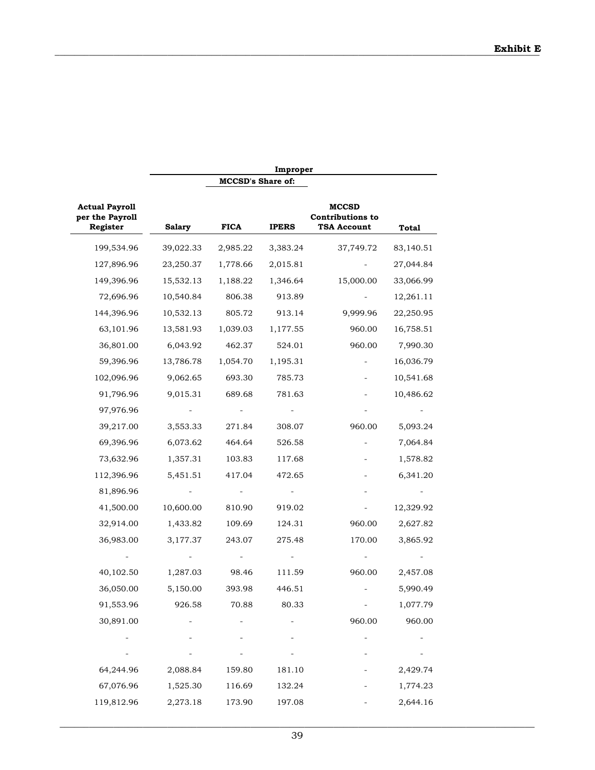**Exhibit E**

| Actual Payroll per the Payroll Register | Improper | | | | |
|---|---|---|---|---|---|
| | | MCCSD's Share of: | | | |
| | Salary | FICA | IPERS | MCCSD Contributions to TSA Account | Total |
| 199,534.96 | 39,022.33 | 2,985.22 | 3,383.24 | 37,749.72 | 83,140.51 |
| 127,896.96 | 23,250.37 | 1,778.66 | 2,015.81 | - | 27,044.84 |
| 149,396.96 | 15,532.13 | 1,188.22 | 1,346.64 | 15,000.00 | 33,066.99 |
| 72,696.96 | 10,540.84 | 806.38 | 913.89 | - | 12,261.11 |
| 144,396.96 | 10,532.13 | 805.72 | 913.14 | 9,999.96 | 22,250.95 |
| 63,101.96 | 13,581.93 | 1,039.03 | 1,177.55 | 960.00 | 16,758.51 |
| 36,801.00 | 6,043.92 | 462.37 | 524.01 | 960.00 | 7,990.30 |
| 59,396.96 | 13,786.78 | 1,054.70 | 1,195.31 | - | 16,036.79 |
| 102,096.96 | 9,062.65 | 693.30 | 785.73 | - | 10,541.68 |
| 91,796.96 | 9,015.31 | 689.68 | 781.63 | - | 10,486.62 |
| 97,976.96 | - | - | - | - | - |
| 39,217.00 | 3,553.33 | 271.84 | 308.07 | 960.00 | 5,093.24 |
| 69,396.96 | 6,073.62 | 464.64 | 526.58 | - | 7,064.84 |
| 73,632.96 | 1,357.31 | 103.83 | 117.68 | - | 1,578.82 |
| 112,396.96 | 5,451.51 | 417.04 | 472.65 | - | 6,341.20 |
| 81,896.96 | - | - | - | - | - |
| 41,500.00 | 10,600.00 | 810.90 | 919.02 | - | 12,329.92 |
| 32,914.00 | 1,433.82 | 109.69 | 124.31 | 960.00 | 2,627.82 |
| 36,983.00 | 3,177.37 | 243.07 | 275.48 | 170.00 | 3,865.92 |
| - | - | - | - | - | - |
| 40,102.50 | 1,287.03 | 98.46 | 111.59 | 960.00 | 2,457.08 |
| 36,050.00 | 5,150.00 | 393.98 | 446.51 | - | 5,990.49 |
| 91,553.96 | 926.58 | 70.88 | 80.33 | - | 1,077.79 |
| 30,891.00 | - | - | - | 960.00 | 960.00 |
| - | - | - | - | - | - |
| - | - | - | - | - | - |
| 64,244.96 | 2,088.84 | 159.80 | 181.10 | - | 2,429.74 |
| 67,076.96 | 1,525.30 | 116.69 | 132.24 | - | 1,774.23 |
| 119,812.96 | 2,273.18 | 173.90 | 197.08 | - | 2,644.16 |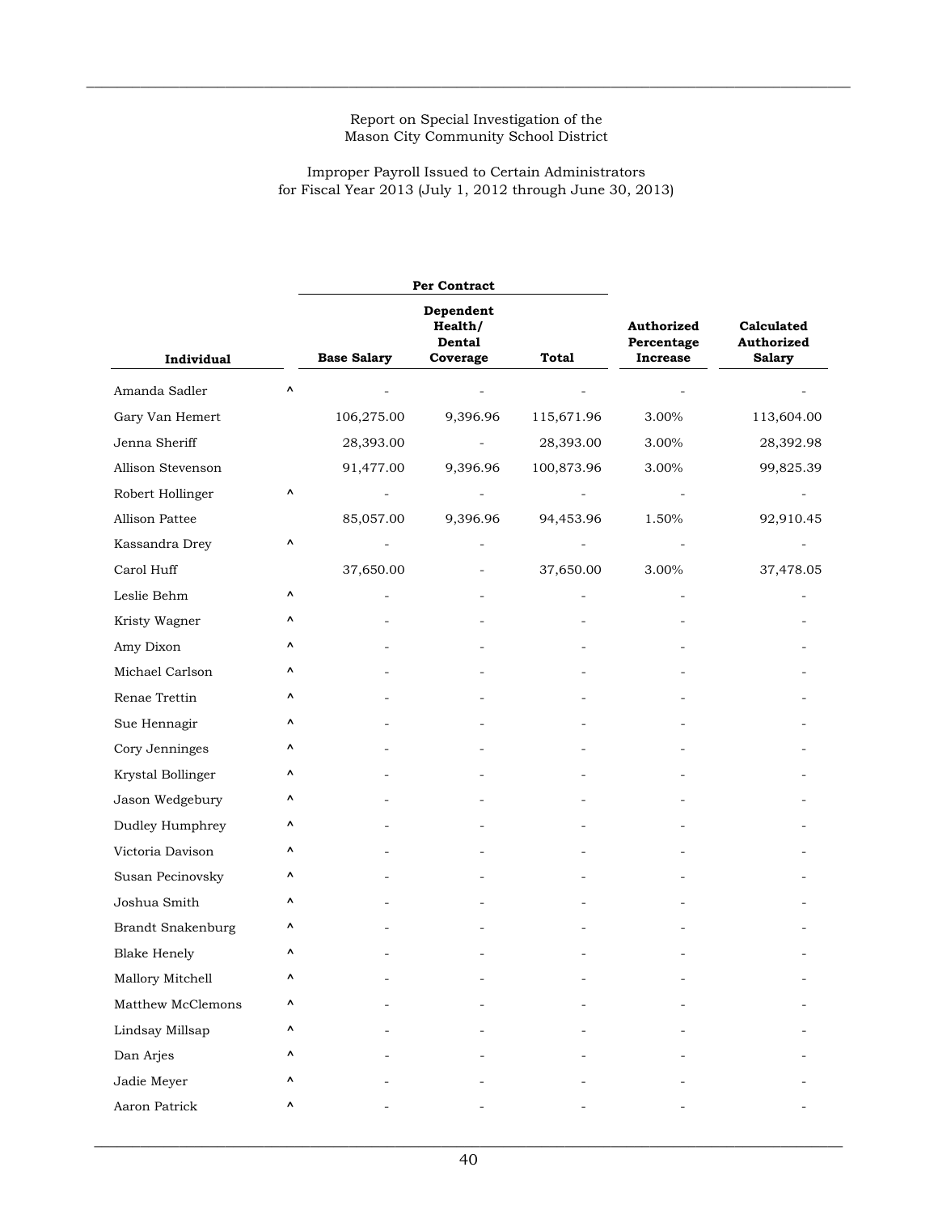Report on Special Investigation of the
Mason City Community School District

Improper Payroll Issued to Certain Administrators
for Fiscal Year 2013 (July 1, 2012 through June 30, 2013)

| | | Per Contract | | | | |
|---|---|---|---|---|---|---|
| **Individual** | | **Base Salary** | **Dependent Health/ Dental Coverage** | **Total** | **Authorized Percentage Increase** | **Calculated Authorized Salary** |
| Amanda Sadler | ^ | - | - | - | - | - |
| Gary Van Hemert | | 106,275.00 | 9,396.96 | 115,671.96 | 3.00% | 113,604.00 |
| Jenna Sheriff | | 28,393.00 | - | 28,393.00 | 3.00% | 28,392.98 |
| Allison Stevenson | | 91,477.00 | 9,396.96 | 100,873.96 | 3.00% | 99,825.39 |
| Robert Hollinger | ^ | - | - | - | - | - |
| Allison Pattee | | 85,057.00 | 9,396.96 | 94,453.96 | 1.50% | 92,910.45 |
| Kassandra Drey | ^ | - | - | - | - | - |
| Carol Huff | | 37,650.00 | - | 37,650.00 | 3.00% | 37,478.05 |
| Leslie Behm | ^ | - | - | - | - | - |
| Kristy Wagner | ^ | - | - | - | - | - |
| Amy Dixon | ^ | - | - | - | - | - |
| Michael Carlson | ^ | - | - | - | - | - |
| Renae Trettin | ^ | - | - | - | - | - |
| Sue Hennagir | ^ | - | - | - | - | - |
| Cory Jenninges | ^ | - | - | - | - | - |
| Krystal Bollinger | ^ | - | - | - | - | - |
| Jason Wedgebury | ^ | - | - | - | - | - |
| Dudley Humphrey | ^ | - | - | - | - | - |
| Victoria Davison | ^ | - | - | - | - | - |
| Susan Pecinovsky | ^ | - | - | - | - | - |
| Joshua Smith | ^ | - | - | - | - | - |
| Brandt Snakenburg | ^ | - | - | - | - | - |
| Blake Henely | ^ | - | - | - | - | - |
| Mallory Mitchell | ^ | - | - | - | - | - |
| Matthew McClemons | ^ | - | - | - | - | - |
| Lindsay Millsap | ^ | - | - | - | - | - |
| Dan Arjes | ^ | - | - | - | - | - |
| Jadie Meyer | ^ | - | - | - | - | - |
| Aaron Patrick | ^ | - | - | - | - | - |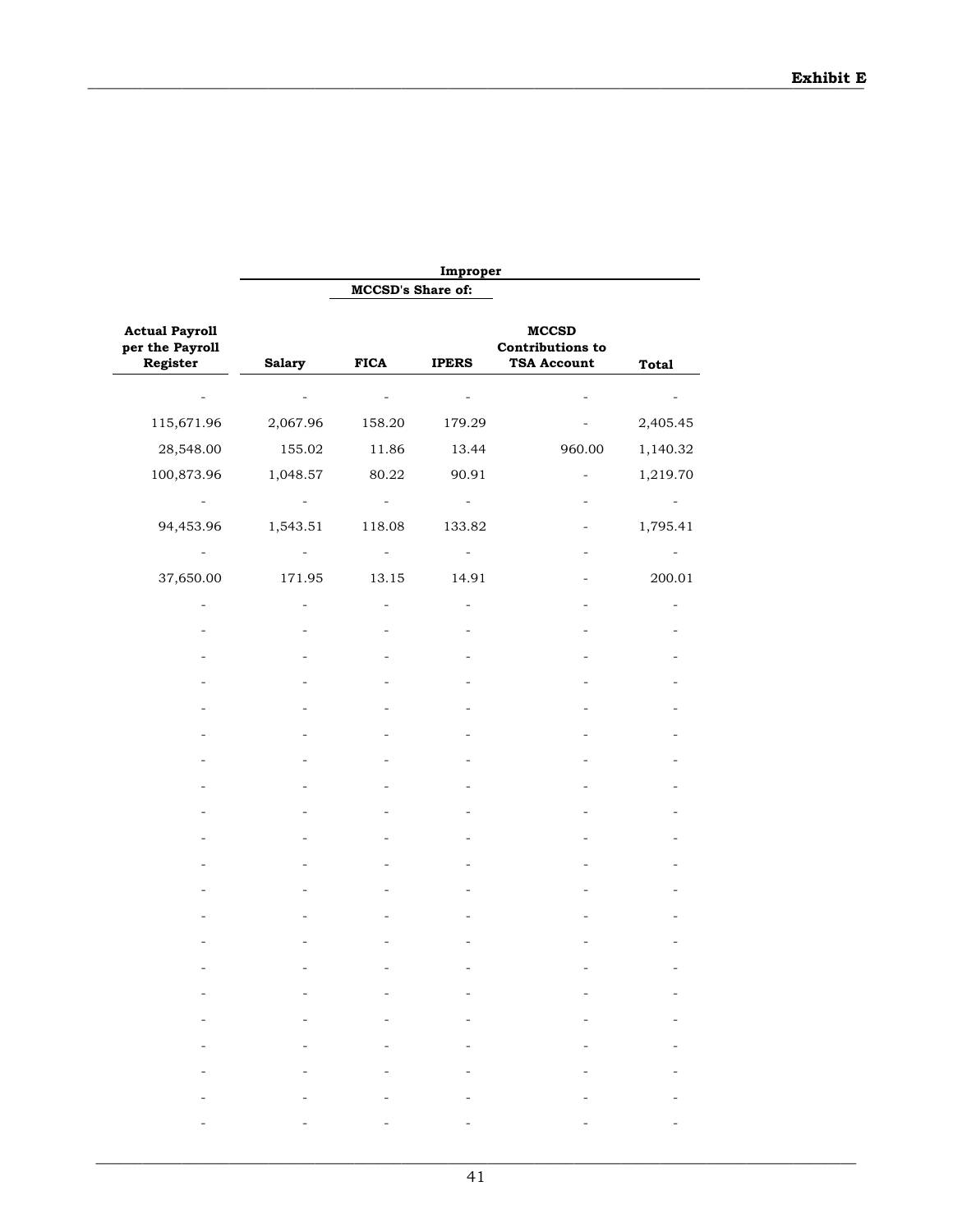**Exhibit E**

| Actual Payroll per the Payroll Register | Improper | | | | |
|---|---|---|---|---|---|
| | | MCCSD's Share of: | | | |
| | Salary | FICA | IPERS | MCCSD Contributions to TSA Account | Total |
| - | - | - | - | - | - |
| 115,671.96 | 2,067.96 | 158.20 | 179.29 | - | 2,405.45 |
| 28,548.00 | 155.02 | 11.86 | 13.44 | 960.00 | 1,140.32 |
| 100,873.96 | 1,048.57 | 80.22 | 90.91 | - | 1,219.70 |
| - | - | - | - | - | - |
| 94,453.96 | 1,543.51 | 118.08 | 133.82 | - | 1,795.41 |
| - | - | - | - | - | - |
| 37,650.00 | 171.95 | 13.15 | 14.91 | - | 200.01 |
| - | - | - | - | - | - |
| - | - | - | - | - | - |
| - | - | - | - | - | - |
| - | - | - | - | - | - |
| - | - | - | - | - | - |
| - | - | - | - | - | - |
| - | - | - | - | - | - |
| - | - | - | - | - | - |
| - | - | - | - | - | - |
| - | - | - | - | - | - |
| - | - | - | - | - | - |
| - | - | - | - | - | - |
| - | - | - | - | - | - |
| - | - | - | - | - | - |
| - | - | - | - | - | - |
| - | - | - | - | - | - |
| - | - | - | - | - | - |
| - | - | - | - | - | - |
| - | - | - | - | - | - |
| - | - | - | - | - | - |
| - | - | - | - | - | - |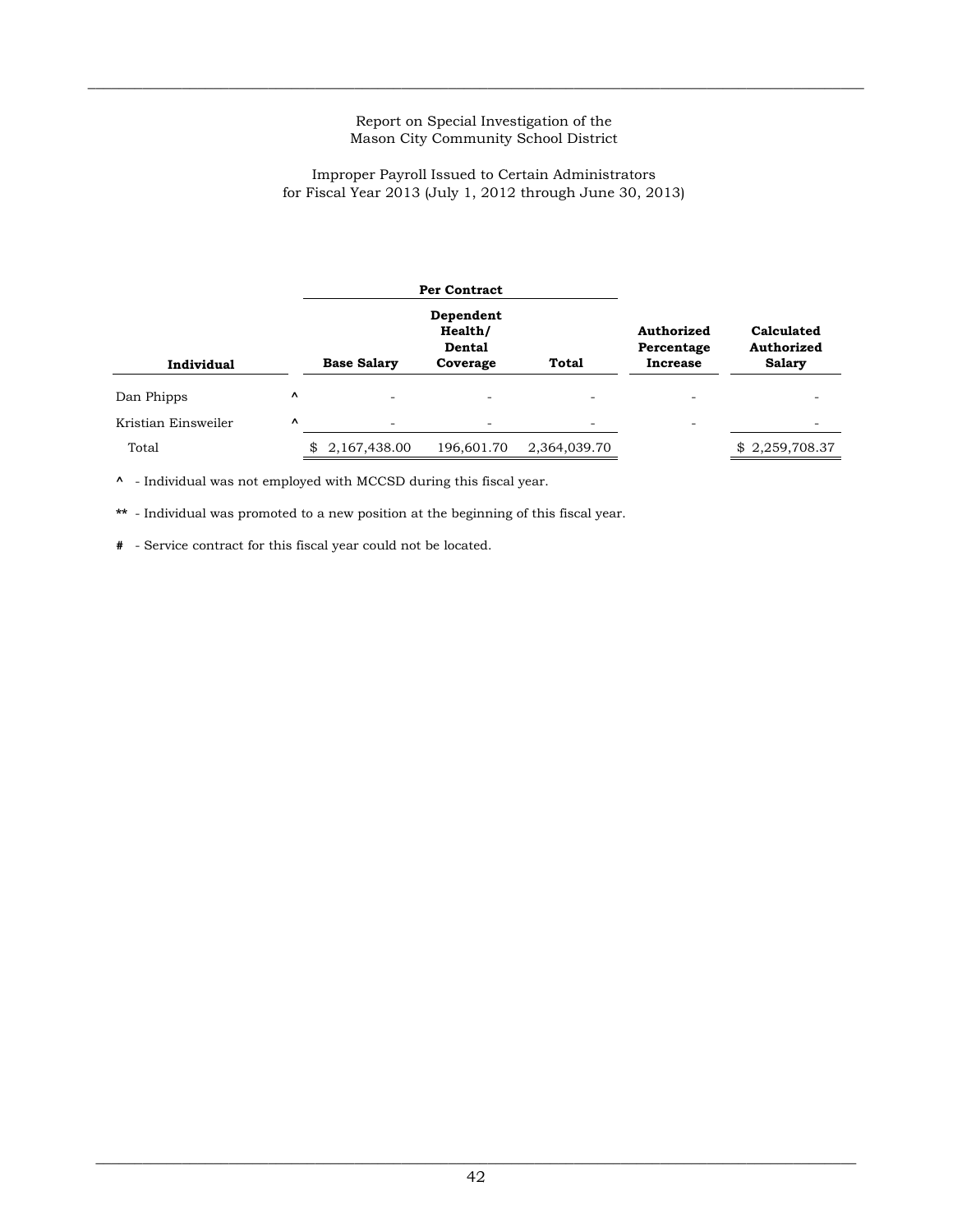Report on Special Investigation of the
Mason City Community School District

Improper Payroll Issued to Certain Administrators
for Fiscal Year 2013 (July 1, 2012 through June 30, 2013)

| Individual | | Per Contract | | | Authorized Percentage Increase | Calculated Authorized Salary |
|---|---|---|---|---|---|---|
| | | Base Salary | Dependent Health/ Dental Coverage | Total | | |
| Dan Phipps | ^ | - | - | - | - | - |
| Kristian Einsweiler | ^ | - | - | - | - | - |
| Total | | $ 2,167,438.00 | 196,601.70 | 2,364,039.70 | | $ 2,259,708.37 |

**^** - Individual was not employed with MCCSD during this fiscal year.

**\*\*** - Individual was promoted to a new position at the beginning of this fiscal year.

**#** - Service contract for this fiscal year could not be located.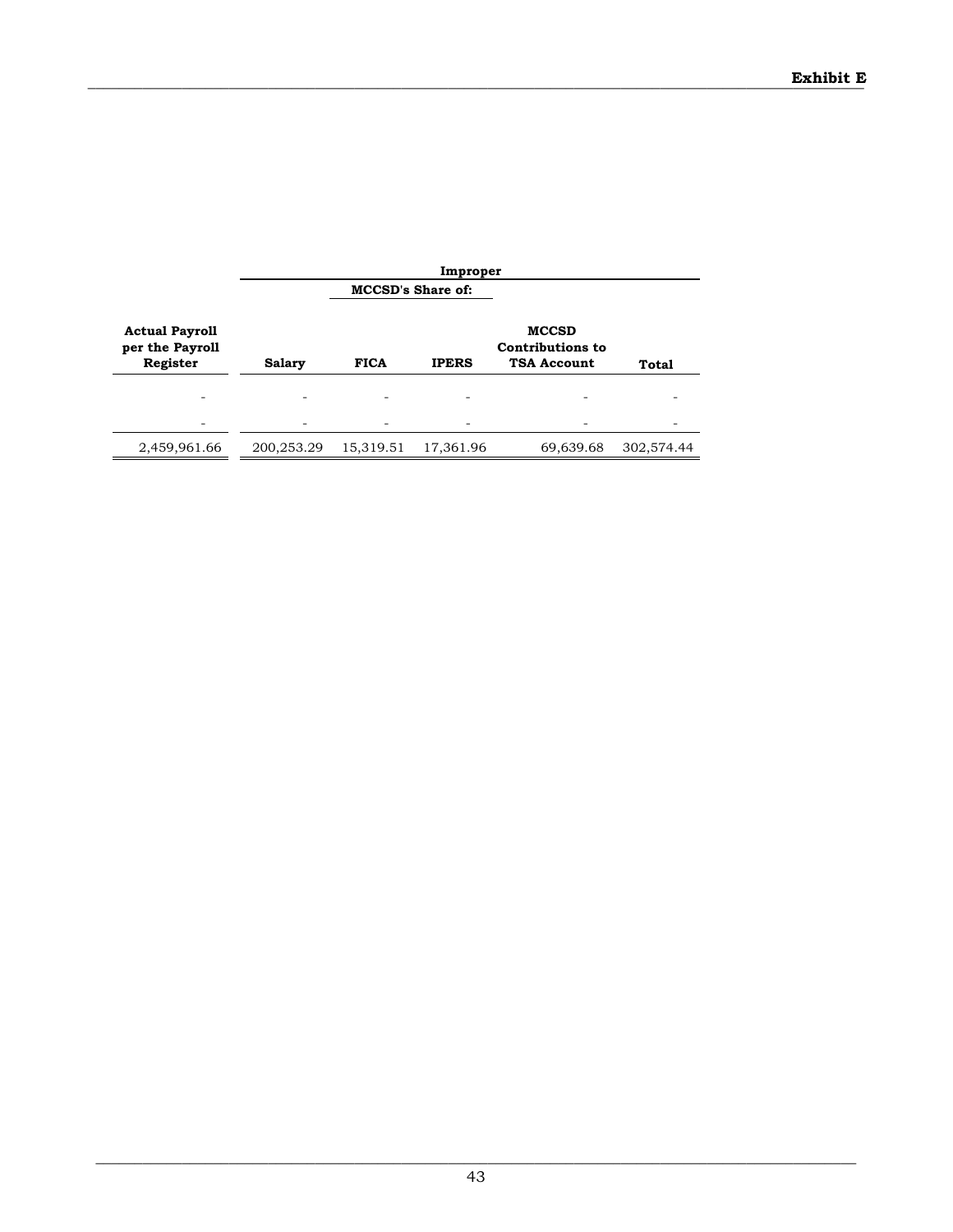**Exhibit E**

| Actual Payroll per the Payroll Register | Improper | | | | |
|---|---|---|---|---|---|
| | | MCCSD's Share of: | | | |
| | Salary | FICA | IPERS | MCCSD Contributions to TSA Account | Total |
| - | - | - | - | - | - |
| - | - | - | - | - | - |
| 2,459,961.66 | 200,253.29 | 15,319.51 | 17,361.96 | 69,639.68 | 302,574.44 |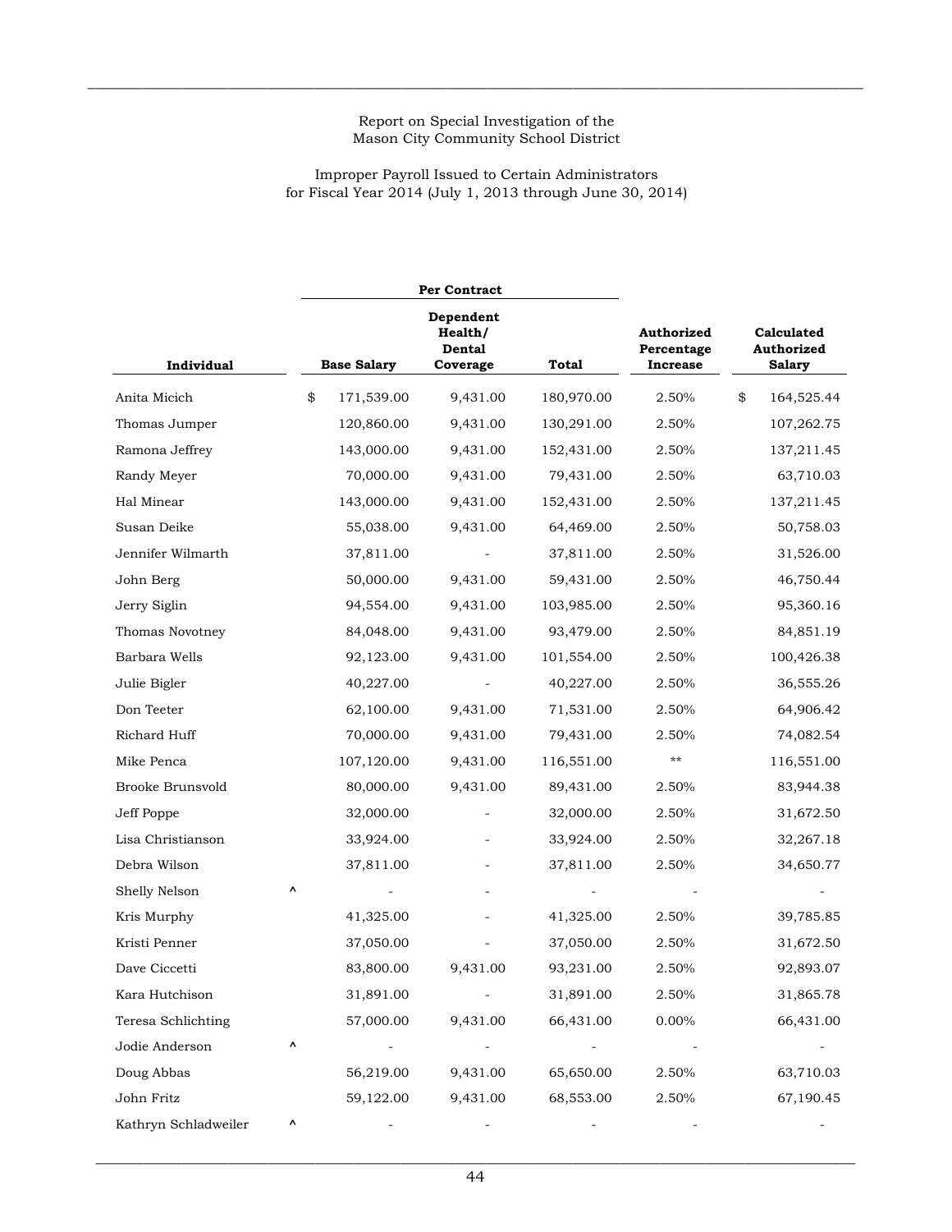Report on Special Investigation of the
Mason City Community School District

Improper Payroll Issued to Certain Administrators
for Fiscal Year 2014 (July 1, 2013 through June 30, 2014)

| Individual | | Per Contract | | | | |
|---|---|---|---|---|---|---|
| | | Base Salary | Dependent Health/ Dental Coverage | Total | Authorized Percentage Increase | Calculated Authorized Salary |
| Anita Micich | | $ 171,539.00 | 9,431.00 | 180,970.00 | 2.50% | $ 164,525.44 |
| Thomas Jumper | | 120,860.00 | 9,431.00 | 130,291.00 | 2.50% | 107,262.75 |
| Ramona Jeffrey | | 143,000.00 | 9,431.00 | 152,431.00 | 2.50% | 137,211.45 |
| Randy Meyer | | 70,000.00 | 9,431.00 | 79,431.00 | 2.50% | 63,710.03 |
| Hal Minear | | 143,000.00 | 9,431.00 | 152,431.00 | 2.50% | 137,211.45 |
| Susan Deike | | 55,038.00 | 9,431.00 | 64,469.00 | 2.50% | 50,758.03 |
| Jennifer Wilmarth | | 37,811.00 | - | 37,811.00 | 2.50% | 31,526.00 |
| John Berg | | 50,000.00 | 9,431.00 | 59,431.00 | 2.50% | 46,750.44 |
| Jerry Siglin | | 94,554.00 | 9,431.00 | 103,985.00 | 2.50% | 95,360.16 |
| Thomas Novotney | | 84,048.00 | 9,431.00 | 93,479.00 | 2.50% | 84,851.19 |
| Barbara Wells | | 92,123.00 | 9,431.00 | 101,554.00 | 2.50% | 100,426.38 |
| Julie Bigler | | 40,227.00 | - | 40,227.00 | 2.50% | 36,555.26 |
| Don Teeter | | 62,100.00 | 9,431.00 | 71,531.00 | 2.50% | 64,906.42 |
| Richard Huff | | 70,000.00 | 9,431.00 | 79,431.00 | 2.50% | 74,082.54 |
| Mike Penca | | 107,120.00 | 9,431.00 | 116,551.00 | ** | 116,551.00 |
| Brooke Brunsvold | | 80,000.00 | 9,431.00 | 89,431.00 | 2.50% | 83,944.38 |
| Jeff Poppe | | 32,000.00 | - | 32,000.00 | 2.50% | 31,672.50 |
| Lisa Christianson | | 33,924.00 | - | 33,924.00 | 2.50% | 32,267.18 |
| Debra Wilson | | 37,811.00 | - | 37,811.00 | 2.50% | 34,650.77 |
| Shelly Nelson | ^ | - | - | - | - | - |
| Kris Murphy | | 41,325.00 | - | 41,325.00 | 2.50% | 39,785.85 |
| Kristi Penner | | 37,050.00 | - | 37,050.00 | 2.50% | 31,672.50 |
| Dave Ciccetti | | 83,800.00 | 9,431.00 | 93,231.00 | 2.50% | 92,893.07 |
| Kara Hutchison | | 31,891.00 | - | 31,891.00 | 2.50% | 31,865.78 |
| Teresa Schlichting | | 57,000.00 | 9,431.00 | 66,431.00 | 0.00% | 66,431.00 |
| Jodie Anderson | ^ | - | - | - | - | - |
| Doug Abbas | | 56,219.00 | 9,431.00 | 65,650.00 | 2.50% | 63,710.03 |
| John Fritz | | 59,122.00 | 9,431.00 | 68,553.00 | 2.50% | 67,190.45 |
| Kathryn Schladweiler | ^ | - | - | - | - | - |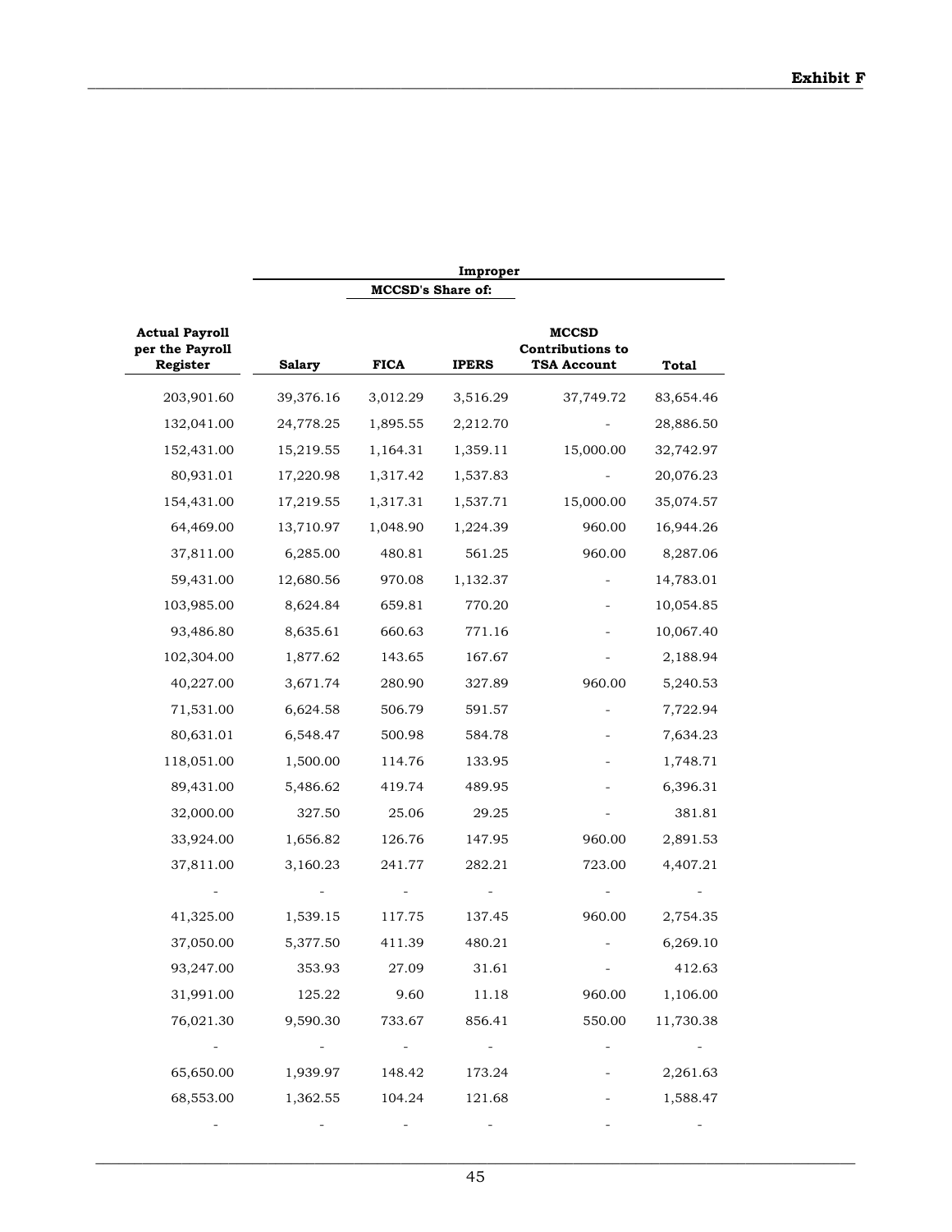**Exhibit F**

| | Improper | | | | |
|---|---|---|---|---|---|
| | | MCCSD's Share of: | | | |
| Actual Payroll per the Payroll Register | Salary | FICA | IPERS | MCCSD Contributions to TSA Account | Total |
| 203,901.60 | 39,376.16 | 3,012.29 | 3,516.29 | 37,749.72 | 83,654.46 |
| 132,041.00 | 24,778.25 | 1,895.55 | 2,212.70 | - | 28,886.50 |
| 152,431.00 | 15,219.55 | 1,164.31 | 1,359.11 | 15,000.00 | 32,742.97 |
| 80,931.01 | 17,220.98 | 1,317.42 | 1,537.83 | - | 20,076.23 |
| 154,431.00 | 17,219.55 | 1,317.31 | 1,537.71 | 15,000.00 | 35,074.57 |
| 64,469.00 | 13,710.97 | 1,048.90 | 1,224.39 | 960.00 | 16,944.26 |
| 37,811.00 | 6,285.00 | 480.81 | 561.25 | 960.00 | 8,287.06 |
| 59,431.00 | 12,680.56 | 970.08 | 1,132.37 | - | 14,783.01 |
| 103,985.00 | 8,624.84 | 659.81 | 770.20 | - | 10,054.85 |
| 93,486.80 | 8,635.61 | 660.63 | 771.16 | - | 10,067.40 |
| 102,304.00 | 1,877.62 | 143.65 | 167.67 | - | 2,188.94 |
| 40,227.00 | 3,671.74 | 280.90 | 327.89 | 960.00 | 5,240.53 |
| 71,531.00 | 6,624.58 | 506.79 | 591.57 | - | 7,722.94 |
| 80,631.01 | 6,548.47 | 500.98 | 584.78 | - | 7,634.23 |
| 118,051.00 | 1,500.00 | 114.76 | 133.95 | - | 1,748.71 |
| 89,431.00 | 5,486.62 | 419.74 | 489.95 | - | 6,396.31 |
| 32,000.00 | 327.50 | 25.06 | 29.25 | - | 381.81 |
| 33,924.00 | 1,656.82 | 126.76 | 147.95 | 960.00 | 2,891.53 |
| 37,811.00 | 3,160.23 | 241.77 | 282.21 | 723.00 | 4,407.21 |
| - | - | - | - | - | - |
| 41,325.00 | 1,539.15 | 117.75 | 137.45 | 960.00 | 2,754.35 |
| 37,050.00 | 5,377.50 | 411.39 | 480.21 | - | 6,269.10 |
| 93,247.00 | 353.93 | 27.09 | 31.61 | - | 412.63 |
| 31,991.00 | 125.22 | 9.60 | 11.18 | 960.00 | 1,106.00 |
| 76,021.30 | 9,590.30 | 733.67 | 856.41 | 550.00 | 11,730.38 |
| - | - | - | - | - | - |
| 65,650.00 | 1,939.97 | 148.42 | 173.24 | - | 2,261.63 |
| 68,553.00 | 1,362.55 | 104.24 | 121.68 | - | 1,588.47 |
| - | - | - | - | - | - |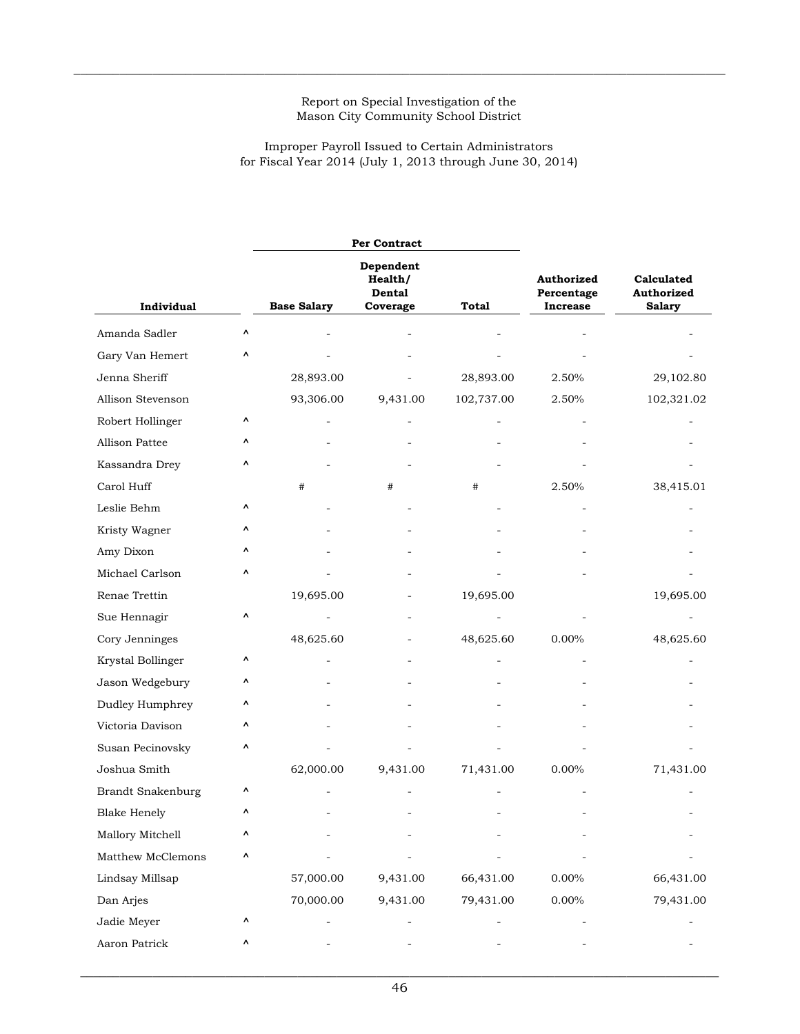Report on Special Investigation of the
Mason City Community School District

Improper Payroll Issued to Certain Administrators
for Fiscal Year 2014 (July 1, 2013 through June 30, 2014)

| Individual | | Per Contract | | | Authorized Percentage Increase | Calculated Authorized Salary |
|---|---|---|---|---|---|---|
| | | Base Salary | Dependent Health/ Dental Coverage | Total | | |
| Amanda Sadler | ^ | - | - | - | - | - |
| Gary Van Hemert | ^ | - | - | - | - | - |
| Jenna Sheriff | | 28,893.00 | - | 28,893.00 | 2.50% | 29,102.80 |
| Allison Stevenson | | 93,306.00 | 9,431.00 | 102,737.00 | 2.50% | 102,321.02 |
| Robert Hollinger | ^ | - | - | - | - | - |
| Allison Pattee | ^ | - | - | - | - | - |
| Kassandra Drey | ^ | - | - | - | - | - |
| Carol Huff | | # | # | # | 2.50% | 38,415.01 |
| Leslie Behm | ^ | - | - | - | - | - |
| Kristy Wagner | ^ | - | - | - | - | - |
| Amy Dixon | ^ | - | - | - | - | - |
| Michael Carlson | ^ | - | - | - | - | - |
| Renae Trettin | | 19,695.00 | - | 19,695.00 | | 19,695.00 |
| Sue Hennagir | ^ | - | - | - | - | - |
| Cory Jenninges | | 48,625.60 | - | 48,625.60 | 0.00% | 48,625.60 |
| Krystal Bollinger | ^ | - | - | - | - | - |
| Jason Wedgebury | ^ | - | - | - | - | - |
| Dudley Humphrey | ^ | - | - | - | - | - |
| Victoria Davison | ^ | - | - | - | - | - |
| Susan Pecinovsky | ^ | - | - | - | - | - |
| Joshua Smith | | 62,000.00 | 9,431.00 | 71,431.00 | 0.00% | 71,431.00 |
| Brandt Snakenburg | ^ | - | - | - | - | - |
| Blake Henely | ^ | - | - | - | - | - |
| Mallory Mitchell | ^ | - | - | - | - | - |
| Matthew McClemons | ^ | - | - | - | - | - |
| Lindsay Millsap | | 57,000.00 | 9,431.00 | 66,431.00 | 0.00% | 66,431.00 |
| Dan Arjes | | 70,000.00 | 9,431.00 | 79,431.00 | 0.00% | 79,431.00 |
| Jadie Meyer | ^ | - | - | - | - | - |
| Aaron Patrick | ^ | - | - | - | - | - |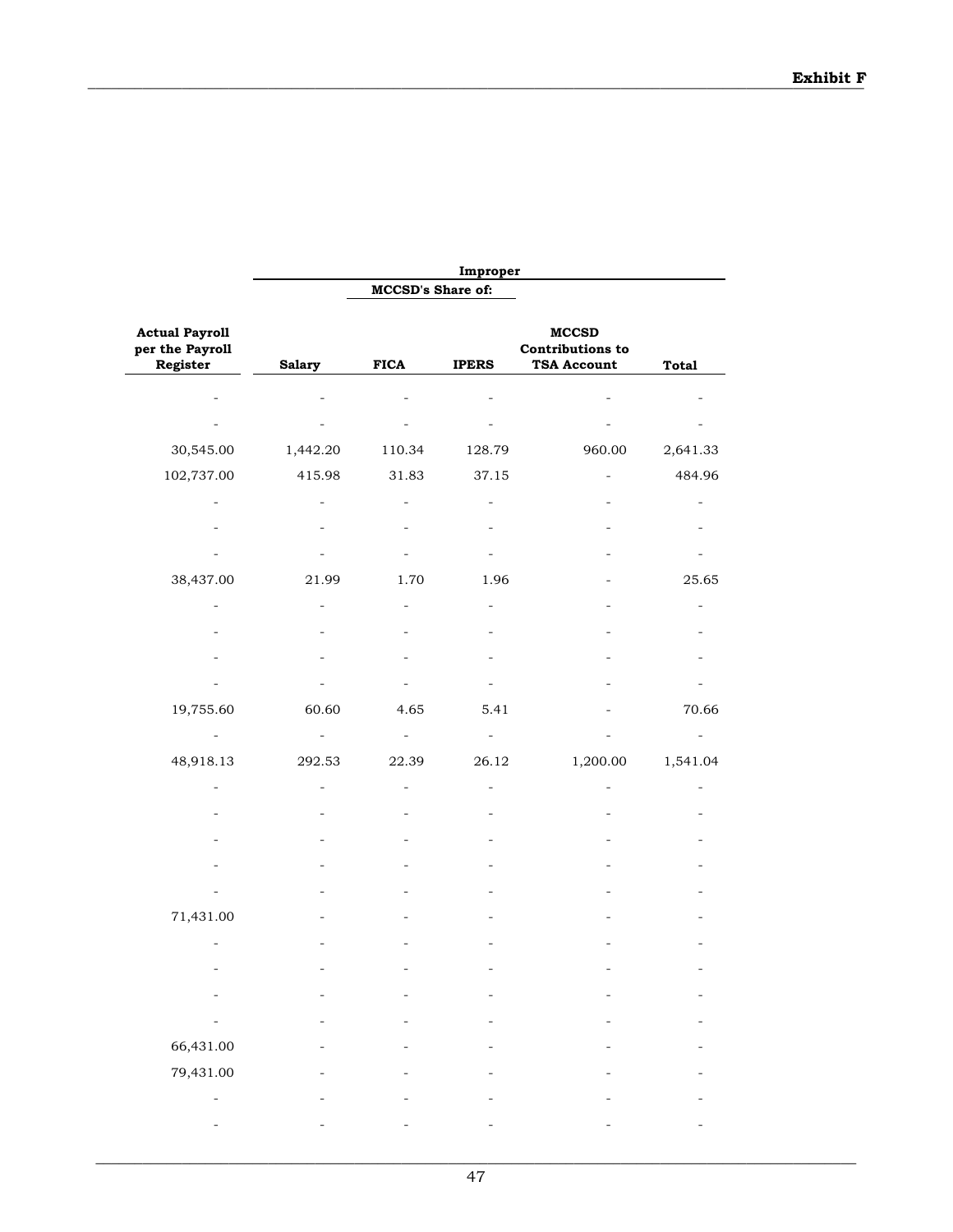**Exhibit F**

| Actual Payroll per the Payroll Register | Improper | | | | |
|---|---|---|---|---|---|
| | MCCSD's Share of: | | | | |
| | Salary | FICA | IPERS | MCCSD Contributions to TSA Account | Total |
| - | - | - | - | - | - |
| - | - | - | - | - | - |
| 30,545.00 | 1,442.20 | 110.34 | 128.79 | 960.00 | 2,641.33 |
| 102,737.00 | 415.98 | 31.83 | 37.15 | - | 484.96 |
| - | - | - | - | - | - |
| - | - | - | - | - | - |
| - | - | - | - | - | - |
| 38,437.00 | 21.99 | 1.70 | 1.96 | - | 25.65 |
| - | - | - | - | - | - |
| - | - | - | - | - | - |
| - | - | - | - | - | - |
| - | - | - | - | - | - |
| 19,755.60 | 60.60 | 4.65 | 5.41 | - | 70.66 |
| - | - | - | - | - | - |
| 48,918.13 | 292.53 | 22.39 | 26.12 | 1,200.00 | 1,541.04 |
| - | - | - | - | - | - |
| - | - | - | - | - | - |
| - | - | - | - | - | - |
| - | - | - | - | - | - |
| - | - | - | - | - | - |
| 71,431.00 | - | - | - | - | - |
| - | - | - | - | - | - |
| - | - | - | - | - | - |
| - | - | - | - | - | - |
| - | - | - | - | - | - |
| 66,431.00 | - | - | - | - | - |
| 79,431.00 | - | - | - | - | - |
| - | - | - | - | - | - |
| - | - | - | - | - | - |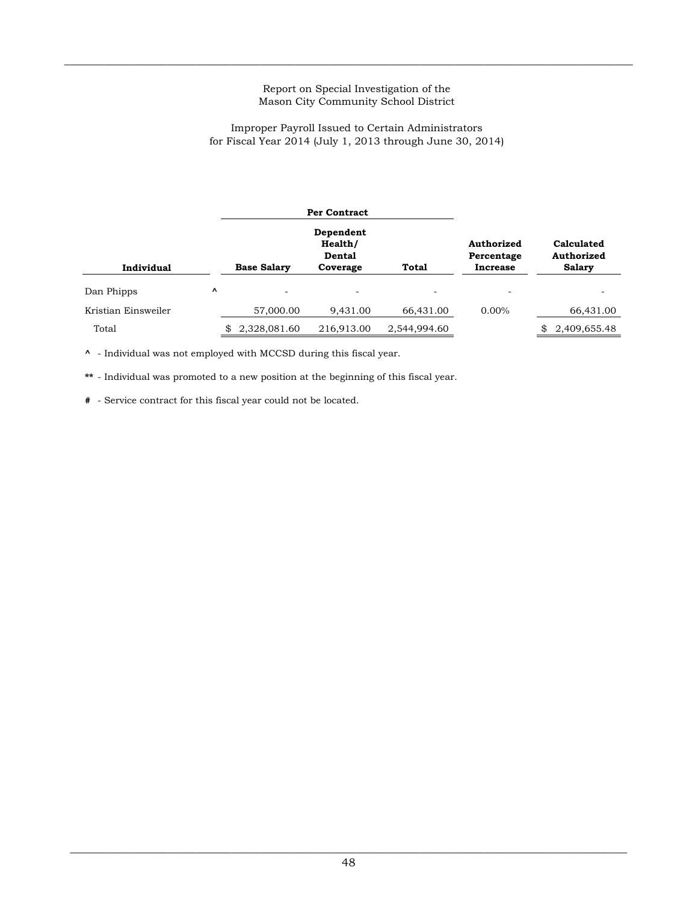Report on Special Investigation of the
Mason City Community School District

Improper Payroll Issued to Certain Administrators
for Fiscal Year 2014 (July 1, 2013 through June 30, 2014)

| | | Per Contract | | | | |
|---|---|---|---|---|---|---|
| **Individual** | | **Base Salary** | **Dependent Health/ Dental Coverage** | **Total** | **Authorized Percentage Increase** | **Calculated Authorized Salary** |
| Dan Phipps | ^ | - | - | - | - | - |
| Kristian Einsweiler | | 57,000.00 | 9,431.00 | 66,431.00 | 0.00% | 66,431.00 |
| Total | | $ 2,328,081.60 | 216,913.00 | 2,544,994.60 | | $ 2,409,655.48 |

**^** - Individual was not employed with MCCSD during this fiscal year.

**\*\*** - Individual was promoted to a new position at the beginning of this fiscal year.

**#** - Service contract for this fiscal year could not be located.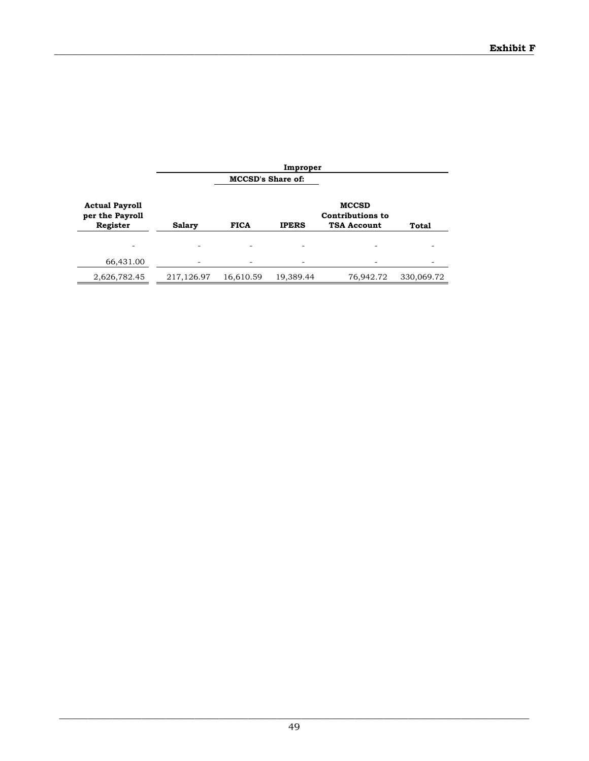**Exhibit F**

| Actual Payroll per the Payroll Register | Improper | | | | |
|---|---|---|---|---|---|
| | MCCSD's Share of: | | | | |
| | Salary | FICA | IPERS | MCCSD Contributions to TSA Account | Total |
| - | - | - | - | - | - |
| 66,431.00 | - | - | - | - | - |
| 2,626,782.45 | 217,126.97 | 16,610.59 | 19,389.44 | 76,942.72 | 330,069.72 |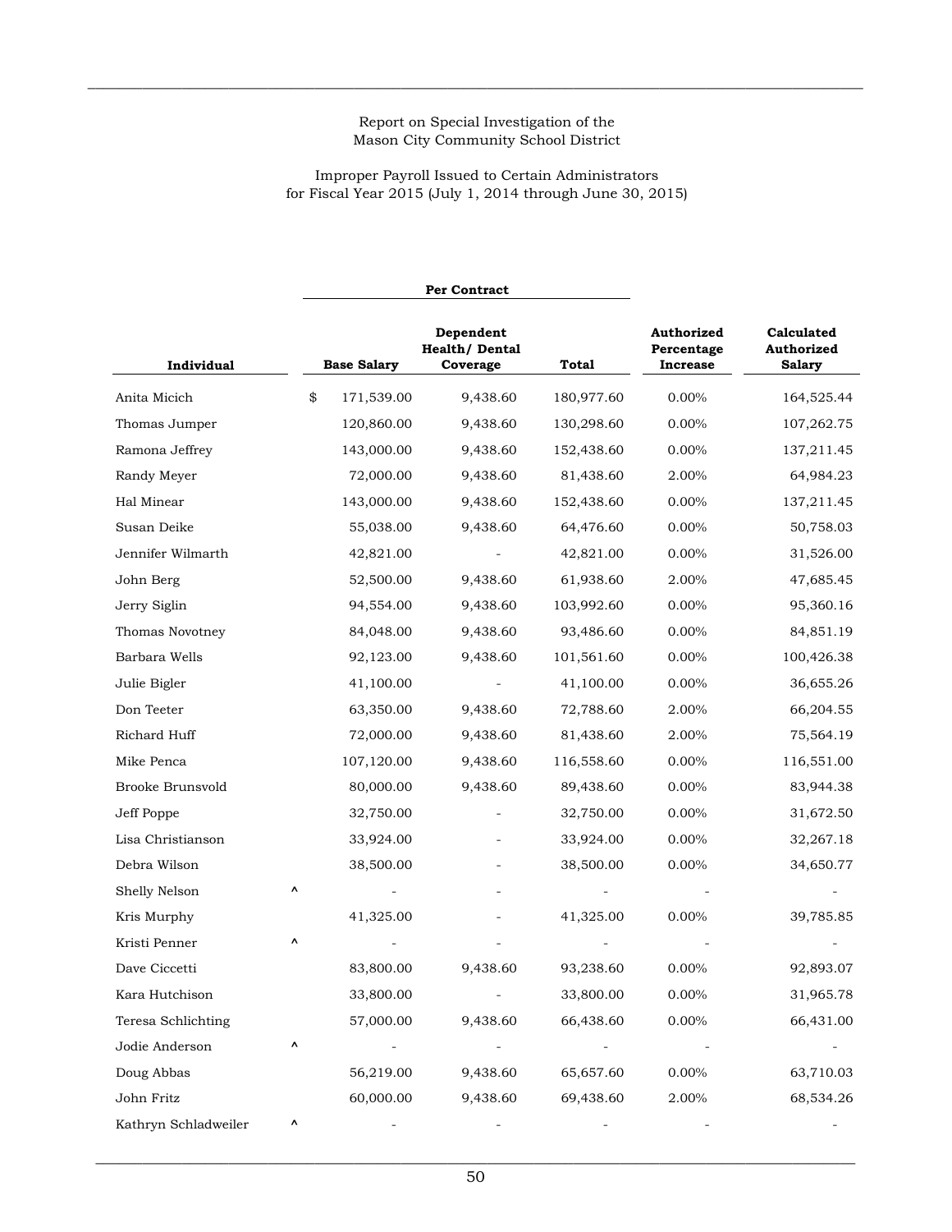Report on Special Investigation of the
Mason City Community School District

Improper Payroll Issued to Certain Administrators
for Fiscal Year 2015 (July 1, 2014 through June 30, 2015)

| | | Per Contract | | | | |
|---|---|---|---|---|---|---|
| **Individual** | | **Base Salary** | **Dependent Health/ Dental Coverage** | **Total** | **Authorized Percentage Increase** | **Calculated Authorized Salary** |
| Anita Micich | | $ 171,539.00 | 9,438.60 | 180,977.60 | 0.00% | 164,525.44 |
| Thomas Jumper | | 120,860.00 | 9,438.60 | 130,298.60 | 0.00% | 107,262.75 |
| Ramona Jeffrey | | 143,000.00 | 9,438.60 | 152,438.60 | 0.00% | 137,211.45 |
| Randy Meyer | | 72,000.00 | 9,438.60 | 81,438.60 | 2.00% | 64,984.23 |
| Hal Minear | | 143,000.00 | 9,438.60 | 152,438.60 | 0.00% | 137,211.45 |
| Susan Deike | | 55,038.00 | 9,438.60 | 64,476.60 | 0.00% | 50,758.03 |
| Jennifer Wilmarth | | 42,821.00 | - | 42,821.00 | 0.00% | 31,526.00 |
| John Berg | | 52,500.00 | 9,438.60 | 61,938.60 | 2.00% | 47,685.45 |
| Jerry Siglin | | 94,554.00 | 9,438.60 | 103,992.60 | 0.00% | 95,360.16 |
| Thomas Novotney | | 84,048.00 | 9,438.60 | 93,486.60 | 0.00% | 84,851.19 |
| Barbara Wells | | 92,123.00 | 9,438.60 | 101,561.60 | 0.00% | 100,426.38 |
| Julie Bigler | | 41,100.00 | - | 41,100.00 | 0.00% | 36,655.26 |
| Don Teeter | | 63,350.00 | 9,438.60 | 72,788.60 | 2.00% | 66,204.55 |
| Richard Huff | | 72,000.00 | 9,438.60 | 81,438.60 | 2.00% | 75,564.19 |
| Mike Penca | | 107,120.00 | 9,438.60 | 116,558.60 | 0.00% | 116,551.00 |
| Brooke Brunsvold | | 80,000.00 | 9,438.60 | 89,438.60 | 0.00% | 83,944.38 |
| Jeff Poppe | | 32,750.00 | - | 32,750.00 | 0.00% | 31,672.50 |
| Lisa Christianson | | 33,924.00 | - | 33,924.00 | 0.00% | 32,267.18 |
| Debra Wilson | | 38,500.00 | - | 38,500.00 | 0.00% | 34,650.77 |
| Shelly Nelson | ^ | - | - | - | - | - |
| Kris Murphy | | 41,325.00 | - | 41,325.00 | 0.00% | 39,785.85 |
| Kristi Penner | ^ | - | - | - | - | - |
| Dave Ciccetti | | 83,800.00 | 9,438.60 | 93,238.60 | 0.00% | 92,893.07 |
| Kara Hutchison | | 33,800.00 | - | 33,800.00 | 0.00% | 31,965.78 |
| Teresa Schlichting | | 57,000.00 | 9,438.60 | 66,438.60 | 0.00% | 66,431.00 |
| Jodie Anderson | ^ | - | - | - | - | - |
| Doug Abbas | | 56,219.00 | 9,438.60 | 65,657.60 | 0.00% | 63,710.03 |
| John Fritz | | 60,000.00 | 9,438.60 | 69,438.60 | 2.00% | 68,534.26 |
| Kathryn Schladweiler | ^ | - | - | - | - | - |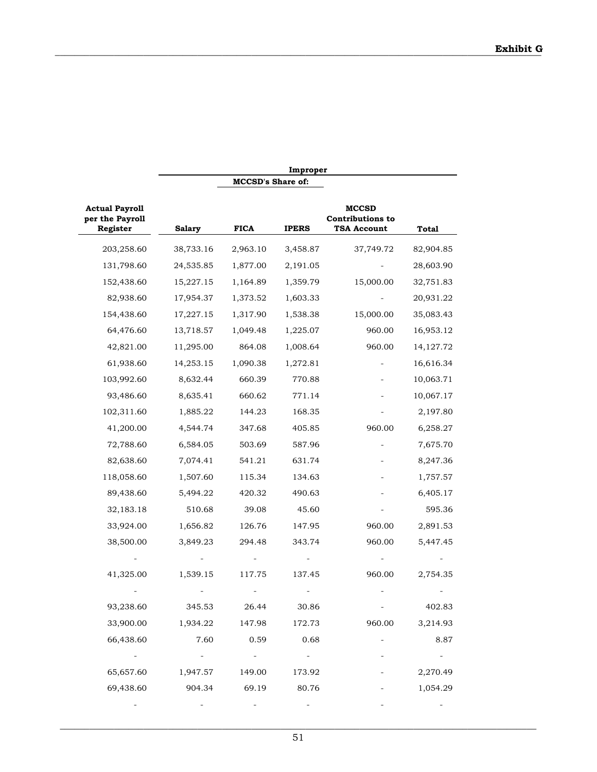**Exhibit G**

| Actual Payroll per the Payroll Register | Improper MCCSD's Share of: Salary | FICA | IPERS | MCCSD Contributions to TSA Account | Total |
|---|---|---|---|---|---|
| 203,258.60 | 38,733.16 | 2,963.10 | 3,458.87 | 37,749.72 | 82,904.85 |
| 131,798.60 | 24,535.85 | 1,877.00 | 2,191.05 | - | 28,603.90 |
| 152,438.60 | 15,227.15 | 1,164.89 | 1,359.79 | 15,000.00 | 32,751.83 |
| 82,938.60 | 17,954.37 | 1,373.52 | 1,603.33 | - | 20,931.22 |
| 154,438.60 | 17,227.15 | 1,317.90 | 1,538.38 | 15,000.00 | 35,083.43 |
| 64,476.60 | 13,718.57 | 1,049.48 | 1,225.07 | 960.00 | 16,953.12 |
| 42,821.00 | 11,295.00 | 864.08 | 1,008.64 | 960.00 | 14,127.72 |
| 61,938.60 | 14,253.15 | 1,090.38 | 1,272.81 | - | 16,616.34 |
| 103,992.60 | 8,632.44 | 660.39 | 770.88 | - | 10,063.71 |
| 93,486.60 | 8,635.41 | 660.62 | 771.14 | - | 10,067.17 |
| 102,311.60 | 1,885.22 | 144.23 | 168.35 | - | 2,197.80 |
| 41,200.00 | 4,544.74 | 347.68 | 405.85 | 960.00 | 6,258.27 |
| 72,788.60 | 6,584.05 | 503.69 | 587.96 | - | 7,675.70 |
| 82,638.60 | 7,074.41 | 541.21 | 631.74 | - | 8,247.36 |
| 118,058.60 | 1,507.60 | 115.34 | 134.63 | - | 1,757.57 |
| 89,438.60 | 5,494.22 | 420.32 | 490.63 | - | 6,405.17 |
| 32,183.18 | 510.68 | 39.08 | 45.60 | - | 595.36 |
| 33,924.00 | 1,656.82 | 126.76 | 147.95 | 960.00 | 2,891.53 |
| 38,500.00 | 3,849.23 | 294.48 | 343.74 | 960.00 | 5,447.45 |
| - | - | - | - | - | - |
| 41,325.00 | 1,539.15 | 117.75 | 137.45 | 960.00 | 2,754.35 |
| - | - | - | - | - | - |
| 93,238.60 | 345.53 | 26.44 | 30.86 | - | 402.83 |
| 33,900.00 | 1,934.22 | 147.98 | 172.73 | 960.00 | 3,214.93 |
| 66,438.60 | 7.60 | 0.59 | 0.68 | - | 8.87 |
| - | - | - | - | - | - |
| 65,657.60 | 1,947.57 | 149.00 | 173.92 | - | 2,270.49 |
| 69,438.60 | 904.34 | 69.19 | 80.76 | - | 1,054.29 |
| - | - | - | - | - | - |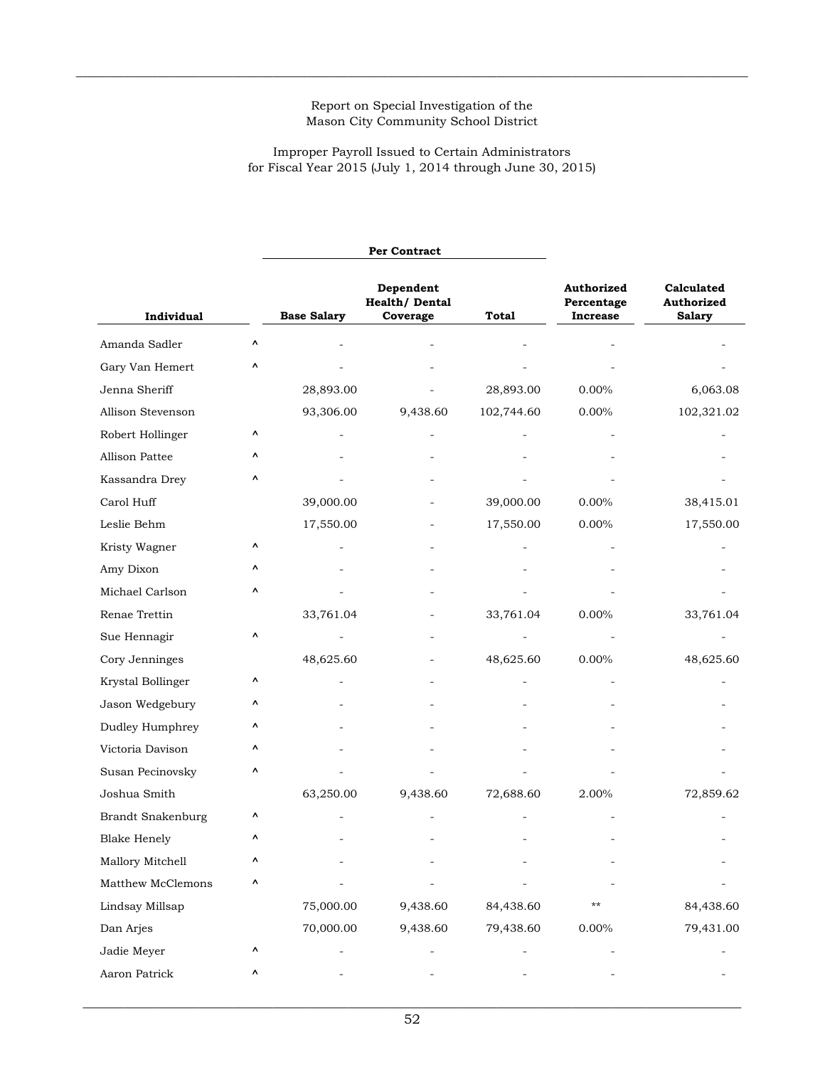Report on Special Investigation of the
Mason City Community School District

Improper Payroll Issued to Certain Administrators
for Fiscal Year 2015 (July 1, 2014 through June 30, 2015)

| Individual | | Per Contract | | | Authorized Percentage Increase | Calculated Authorized Salary |
|---|---|---|---|---|---|---|
| | | Base Salary | Dependent Health/ Dental Coverage | Total | | |
| Amanda Sadler | ^ | - | - | - | - | - |
| Gary Van Hemert | ^ | - | - | - | - | - |
| Jenna Sheriff | | 28,893.00 | - | 28,893.00 | 0.00% | 6,063.08 |
| Allison Stevenson | | 93,306.00 | 9,438.60 | 102,744.60 | 0.00% | 102,321.02 |
| Robert Hollinger | ^ | - | - | - | - | - |
| Allison Pattee | ^ | - | - | - | - | - |
| Kassandra Drey | ^ | - | - | - | - | - |
| Carol Huff | | 39,000.00 | - | 39,000.00 | 0.00% | 38,415.01 |
| Leslie Behm | | 17,550.00 | - | 17,550.00 | 0.00% | 17,550.00 |
| Kristy Wagner | ^ | - | - | - | - | - |
| Amy Dixon | ^ | - | - | - | - | - |
| Michael Carlson | ^ | - | - | - | - | - |
| Renae Trettin | | 33,761.04 | - | 33,761.04 | 0.00% | 33,761.04 |
| Sue Hennagir | ^ | - | - | - | - | - |
| Cory Jenninges | | 48,625.60 | - | 48,625.60 | 0.00% | 48,625.60 |
| Krystal Bollinger | ^ | - | - | - | - | - |
| Jason Wedgebury | ^ | - | - | - | - | - |
| Dudley Humphrey | ^ | - | - | - | - | - |
| Victoria Davison | ^ | - | - | - | - | - |
| Susan Pecinovsky | ^ | - | - | - | - | - |
| Joshua Smith | | 63,250.00 | 9,438.60 | 72,688.60 | 2.00% | 72,859.62 |
| Brandt Snakenburg | ^ | - | - | - | - | - |
| Blake Henely | ^ | - | - | - | - | - |
| Mallory Mitchell | ^ | - | - | - | - | - |
| Matthew McClemons | ^ | - | - | - | - | - |
| Lindsay Millsap | | 75,000.00 | 9,438.60 | 84,438.60 | ** | 84,438.60 |
| Dan Arjes | | 70,000.00 | 9,438.60 | 79,438.60 | 0.00% | 79,431.00 |
| Jadie Meyer | ^ | - | - | - | - | - |
| Aaron Patrick | ^ | - | - | - | - | - |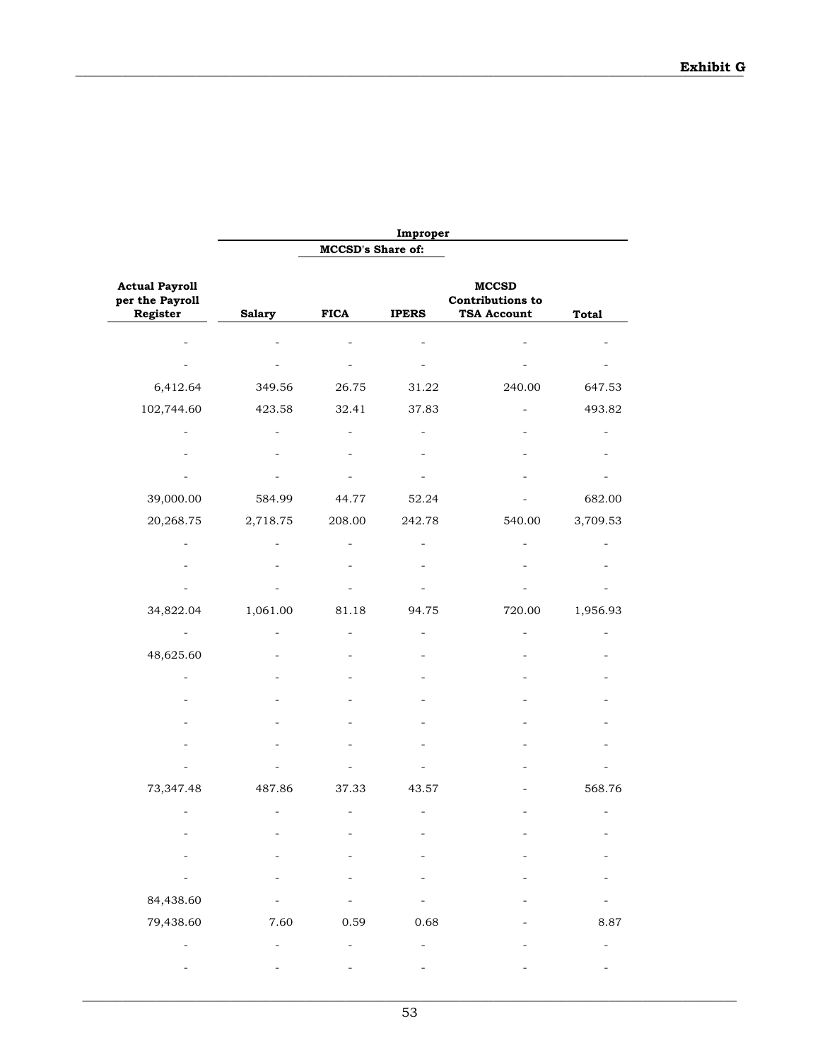**Exhibit G**

| Actual Payroll per the Payroll Register | Improper | | | | |
|---|---|---|---|---|---|
| | MCCSD's Share of: | | | | |
| | Salary | FICA | IPERS | MCCSD Contributions to TSA Account | Total |
| - | - | - | - | - | - |
| - | - | - | - | - | - |
| 6,412.64 | 349.56 | 26.75 | 31.22 | 240.00 | 647.53 |
| 102,744.60 | 423.58 | 32.41 | 37.83 | - | 493.82 |
| - | - | - | - | - | - |
| - | - | - | - | - | - |
| - | - | - | - | - | - |
| 39,000.00 | 584.99 | 44.77 | 52.24 | - | 682.00 |
| 20,268.75 | 2,718.75 | 208.00 | 242.78 | 540.00 | 3,709.53 |
| - | - | - | - | - | - |
| - | - | - | - | - | - |
| - | - | - | - | - | - |
| 34,822.04 | 1,061.00 | 81.18 | 94.75 | 720.00 | 1,956.93 |
| - | - | - | - | - | - |
| 48,625.60 | - | - | - | - | - |
| - | - | - | - | - | - |
| - | - | - | - | - | - |
| - | - | - | - | - | - |
| - | - | - | - | - | - |
| - | - | - | - | - | - |
| 73,347.48 | 487.86 | 37.33 | 43.57 | - | 568.76 |
| - | - | - | - | - | - |
| - | - | - | - | - | - |
| - | - | - | - | - | - |
| - | - | - | - | - | - |
| 84,438.60 | - | - | - | - | - |
| 79,438.60 | 7.60 | 0.59 | 0.68 | - | 8.87 |
| - | - | - | - | - | - |
| - | - | - | - | - | - |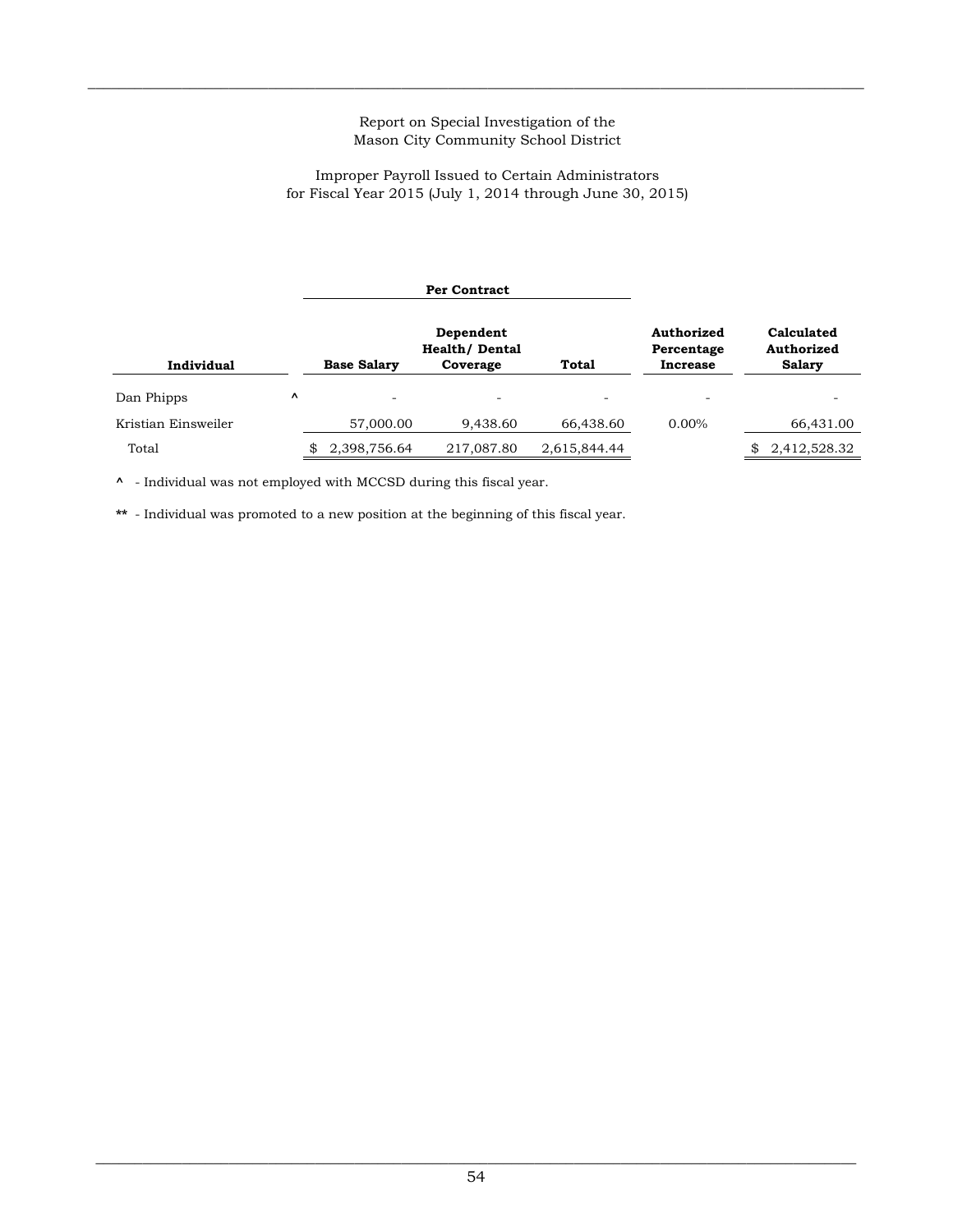Report on Special Investigation of the
Mason City Community School District

Improper Payroll Issued to Certain Administrators
for Fiscal Year 2015 (July 1, 2014 through June 30, 2015)

| Individual | | Per Contract | | | Authorized Percentage Increase | Calculated Authorized Salary |
|---|---|---|---|---|---|---|
| | | **Base Salary** | **Dependent Health/ Dental Coverage** | **Total** | | |
| Dan Phipps | ^ | - | - | - | - | - |
| Kristian Einsweiler | | 57,000.00 | 9,438.60 | 66,438.60 | 0.00% | 66,431.00 |
| Total | | $ 2,398,756.64 | 217,087.80 | 2,615,844.44 | | $ 2,412,528.32 |

**^** - Individual was not employed with MCCSD during this fiscal year.

**\*\*** - Individual was promoted to a new position at the beginning of this fiscal year.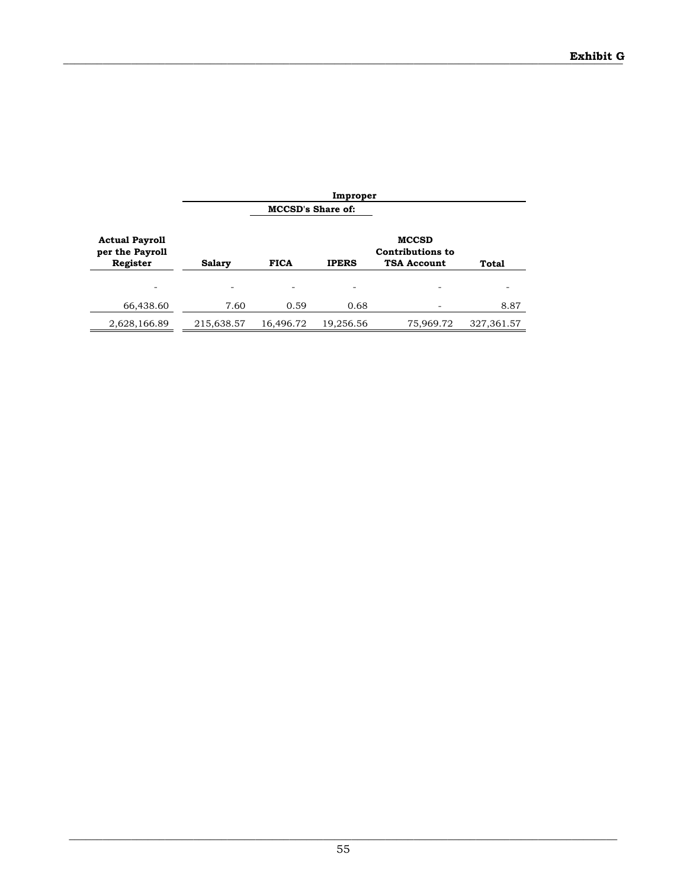**Exhibit G**

| Actual Payroll per the Payroll Register | Improper | | | | |
|---|---|---|---|---|---|
| | MCCSD's Share of: | | | | |
| | Salary | FICA | IPERS | MCCSD Contributions to TSA Account | Total |
| - | - | - | - | - | - |
| 66,438.60 | 7.60 | 0.59 | 0.68 | - | 8.87 |
| 2,628,166.89 | 215,638.57 | 16,496.72 | 19,256.56 | 75,969.72 | 327,361.57 |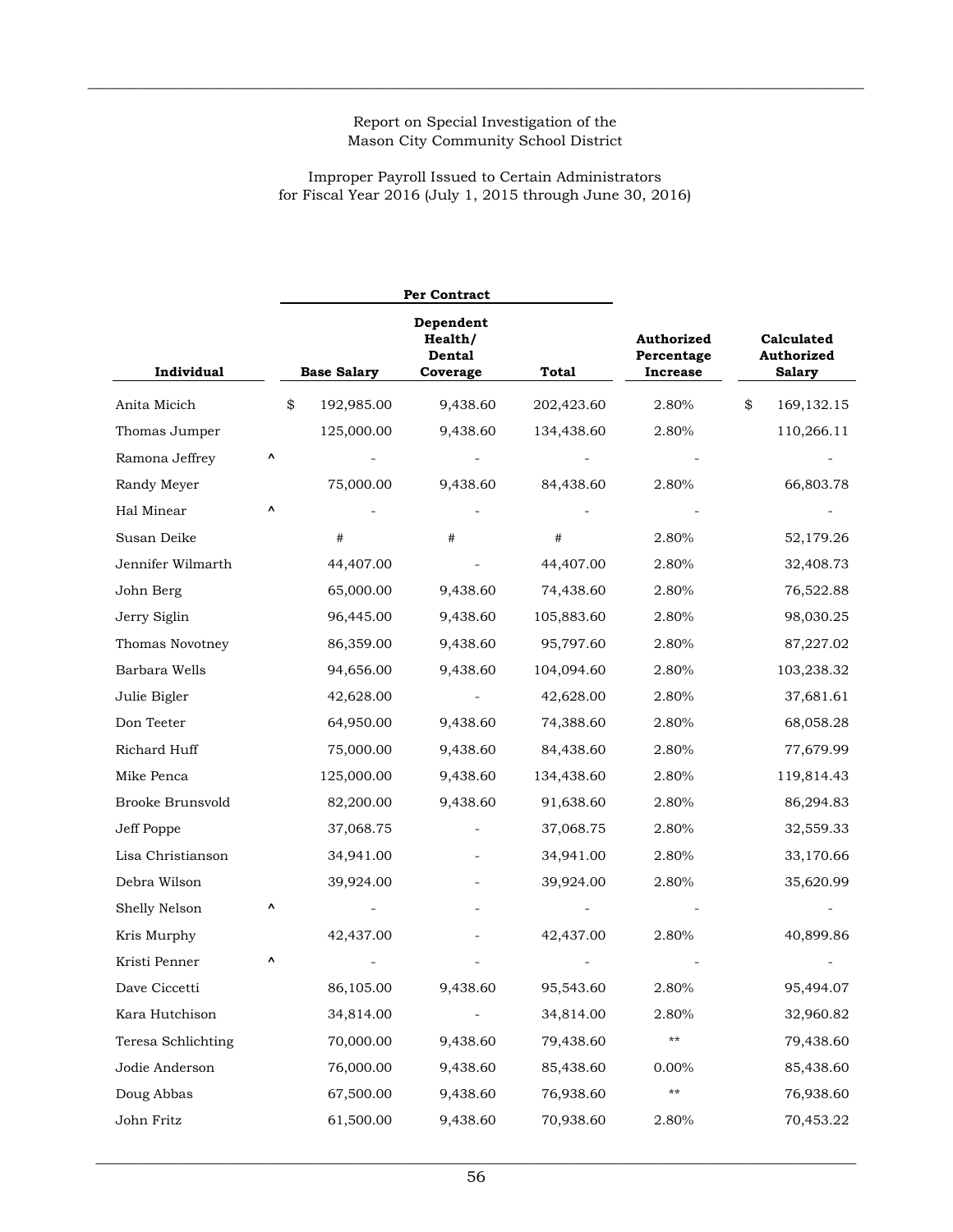Report on Special Investigation of the
Mason City Community School District

Improper Payroll Issued to Certain Administrators
for Fiscal Year 2016 (July 1, 2015 through June 30, 2016)

| Individual | | Per Contract | | | Authorized Percentage Increase | Calculated Authorized Salary |
|---|---|---|---|---|---|---|
| | | Base Salary | Dependent Health/ Dental Coverage | Total | | |
| Anita Micich | | $ 192,985.00 | 9,438.60 | 202,423.60 | 2.80% | $ 169,132.15 |
| Thomas Jumper | | 125,000.00 | 9,438.60 | 134,438.60 | 2.80% | 110,266.11 |
| Ramona Jeffrey | ^ | - | - | - | - | - |
| Randy Meyer | | 75,000.00 | 9,438.60 | 84,438.60 | 2.80% | 66,803.78 |
| Hal Minear | ^ | - | - | - | - | - |
| Susan Deike | | # | # | # | 2.80% | 52,179.26 |
| Jennifer Wilmarth | | 44,407.00 | - | 44,407.00 | 2.80% | 32,408.73 |
| John Berg | | 65,000.00 | 9,438.60 | 74,438.60 | 2.80% | 76,522.88 |
| Jerry Siglin | | 96,445.00 | 9,438.60 | 105,883.60 | 2.80% | 98,030.25 |
| Thomas Novotney | | 86,359.00 | 9,438.60 | 95,797.60 | 2.80% | 87,227.02 |
| Barbara Wells | | 94,656.00 | 9,438.60 | 104,094.60 | 2.80% | 103,238.32 |
| Julie Bigler | | 42,628.00 | - | 42,628.00 | 2.80% | 37,681.61 |
| Don Teeter | | 64,950.00 | 9,438.60 | 74,388.60 | 2.80% | 68,058.28 |
| Richard Huff | | 75,000.00 | 9,438.60 | 84,438.60 | 2.80% | 77,679.99 |
| Mike Penca | | 125,000.00 | 9,438.60 | 134,438.60 | 2.80% | 119,814.43 |
| Brooke Brunsvold | | 82,200.00 | 9,438.60 | 91,638.60 | 2.80% | 86,294.83 |
| Jeff Poppe | | 37,068.75 | - | 37,068.75 | 2.80% | 32,559.33 |
| Lisa Christianson | | 34,941.00 | - | 34,941.00 | 2.80% | 33,170.66 |
| Debra Wilson | | 39,924.00 | - | 39,924.00 | 2.80% | 35,620.99 |
| Shelly Nelson | ^ | - | - | - | - | - |
| Kris Murphy | | 42,437.00 | - | 42,437.00 | 2.80% | 40,899.86 |
| Kristi Penner | ^ | - | - | - | - | - |
| Dave Ciccetti | | 86,105.00 | 9,438.60 | 95,543.60 | 2.80% | 95,494.07 |
| Kara Hutchison | | 34,814.00 | - | 34,814.00 | 2.80% | 32,960.82 |
| Teresa Schlichting | | 70,000.00 | 9,438.60 | 79,438.60 | ** | 79,438.60 |
| Jodie Anderson | | 76,000.00 | 9,438.60 | 85,438.60 | 0.00% | 85,438.60 |
| Doug Abbas | | 67,500.00 | 9,438.60 | 76,938.60 | ** | 76,938.60 |
| John Fritz | | 61,500.00 | 9,438.60 | 70,938.60 | 2.80% | 70,453.22 |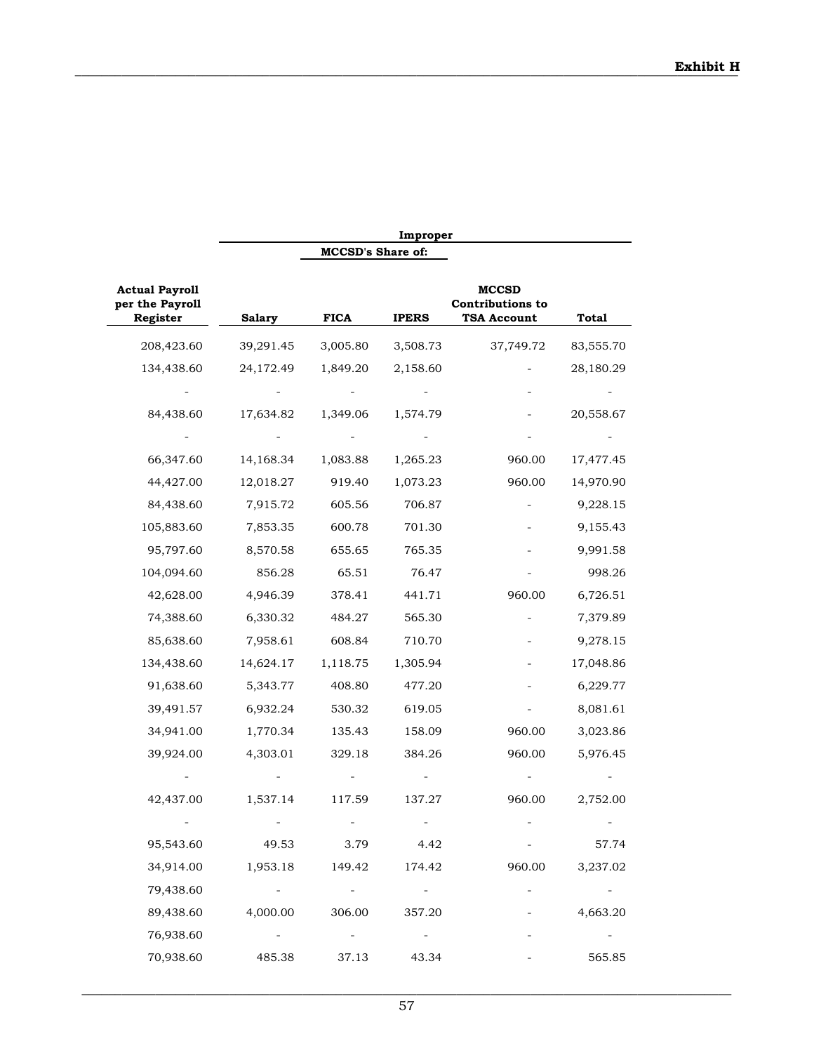**Exhibit H**

| Actual Payroll per the Payroll Register | Improper | | | | |
|---|---|---|---|---|---|
| | | MCCSD's Share of: | | | |
| | Salary | FICA | IPERS | MCCSD Contributions to TSA Account | Total |
| 208,423.60 | 39,291.45 | 3,005.80 | 3,508.73 | 37,749.72 | 83,555.70 |
| 134,438.60 | 24,172.49 | 1,849.20 | 2,158.60 | - | 28,180.29 |
| - | - | - | - | - | - |
| 84,438.60 | 17,634.82 | 1,349.06 | 1,574.79 | - | 20,558.67 |
| - | - | - | - | - | - |
| 66,347.60 | 14,168.34 | 1,083.88 | 1,265.23 | 960.00 | 17,477.45 |
| 44,427.00 | 12,018.27 | 919.40 | 1,073.23 | 960.00 | 14,970.90 |
| 84,438.60 | 7,915.72 | 605.56 | 706.87 | - | 9,228.15 |
| 105,883.60 | 7,853.35 | 600.78 | 701.30 | - | 9,155.43 |
| 95,797.60 | 8,570.58 | 655.65 | 765.35 | - | 9,991.58 |
| 104,094.60 | 856.28 | 65.51 | 76.47 | - | 998.26 |
| 42,628.00 | 4,946.39 | 378.41 | 441.71 | 960.00 | 6,726.51 |
| 74,388.60 | 6,330.32 | 484.27 | 565.30 | - | 7,379.89 |
| 85,638.60 | 7,958.61 | 608.84 | 710.70 | - | 9,278.15 |
| 134,438.60 | 14,624.17 | 1,118.75 | 1,305.94 | - | 17,048.86 |
| 91,638.60 | 5,343.77 | 408.80 | 477.20 | - | 6,229.77 |
| 39,491.57 | 6,932.24 | 530.32 | 619.05 | - | 8,081.61 |
| 34,941.00 | 1,770.34 | 135.43 | 158.09 | 960.00 | 3,023.86 |
| 39,924.00 | 4,303.01 | 329.18 | 384.26 | 960.00 | 5,976.45 |
| - | - | - | - | - | - |
| 42,437.00 | 1,537.14 | 117.59 | 137.27 | 960.00 | 2,752.00 |
| - | - | - | - | - | - |
| 95,543.60 | 49.53 | 3.79 | 4.42 | - | 57.74 |
| 34,914.00 | 1,953.18 | 149.42 | 174.42 | 960.00 | 3,237.02 |
| 79,438.60 | - | - | - | - | - |
| 89,438.60 | 4,000.00 | 306.00 | 357.20 | - | 4,663.20 |
| 76,938.60 | - | - | - | - | - |
| 70,938.60 | 485.38 | 37.13 | 43.34 | - | 565.85 |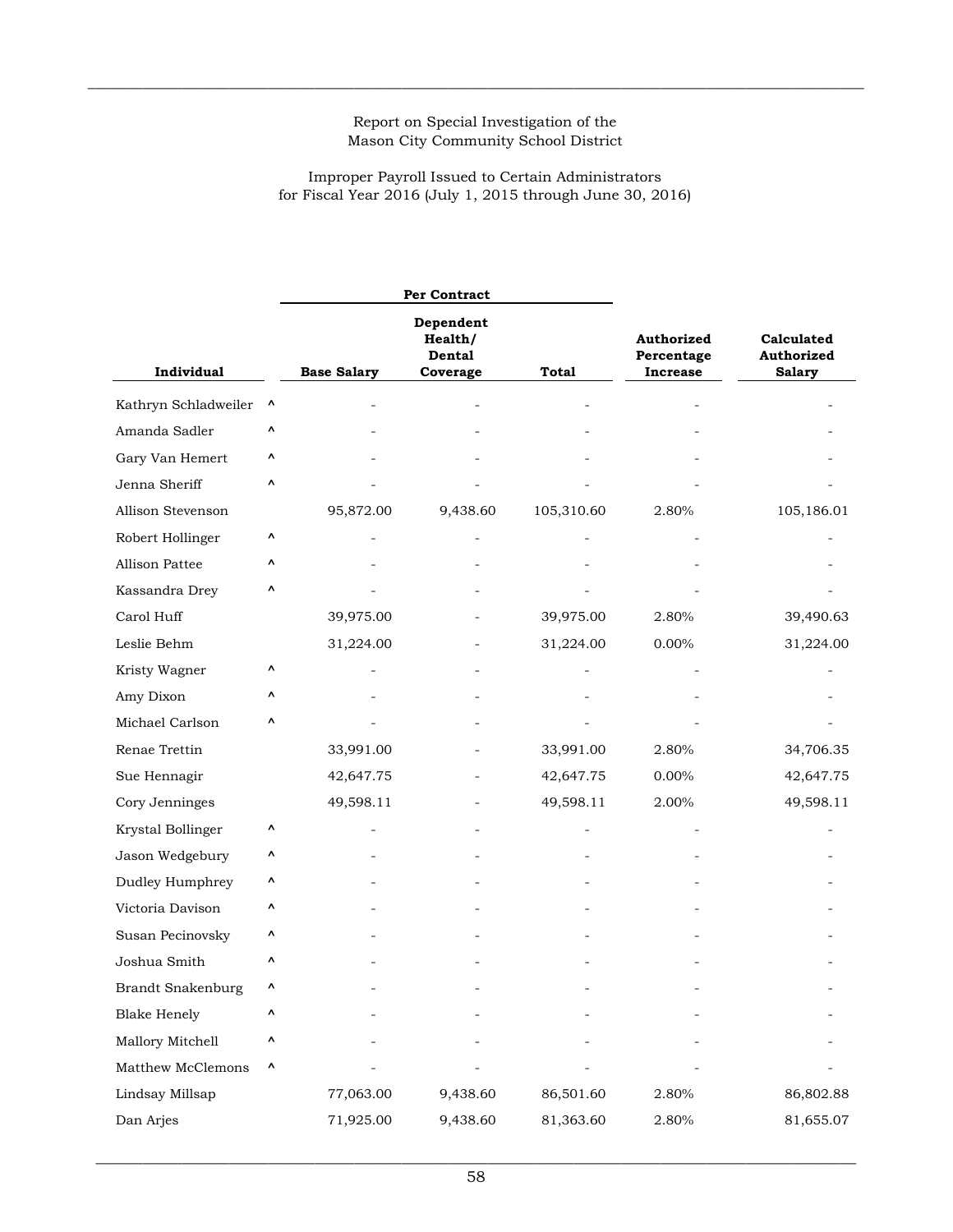Report on Special Investigation of the
Mason City Community School District

Improper Payroll Issued to Certain Administrators
for Fiscal Year 2016 (July 1, 2015 through June 30, 2016)

| Individual | | Per Contract | | | Authorized Percentage Increase | Calculated Authorized Salary |
|---|---|---|---|---|---|---|
| | | Base Salary | Dependent Health/ Dental Coverage | Total | | |
| Kathryn Schladweiler | ^ | - | - | - | - | - |
| Amanda Sadler | ^ | - | - | - | - | - |
| Gary Van Hemert | ^ | - | - | - | - | - |
| Jenna Sheriff | ^ | - | - | - | - | - |
| Allison Stevenson | | 95,872.00 | 9,438.60 | 105,310.60 | 2.80% | 105,186.01 |
| Robert Hollinger | ^ | - | - | - | - | - |
| Allison Pattee | ^ | - | - | - | - | - |
| Kassandra Drey | ^ | - | - | - | - | - |
| Carol Huff | | 39,975.00 | - | 39,975.00 | 2.80% | 39,490.63 |
| Leslie Behm | | 31,224.00 | - | 31,224.00 | 0.00% | 31,224.00 |
| Kristy Wagner | ^ | - | - | - | - | - |
| Amy Dixon | ^ | - | - | - | - | - |
| Michael Carlson | ^ | - | - | - | - | - |
| Renae Trettin | | 33,991.00 | - | 33,991.00 | 2.80% | 34,706.35 |
| Sue Hennagir | | 42,647.75 | - | 42,647.75 | 0.00% | 42,647.75 |
| Cory Jenninges | | 49,598.11 | - | 49,598.11 | 2.00% | 49,598.11 |
| Krystal Bollinger | ^ | - | - | - | - | - |
| Jason Wedgebury | ^ | - | - | - | - | - |
| Dudley Humphrey | ^ | - | - | - | - | - |
| Victoria Davison | ^ | - | - | - | - | - |
| Susan Pecinovsky | ^ | - | - | - | - | - |
| Joshua Smith | ^ | - | - | - | - | - |
| Brandt Snakenburg | ^ | - | - | - | - | - |
| Blake Henely | ^ | - | - | - | - | - |
| Mallory Mitchell | ^ | - | - | - | - | - |
| Matthew McClemons | ^ | - | - | - | - | - |
| Lindsay Millsap | | 77,063.00 | 9,438.60 | 86,501.60 | 2.80% | 86,802.88 |
| Dan Arjes | | 71,925.00 | 9,438.60 | 81,363.60 | 2.80% | 81,655.07 |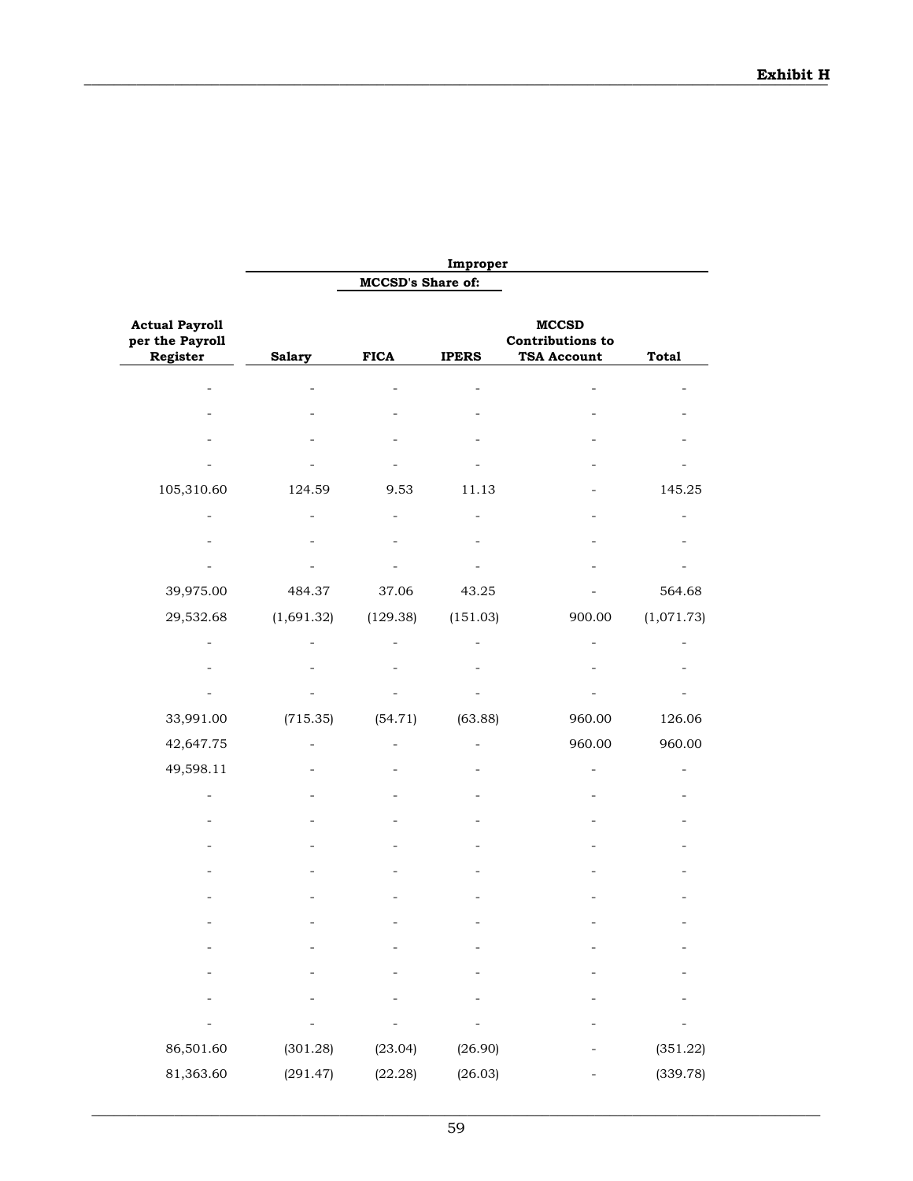**Exhibit H**

| Actual Payroll per the Payroll Register | Improper | | | | |
|---|---|---|---|---|---|
| | | MCCSD's Share of: | | | |
| | Salary | FICA | IPERS | MCCSD Contributions to TSA Account | Total |
| - | - | - | - | - | - |
| - | - | - | - | - | - |
| - | - | - | - | - | - |
| - | - | - | - | - | - |
| 105,310.60 | 124.59 | 9.53 | 11.13 | - | 145.25 |
| - | - | - | - | - | - |
| - | - | - | - | - | - |
| - | - | - | - | - | - |
| 39,975.00 | 484.37 | 37.06 | 43.25 | - | 564.68 |
| 29,532.68 | (1,691.32) | (129.38) | (151.03) | 900.00 | (1,071.73) |
| - | - | - | - | - | - |
| - | - | - | - | - | - |
| - | - | - | - | - | - |
| 33,991.00 | (715.35) | (54.71) | (63.88) | 960.00 | 126.06 |
| 42,647.75 | - | - | - | 960.00 | 960.00 |
| 49,598.11 | - | - | - | - | - |
| - | - | - | - | - | - |
| - | - | - | - | - | - |
| - | - | - | - | - | - |
| - | - | - | - | - | - |
| - | - | - | - | - | - |
| - | - | - | - | - | - |
| - | - | - | - | - | - |
| - | - | - | - | - | - |
| - | - | - | - | - | - |
| - | - | - | - | - | - |
| 86,501.60 | (301.28) | (23.04) | (26.90) | - | (351.22) |
| 81,363.60 | (291.47) | (22.28) | (26.03) | - | (339.78) |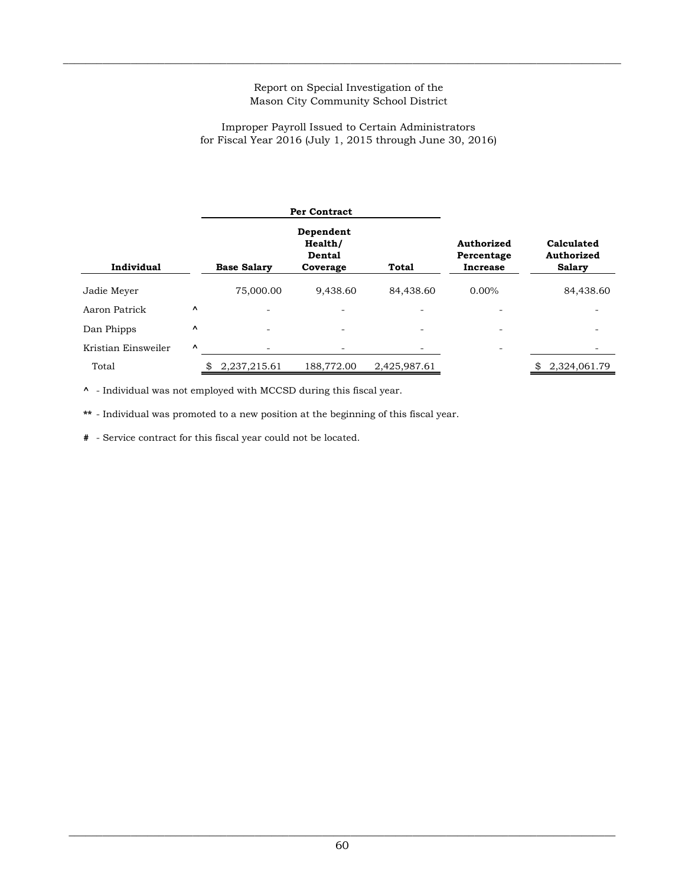Report on Special Investigation of the
Mason City Community School District

Improper Payroll Issued to Certain Administrators
for Fiscal Year 2016 (July 1, 2015 through June 30, 2016)

| Individual | | Per Contract | | | | |
|---|---|---|---|---|---|---|
| | | Base Salary | Dependent Health/ Dental Coverage | Total | Authorized Percentage Increase | Calculated Authorized Salary |
| Jadie Meyer | | 75,000.00 | 9,438.60 | 84,438.60 | 0.00% | 84,438.60 |
| Aaron Patrick | ^ | - | - | - | - | - |
| Dan Phipps | ^ | - | - | - | - | - |
| Kristian Einsweiler | ^ | - | - | - | - | - |
| Total | | $ 2,237,215.61 | 188,772.00 | 2,425,987.61 | | $ 2,324,061.79 |

**^** - Individual was not employed with MCCSD during this fiscal year.

**\*\*** - Individual was promoted to a new position at the beginning of this fiscal year.

**#** - Service contract for this fiscal year could not be located.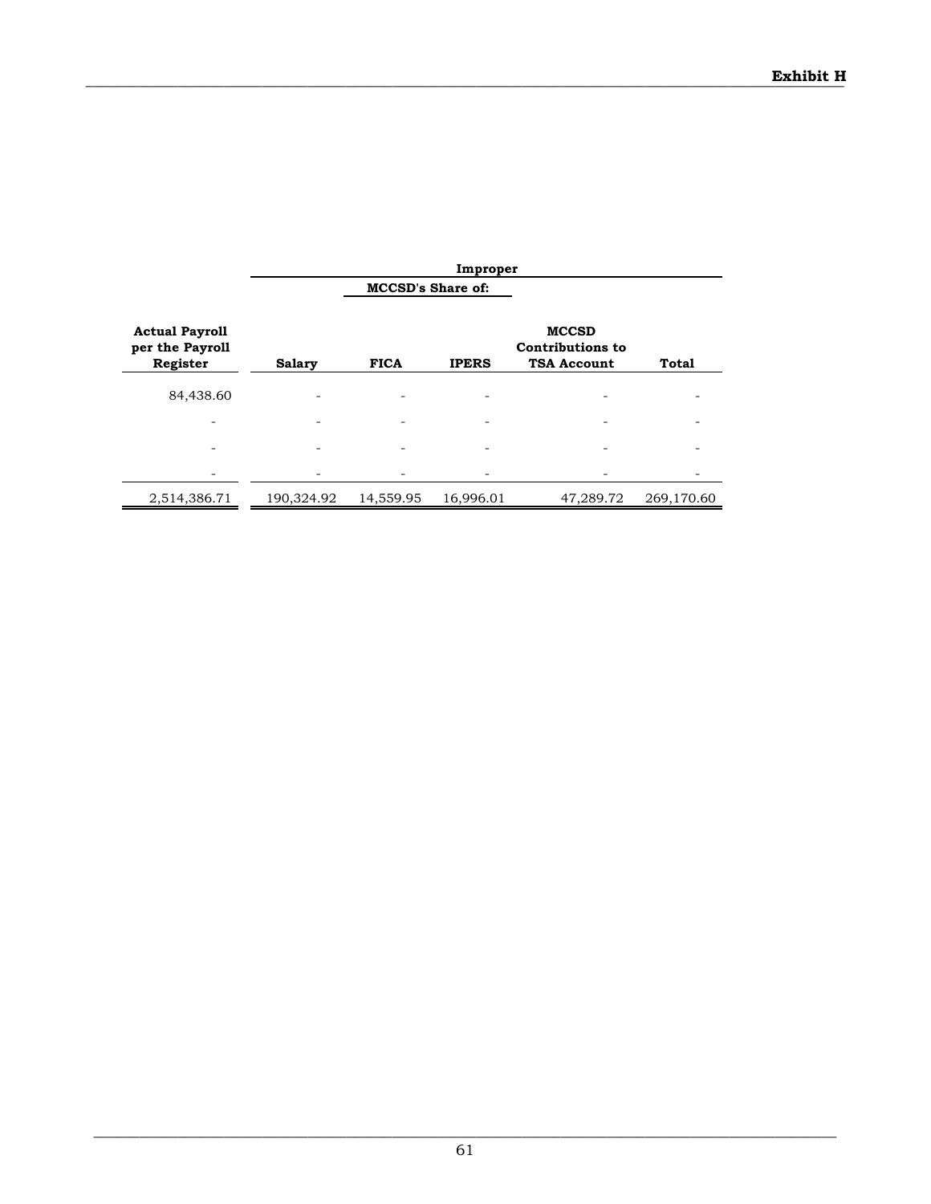**Exhibit H**

| Actual Payroll per the Payroll Register | Improper | | | | |
|---|---|---|---|---|---|
| | MCCSD's Share of: | | | | |
| | Salary | FICA | IPERS | MCCSD Contributions to TSA Account | Total |
| 84,438.60 | - | - | - | - | - |
| - | - | - | - | - | - |
| - | - | - | - | - | - |
| - | - | - | - | - | - |
| 2,514,386.71 | 190,324.92 | 14,559.95 | 16,996.01 | 47,289.72 | 269,170.60 |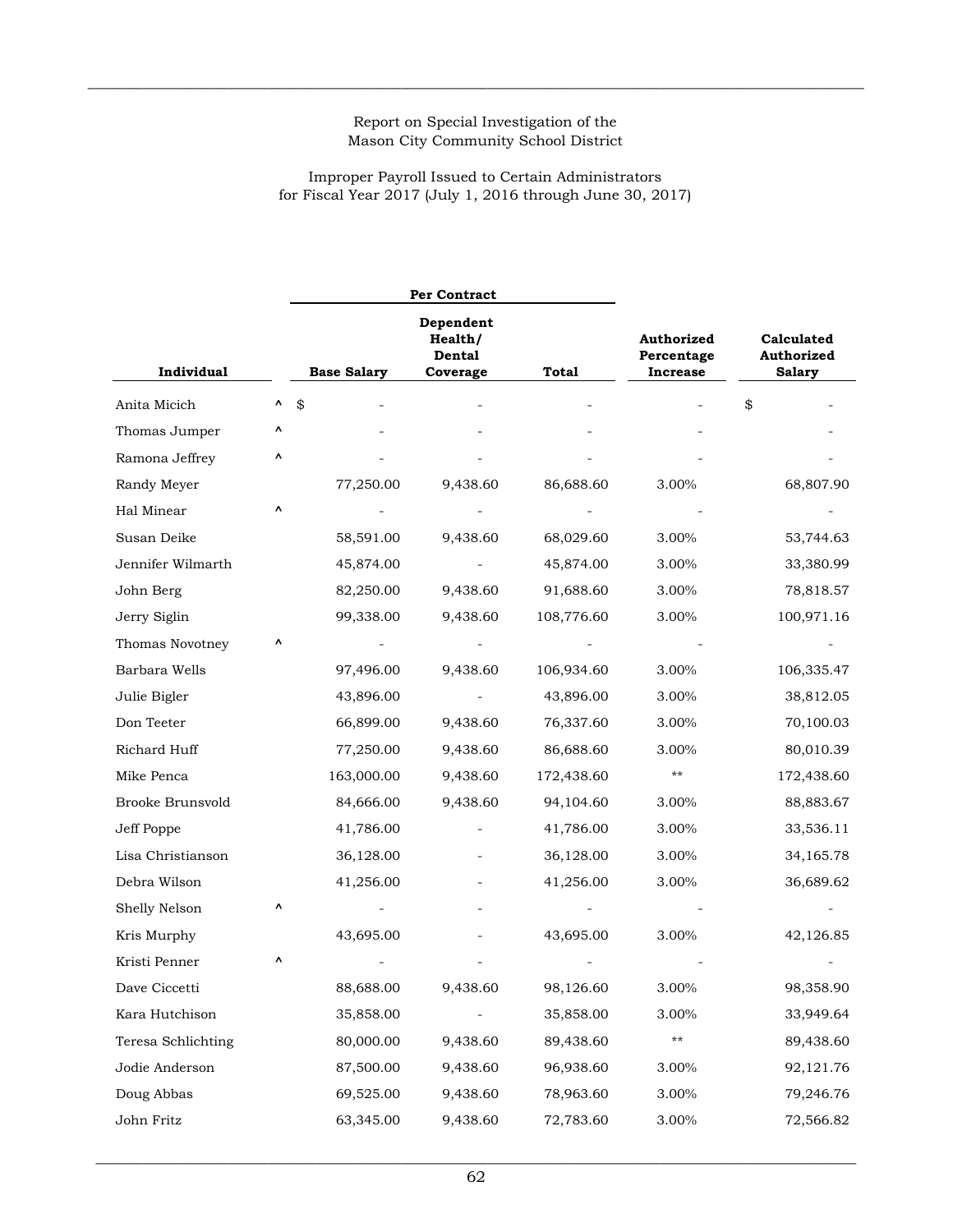Report on Special Investigation of the
Mason City Community School District

Improper Payroll Issued to Certain Administrators
for Fiscal Year 2017 (July 1, 2016 through June 30, 2017)

| | | Per Contract | | | | |
|---|---|---|---|---|---|---|
| **Individual** | | **Base Salary** | **Dependent Health/ Dental Coverage** | **Total** | **Authorized Percentage Increase** | **Calculated Authorized Salary** |
| Anita Micich | ^ | $ - | - | - | - | $ - |
| Thomas Jumper | ^ | - | - | - | - | - |
| Ramona Jeffrey | ^ | - | - | - | - | - |
| Randy Meyer | | 77,250.00 | 9,438.60 | 86,688.60 | 3.00% | 68,807.90 |
| Hal Minear | ^ | - | - | - | - | - |
| Susan Deike | | 58,591.00 | 9,438.60 | 68,029.60 | 3.00% | 53,744.63 |
| Jennifer Wilmarth | | 45,874.00 | - | 45,874.00 | 3.00% | 33,380.99 |
| John Berg | | 82,250.00 | 9,438.60 | 91,688.60 | 3.00% | 78,818.57 |
| Jerry Siglin | | 99,338.00 | 9,438.60 | 108,776.60 | 3.00% | 100,971.16 |
| Thomas Novotney | ^ | - | - | - | - | - |
| Barbara Wells | | 97,496.00 | 9,438.60 | 106,934.60 | 3.00% | 106,335.47 |
| Julie Bigler | | 43,896.00 | - | 43,896.00 | 3.00% | 38,812.05 |
| Don Teeter | | 66,899.00 | 9,438.60 | 76,337.60 | 3.00% | 70,100.03 |
| Richard Huff | | 77,250.00 | 9,438.60 | 86,688.60 | 3.00% | 80,010.39 |
| Mike Penca | | 163,000.00 | 9,438.60 | 172,438.60 | ** | 172,438.60 |
| Brooke Brunsvold | | 84,666.00 | 9,438.60 | 94,104.60 | 3.00% | 88,883.67 |
| Jeff Poppe | | 41,786.00 | - | 41,786.00 | 3.00% | 33,536.11 |
| Lisa Christianson | | 36,128.00 | - | 36,128.00 | 3.00% | 34,165.78 |
| Debra Wilson | | 41,256.00 | - | 41,256.00 | 3.00% | 36,689.62 |
| Shelly Nelson | ^ | - | - | - | - | - |
| Kris Murphy | | 43,695.00 | - | 43,695.00 | 3.00% | 42,126.85 |
| Kristi Penner | ^ | - | - | - | - | - |
| Dave Ciccetti | | 88,688.00 | 9,438.60 | 98,126.60 | 3.00% | 98,358.90 |
| Kara Hutchison | | 35,858.00 | - | 35,858.00 | 3.00% | 33,949.64 |
| Teresa Schlichting | | 80,000.00 | 9,438.60 | 89,438.60 | ** | 89,438.60 |
| Jodie Anderson | | 87,500.00 | 9,438.60 | 96,938.60 | 3.00% | 92,121.76 |
| Doug Abbas | | 69,525.00 | 9,438.60 | 78,963.60 | 3.00% | 79,246.76 |
| John Fritz | | 63,345.00 | 9,438.60 | 72,783.60 | 3.00% | 72,566.82 |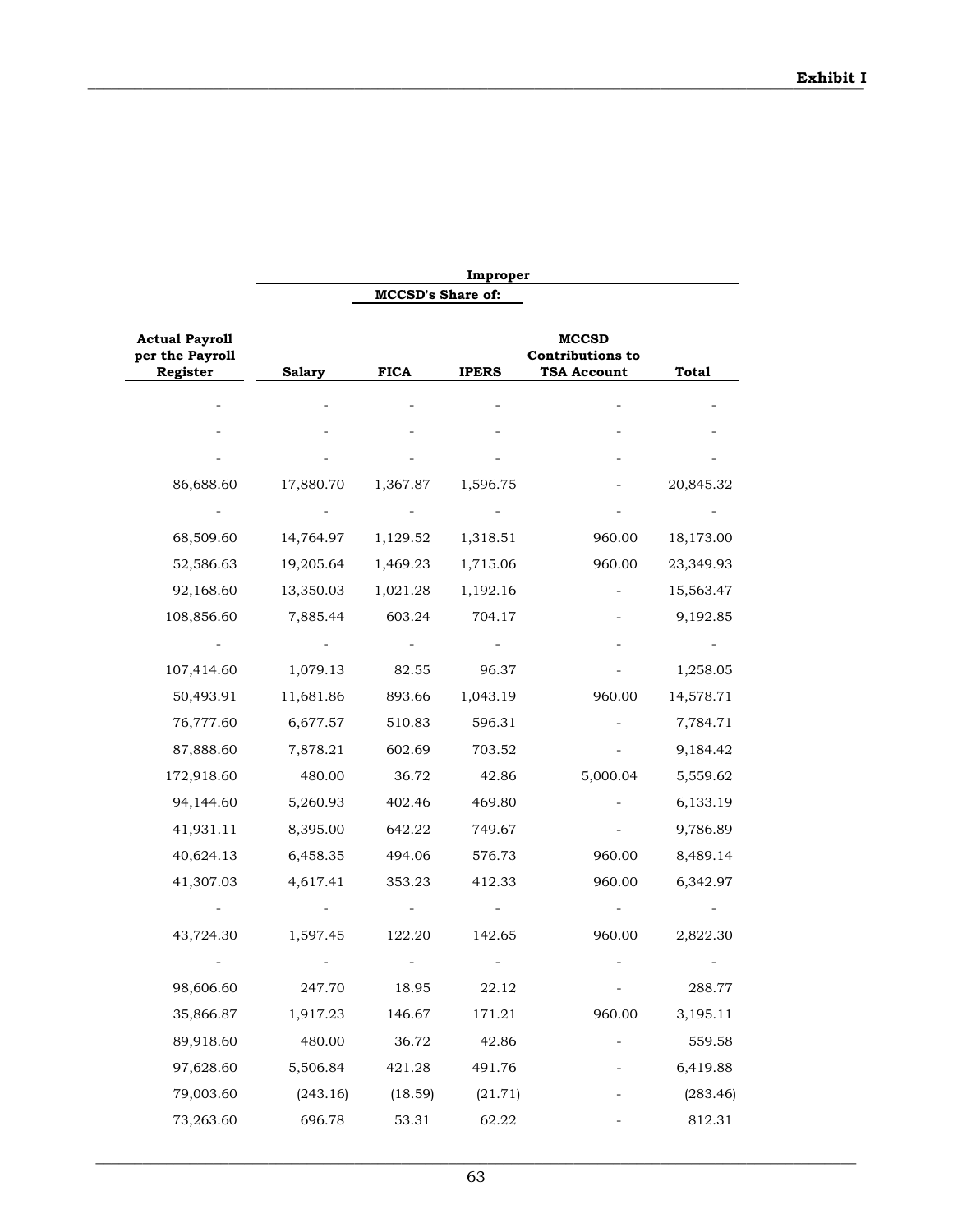**Exhibit I**

| Actual Payroll per the Payroll Register | Improper | | | | |
|---|---|---|---|---|---|
| | MCCSD's Share of: | | | | |
| | Salary | FICA | IPERS | MCCSD Contributions to TSA Account | Total |
| - | - | - | - | - | - |
| - | - | - | - | - | - |
| - | - | - | - | - | - |
| 86,688.60 | 17,880.70 | 1,367.87 | 1,596.75 | - | 20,845.32 |
| - | - | - | - | - | - |
| 68,509.60 | 14,764.97 | 1,129.52 | 1,318.51 | 960.00 | 18,173.00 |
| 52,586.63 | 19,205.64 | 1,469.23 | 1,715.06 | 960.00 | 23,349.93 |
| 92,168.60 | 13,350.03 | 1,021.28 | 1,192.16 | - | 15,563.47 |
| 108,856.60 | 7,885.44 | 603.24 | 704.17 | - | 9,192.85 |
| - | - | - | - | - | - |
| 107,414.60 | 1,079.13 | 82.55 | 96.37 | - | 1,258.05 |
| 50,493.91 | 11,681.86 | 893.66 | 1,043.19 | 960.00 | 14,578.71 |
| 76,777.60 | 6,677.57 | 510.83 | 596.31 | - | 7,784.71 |
| 87,888.60 | 7,878.21 | 602.69 | 703.52 | - | 9,184.42 |
| 172,918.60 | 480.00 | 36.72 | 42.86 | 5,000.04 | 5,559.62 |
| 94,144.60 | 5,260.93 | 402.46 | 469.80 | - | 6,133.19 |
| 41,931.11 | 8,395.00 | 642.22 | 749.67 | - | 9,786.89 |
| 40,624.13 | 6,458.35 | 494.06 | 576.73 | 960.00 | 8,489.14 |
| 41,307.03 | 4,617.41 | 353.23 | 412.33 | 960.00 | 6,342.97 |
| - | - | - | - | - | - |
| 43,724.30 | 1,597.45 | 122.20 | 142.65 | 960.00 | 2,822.30 |
| - | - | - | - | - | - |
| 98,606.60 | 247.70 | 18.95 | 22.12 | - | 288.77 |
| 35,866.87 | 1,917.23 | 146.67 | 171.21 | 960.00 | 3,195.11 |
| 89,918.60 | 480.00 | 36.72 | 42.86 | - | 559.58 |
| 97,628.60 | 5,506.84 | 421.28 | 491.76 | - | 6,419.88 |
| 79,003.60 | (243.16) | (18.59) | (21.71) | - | (283.46) |
| 73,263.60 | 696.78 | 53.31 | 62.22 | - | 812.31 |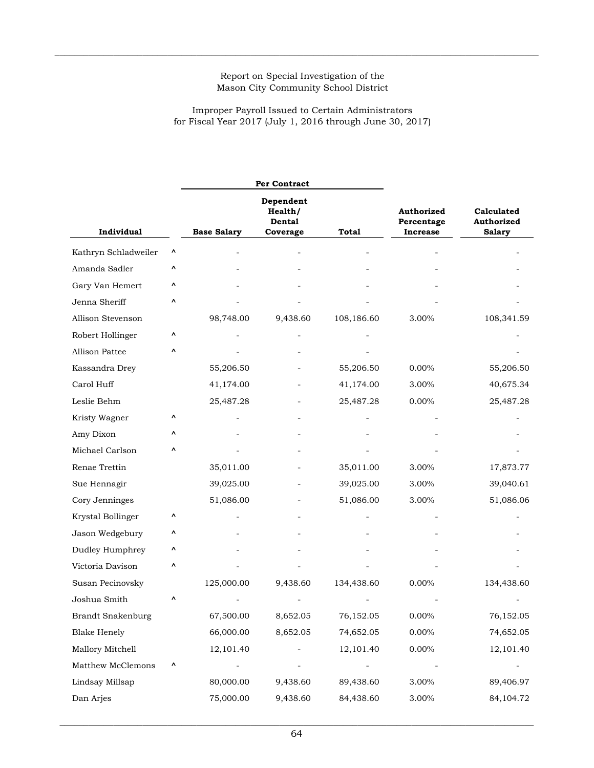Report on Special Investigation of the
Mason City Community School District

Improper Payroll Issued to Certain Administrators
for Fiscal Year 2017 (July 1, 2016 through June 30, 2017)

| | | Per Contract | | | | |
|---|---|---|---|---|---|---|
| **Individual** | | **Base Salary** | **Dependent Health/ Dental Coverage** | **Total** | **Authorized Percentage Increase** | **Calculated Authorized Salary** |
| Kathryn Schladweiler | ^ | - | - | - | - | - |
| Amanda Sadler | ^ | - | - | - | - | - |
| Gary Van Hemert | ^ | - | - | - | - | - |
| Jenna Sheriff | ^ | - | - | - | - | - |
| Allison Stevenson | | 98,748.00 | 9,438.60 | 108,186.60 | 3.00% | 108,341.59 |
| Robert Hollinger | ^ | - | - | - | | - |
| Allison Pattee | ^ | - | - | - | | - |
| Kassandra Drey | | 55,206.50 | - | 55,206.50 | 0.00% | 55,206.50 |
| Carol Huff | | 41,174.00 | - | 41,174.00 | 3.00% | 40,675.34 |
| Leslie Behm | | 25,487.28 | - | 25,487.28 | 0.00% | 25,487.28 |
| Kristy Wagner | ^ | - | - | - | - | - |
| Amy Dixon | ^ | - | - | - | - | - |
| Michael Carlson | ^ | - | - | - | - | - |
| Renae Trettin | | 35,011.00 | - | 35,011.00 | 3.00% | 17,873.77 |
| Sue Hennagir | | 39,025.00 | - | 39,025.00 | 3.00% | 39,040.61 |
| Cory Jenninges | | 51,086.00 | - | 51,086.00 | 3.00% | 51,086.06 |
| Krystal Bollinger | ^ | - | - | - | - | - |
| Jason Wedgebury | ^ | - | - | - | - | - |
| Dudley Humphrey | ^ | - | - | - | - | - |
| Victoria Davison | ^ | - | - | - | - | - |
| Susan Pecinovsky | | 125,000.00 | 9,438.60 | 134,438.60 | 0.00% | 134,438.60 |
| Joshua Smith | ^ | - | - | - | - | - |
| Brandt Snakenburg | | 67,500.00 | 8,652.05 | 76,152.05 | 0.00% | 76,152.05 |
| Blake Henely | | 66,000.00 | 8,652.05 | 74,652.05 | 0.00% | 74,652.05 |
| Mallory Mitchell | | 12,101.40 | - | 12,101.40 | 0.00% | 12,101.40 |
| Matthew McClemons | ^ | - | - | - | - | - |
| Lindsay Millsap | | 80,000.00 | 9,438.60 | 89,438.60 | 3.00% | 89,406.97 |
| Dan Arjes | | 75,000.00 | 9,438.60 | 84,438.60 | 3.00% | 84,104.72 |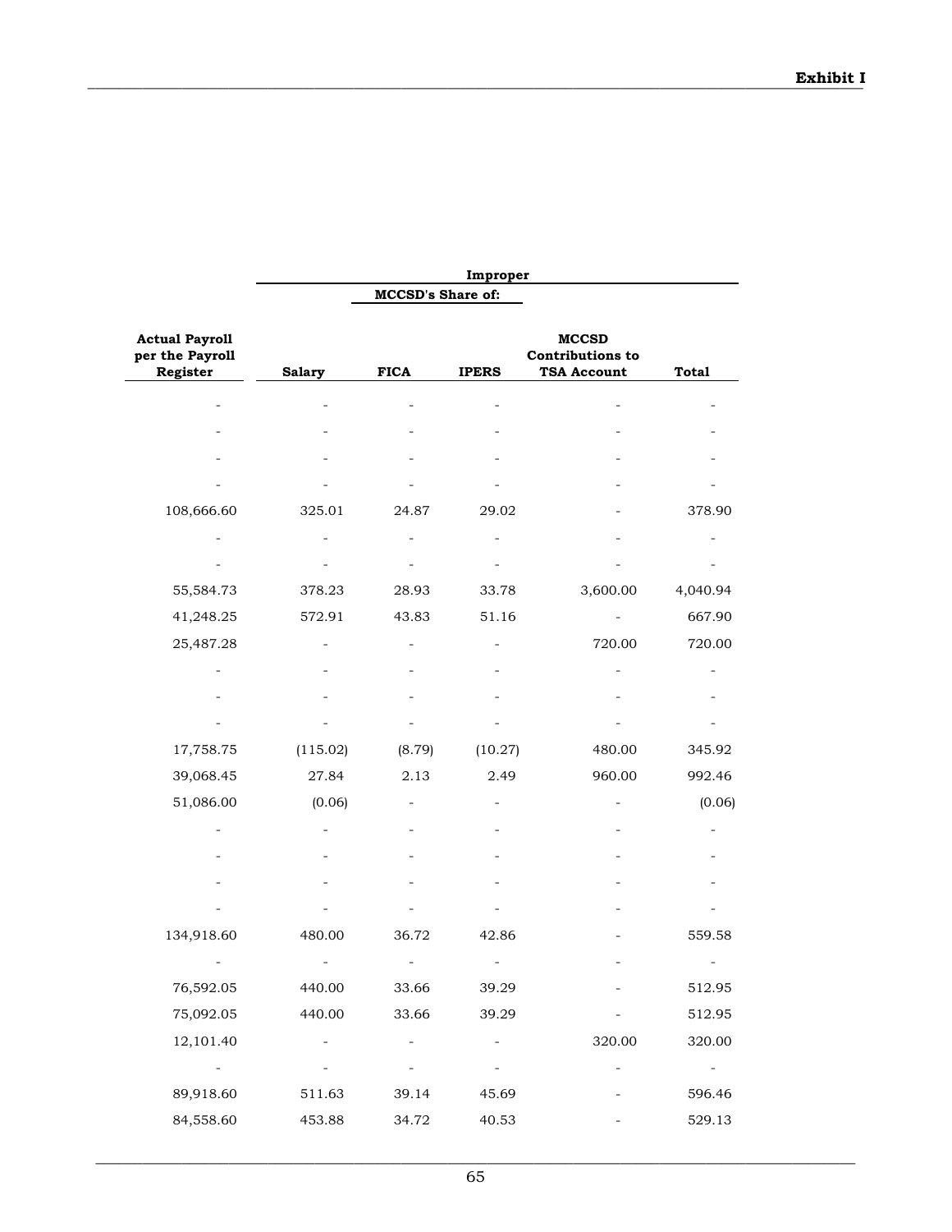**Exhibit I**

| Actual Payroll per the Payroll Register | Improper | | | | |
|---|---|---|---|---|---|
| | MCCSD's Share of: | | | | |
| | Salary | FICA | IPERS | MCCSD Contributions to TSA Account | Total |
| - | - | - | - | - | - |
| - | - | - | - | - | - |
| - | - | - | - | - | - |
| - | - | - | - | - | - |
| 108,666.60 | 325.01 | 24.87 | 29.02 | - | 378.90 |
| - | - | - | - | - | - |
| - | - | - | - | - | - |
| 55,584.73 | 378.23 | 28.93 | 33.78 | 3,600.00 | 4,040.94 |
| 41,248.25 | 572.91 | 43.83 | 51.16 | - | 667.90 |
| 25,487.28 | - | - | - | 720.00 | 720.00 |
| - | - | - | - | - | - |
| - | - | - | - | - | - |
| - | - | - | - | - | - |
| 17,758.75 | (115.02) | (8.79) | (10.27) | 480.00 | 345.92 |
| 39,068.45 | 27.84 | 2.13 | 2.49 | 960.00 | 992.46 |
| 51,086.00 | (0.06) | - | - | - | (0.06) |
| - | - | - | - | - | - |
| - | - | - | - | - | - |
| - | - | - | - | - | - |
| - | - | - | - | - | - |
| 134,918.60 | 480.00 | 36.72 | 42.86 | - | 559.58 |
| - | - | - | - | - | - |
| 76,592.05 | 440.00 | 33.66 | 39.29 | - | 512.95 |
| 75,092.05 | 440.00 | 33.66 | 39.29 | - | 512.95 |
| 12,101.40 | - | - | - | 320.00 | 320.00 |
| - | - | - | - | - | - |
| 89,918.60 | 511.63 | 39.14 | 45.69 | - | 596.46 |
| 84,558.60 | 453.88 | 34.72 | 40.53 | - | 529.13 |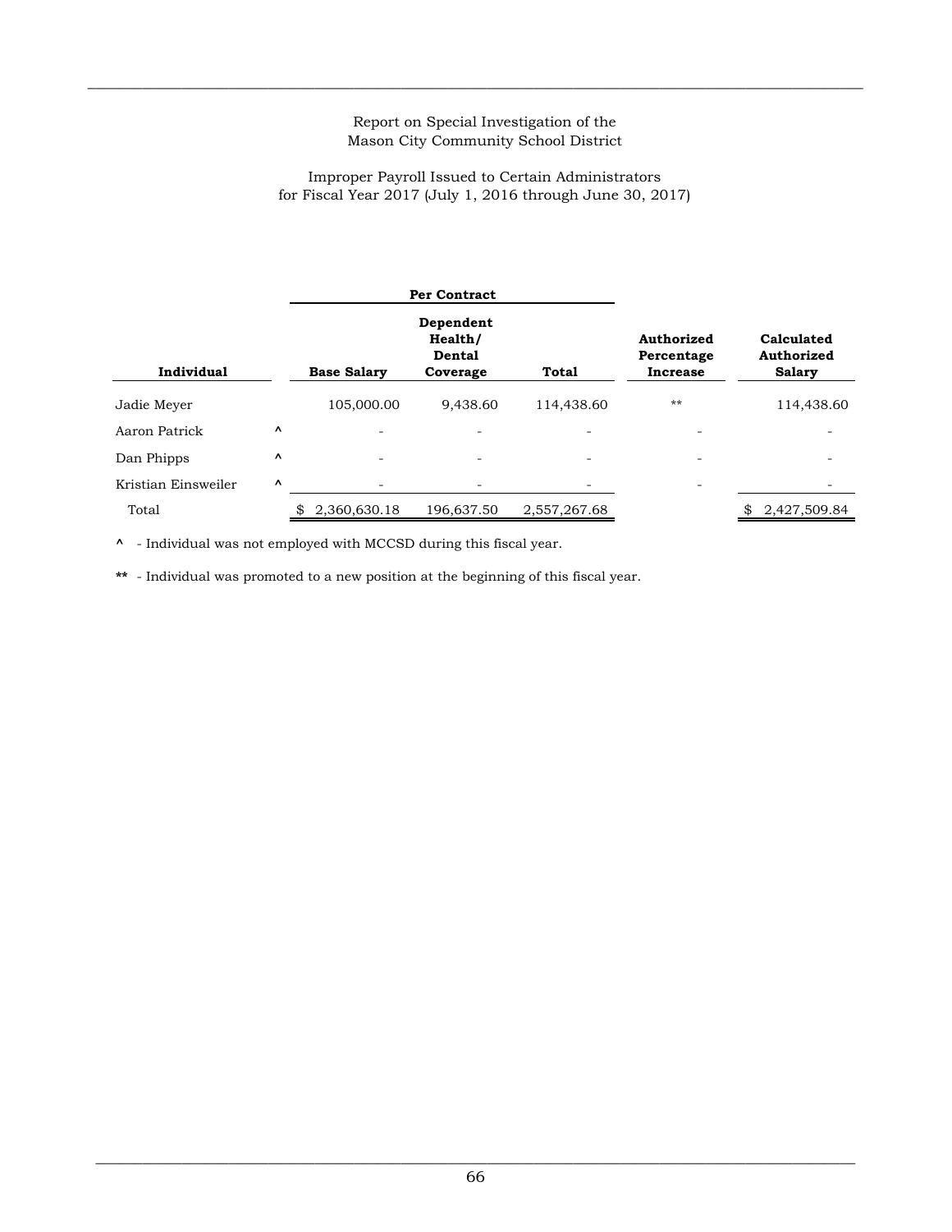Report on Special Investigation of the
Mason City Community School District

Improper Payroll Issued to Certain Administrators
for Fiscal Year 2017 (July 1, 2016 through June 30, 2017)

| | | Per Contract | | | | |
|---|---|---|---|---|---|---|
| **Individual** | | **Base Salary** | **Dependent Health/ Dental Coverage** | **Total** | **Authorized Percentage Increase** | **Calculated Authorized Salary** |
| Jadie Meyer | | 105,000.00 | 9,438.60 | 114,438.60 | ** | 114,438.60 |
| Aaron Patrick | ^ | - | - | - | - | - |
| Dan Phipps | ^ | - | - | - | - | - |
| Kristian Einsweiler | ^ | - | - | - | - | - |
| Total | | $ 2,360,630.18 | 196,637.50 | 2,557,267.68 | | $ 2,427,509.84 |

^ - Individual was not employed with MCCSD during this fiscal year.

** - Individual was promoted to a new position at the beginning of this fiscal year.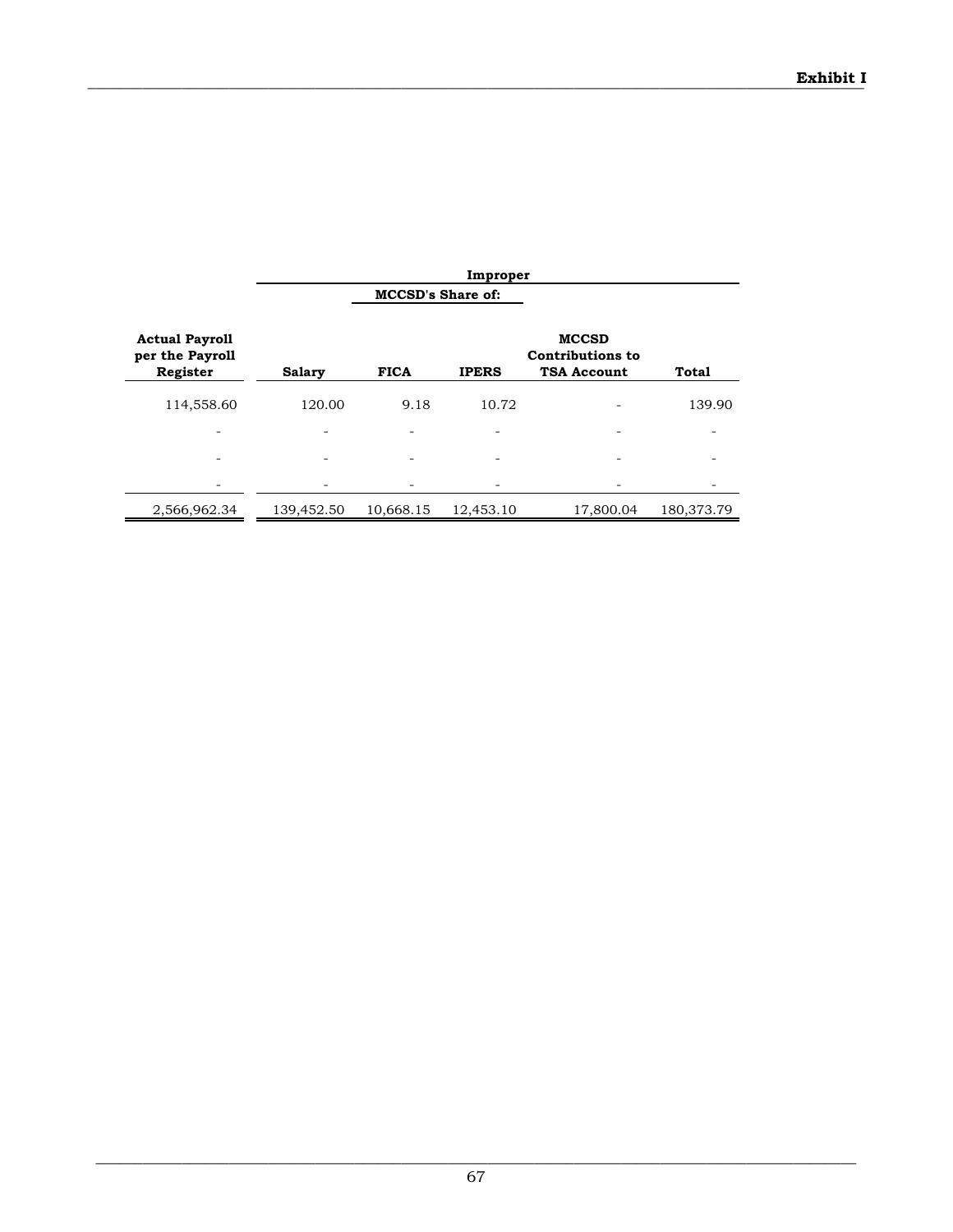**Exhibit I**

| Actual Payroll per the Payroll Register | Improper | | | | |
|---|---|---|---|---|---|
| | | MCCSD's Share of: | | | |
| | Salary | FICA | IPERS | MCCSD Contributions to TSA Account | Total |
| 114,558.60 | 120.00 | 9.18 | 10.72 | - | 139.90 |
| - | - | - | - | - | - |
| - | - | - | - | - | - |
| - | - | - | - | - | - |
| 2,566,962.34 | 139,452.50 | 10,668.15 | 12,453.10 | 17,800.04 | 180,373.79 |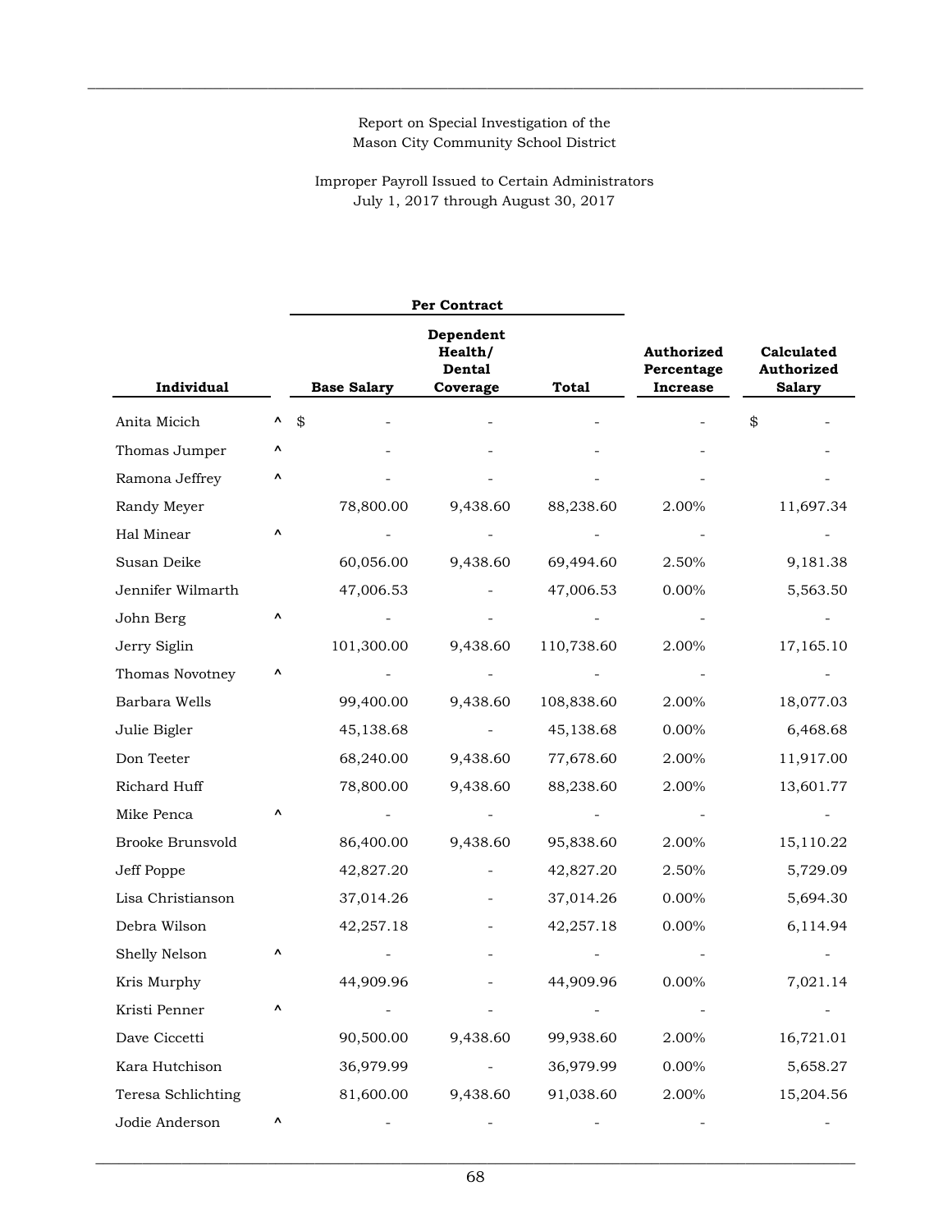Report on Special Investigation of the
Mason City Community School District

Improper Payroll Issued to Certain Administrators
July 1, 2017 through August 30, 2017

| Individual | | Per Contract | | | Authorized Percentage Increase | Calculated Authorized Salary |
|---|---|---|---|---|---|---|
| | | Base Salary | Dependent Health/ Dental Coverage | Total | | |
| Anita Micich | ^ | $ - | - | - | - | $ - |
| Thomas Jumper | ^ | - | - | - | - | - |
| Ramona Jeffrey | ^ | - | - | - | - | - |
| Randy Meyer | | 78,800.00 | 9,438.60 | 88,238.60 | 2.00% | 11,697.34 |
| Hal Minear | ^ | - | - | - | - | - |
| Susan Deike | | 60,056.00 | 9,438.60 | 69,494.60 | 2.50% | 9,181.38 |
| Jennifer Wilmarth | | 47,006.53 | - | 47,006.53 | 0.00% | 5,563.50 |
| John Berg | ^ | - | - | - | - | - |
| Jerry Siglin | | 101,300.00 | 9,438.60 | 110,738.60 | 2.00% | 17,165.10 |
| Thomas Novotney | ^ | - | - | - | - | - |
| Barbara Wells | | 99,400.00 | 9,438.60 | 108,838.60 | 2.00% | 18,077.03 |
| Julie Bigler | | 45,138.68 | - | 45,138.68 | 0.00% | 6,468.68 |
| Don Teeter | | 68,240.00 | 9,438.60 | 77,678.60 | 2.00% | 11,917.00 |
| Richard Huff | | 78,800.00 | 9,438.60 | 88,238.60 | 2.00% | 13,601.77 |
| Mike Penca | ^ | - | - | - | - | - |
| Brooke Brunsvold | | 86,400.00 | 9,438.60 | 95,838.60 | 2.00% | 15,110.22 |
| Jeff Poppe | | 42,827.20 | - | 42,827.20 | 2.50% | 5,729.09 |
| Lisa Christianson | | 37,014.26 | - | 37,014.26 | 0.00% | 5,694.30 |
| Debra Wilson | | 42,257.18 | - | 42,257.18 | 0.00% | 6,114.94 |
| Shelly Nelson | ^ | - | - | - | - | - |
| Kris Murphy | | 44,909.96 | - | 44,909.96 | 0.00% | 7,021.14 |
| Kristi Penner | ^ | - | - | - | - | - |
| Dave Ciccetti | | 90,500.00 | 9,438.60 | 99,938.60 | 2.00% | 16,721.01 |
| Kara Hutchison | | 36,979.99 | - | 36,979.99 | 0.00% | 5,658.27 |
| Teresa Schlichting | | 81,600.00 | 9,438.60 | 91,038.60 | 2.00% | 15,204.56 |
| Jodie Anderson | ^ | - | - | - | - | - |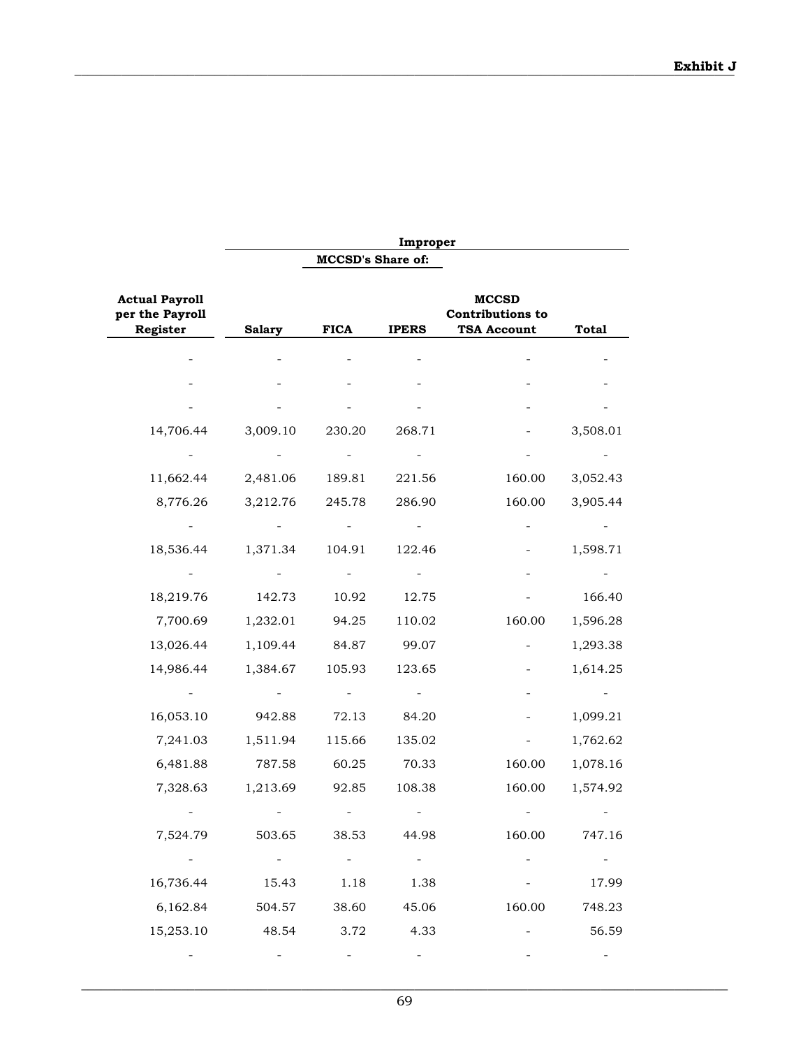**Exhibit J**

| | Improper | | | | |
|---|---|---|---|---|---|
| | MCCSD's Share of: | | | | |
| Actual Payroll per the Payroll Register | Salary | FICA | IPERS | MCCSD Contributions to TSA Account | Total |
| - | - | - | - | - | - |
| - | - | - | - | - | - |
| - | - | - | - | - | - |
| 14,706.44 | 3,009.10 | 230.20 | 268.71 | - | 3,508.01 |
| - | - | - | - | - | - |
| 11,662.44 | 2,481.06 | 189.81 | 221.56 | 160.00 | 3,052.43 |
| 8,776.26 | 3,212.76 | 245.78 | 286.90 | 160.00 | 3,905.44 |
| - | - | - | - | - | - |
| 18,536.44 | 1,371.34 | 104.91 | 122.46 | - | 1,598.71 |
| - | - | - | - | - | - |
| 18,219.76 | 142.73 | 10.92 | 12.75 | - | 166.40 |
| 7,700.69 | 1,232.01 | 94.25 | 110.02 | 160.00 | 1,596.28 |
| 13,026.44 | 1,109.44 | 84.87 | 99.07 | - | 1,293.38 |
| 14,986.44 | 1,384.67 | 105.93 | 123.65 | - | 1,614.25 |
| - | - | - | - | - | - |
| 16,053.10 | 942.88 | 72.13 | 84.20 | - | 1,099.21 |
| 7,241.03 | 1,511.94 | 115.66 | 135.02 | - | 1,762.62 |
| 6,481.88 | 787.58 | 60.25 | 70.33 | 160.00 | 1,078.16 |
| 7,328.63 | 1,213.69 | 92.85 | 108.38 | 160.00 | 1,574.92 |
| - | - | - | - | - | - |
| 7,524.79 | 503.65 | 38.53 | 44.98 | 160.00 | 747.16 |
| - | - | - | - | - | - |
| 16,736.44 | 15.43 | 1.18 | 1.38 | - | 17.99 |
| 6,162.84 | 504.57 | 38.60 | 45.06 | 160.00 | 748.23 |
| 15,253.10 | 48.54 | 3.72 | 4.33 | - | 56.59 |
| - | - | - | - | - | - |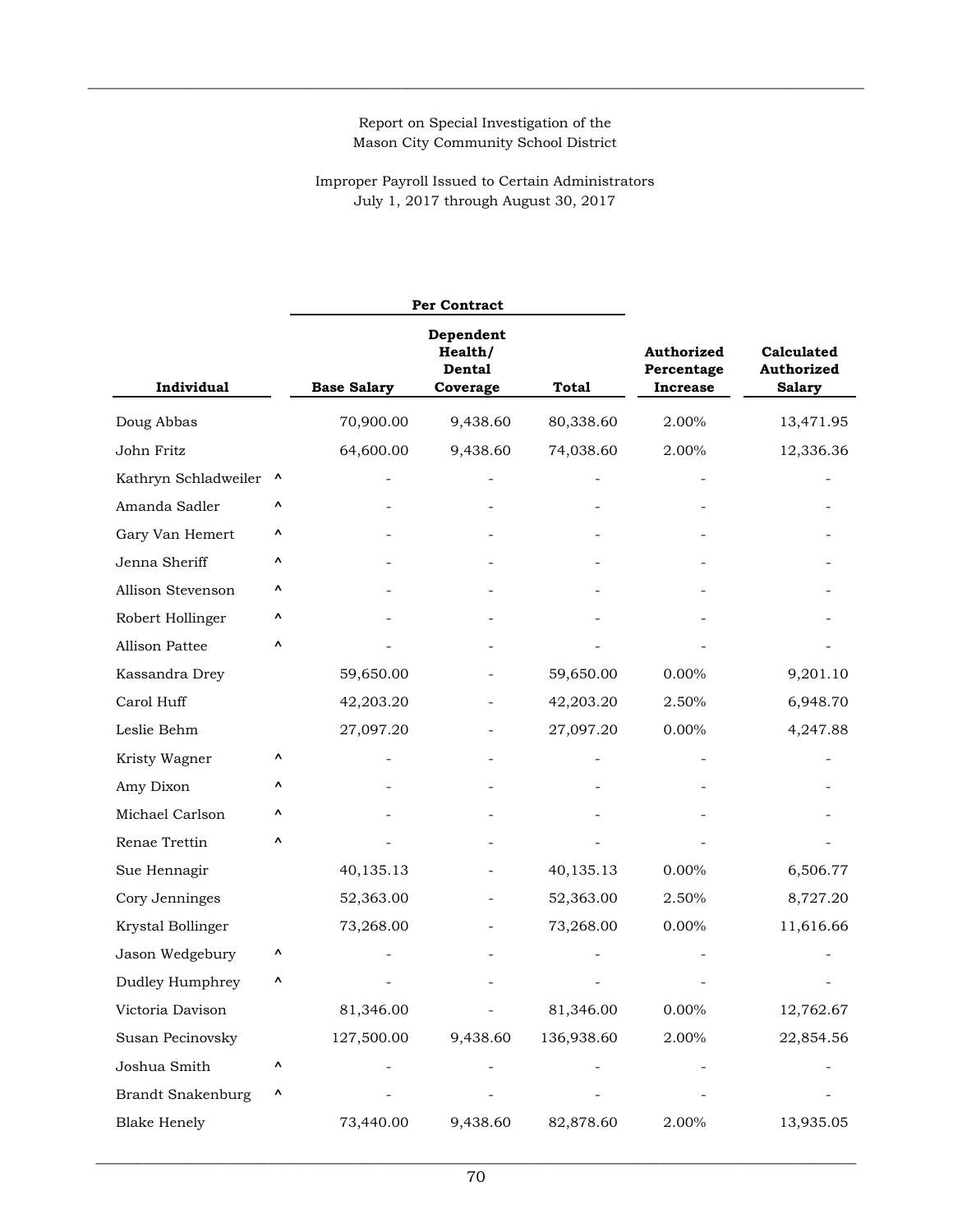Report on Special Investigation of the
Mason City Community School District

Improper Payroll Issued to Certain Administrators
July 1, 2017 through August 30, 2017

| Individual | | Per Contract | | | Authorized Percentage Increase | Calculated Authorized Salary |
|---|---|---|---|---|---|---|
| | | Base Salary | Dependent Health/ Dental Coverage | Total | | |
| Doug Abbas | | 70,900.00 | 9,438.60 | 80,338.60 | 2.00% | 13,471.95 |
| John Fritz | | 64,600.00 | 9,438.60 | 74,038.60 | 2.00% | 12,336.36 |
| Kathryn Schladweiler | ^ | - | - | - | - | - |
| Amanda Sadler | ^ | - | - | - | - | - |
| Gary Van Hemert | ^ | - | - | - | - | - |
| Jenna Sheriff | ^ | - | - | - | - | - |
| Allison Stevenson | ^ | - | - | - | - | - |
| Robert Hollinger | ^ | - | - | - | - | - |
| Allison Pattee | ^ | - | - | - | - | - |
| Kassandra Drey | | 59,650.00 | - | 59,650.00 | 0.00% | 9,201.10 |
| Carol Huff | | 42,203.20 | - | 42,203.20 | 2.50% | 6,948.70 |
| Leslie Behm | | 27,097.20 | - | 27,097.20 | 0.00% | 4,247.88 |
| Kristy Wagner | ^ | - | - | - | - | - |
| Amy Dixon | ^ | - | - | - | - | - |
| Michael Carlson | ^ | - | - | - | - | - |
| Renae Trettin | ^ | - | - | - | - | - |
| Sue Hennagir | | 40,135.13 | - | 40,135.13 | 0.00% | 6,506.77 |
| Cory Jenninges | | 52,363.00 | - | 52,363.00 | 2.50% | 8,727.20 |
| Krystal Bollinger | | 73,268.00 | - | 73,268.00 | 0.00% | 11,616.66 |
| Jason Wedgebury | ^ | - | - | - | - | - |
| Dudley Humphrey | ^ | - | - | - | - | - |
| Victoria Davison | | 81,346.00 | - | 81,346.00 | 0.00% | 12,762.67 |
| Susan Pecinovsky | | 127,500.00 | 9,438.60 | 136,938.60 | 2.00% | 22,854.56 |
| Joshua Smith | ^ | - | - | - | - | - |
| Brandt Snakenburg | ^ | - | - | - | - | - |
| Blake Henely | | 73,440.00 | 9,438.60 | 82,878.60 | 2.00% | 13,935.05 |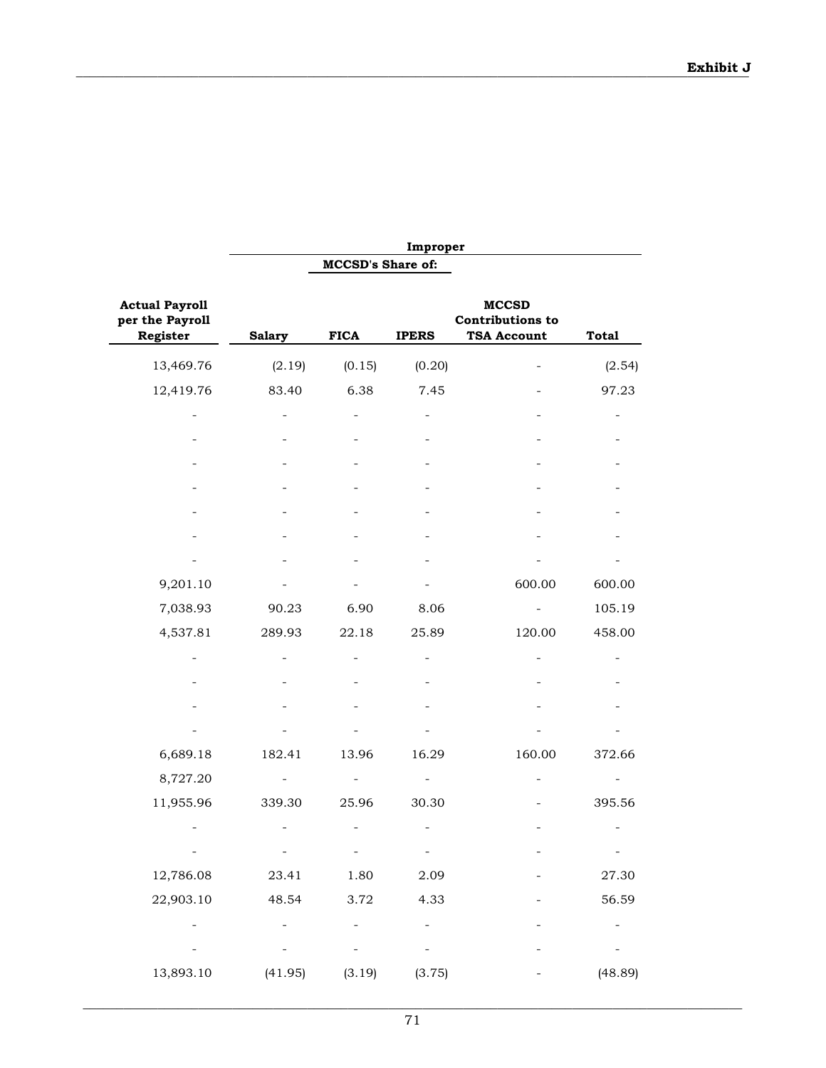**Exhibit J**

| Actual Payroll per the Payroll Register | Improper MCCSD's Share of: Salary | FICA | IPERS | MCCSD Contributions to TSA Account | Total |
|---|---|---|---|---|---|
| 13,469.76 | (2.19) | (0.15) | (0.20) | - | (2.54) |
| 12,419.76 | 83.40 | 6.38 | 7.45 | - | 97.23 |
| - | - | - | - | - | - |
| - | - | - | - | - | - |
| - | - | - | - | - | - |
| - | - | - | - | - | - |
| - | - | - | - | - | - |
| - | - | - | - | - | - |
| - | - | - | - | - | - |
| 9,201.10 | - | - | - | 600.00 | 600.00 |
| 7,038.93 | 90.23 | 6.90 | 8.06 | - | 105.19 |
| 4,537.81 | 289.93 | 22.18 | 25.89 | 120.00 | 458.00 |
| - | - | - | - | - | - |
| - | - | - | - | - | - |
| - | - | - | - | - | - |
| - | - | - | - | - | - |
| 6,689.18 | 182.41 | 13.96 | 16.29 | 160.00 | 372.66 |
| 8,727.20 | - | - | - | - | - |
| 11,955.96 | 339.30 | 25.96 | 30.30 | - | 395.56 |
| - | - | - | - | - | - |
| - | - | - | - | - | - |
| 12,786.08 | 23.41 | 1.80 | 2.09 | - | 27.30 |
| 22,903.10 | 48.54 | 3.72 | 4.33 | - | 56.59 |
| - | - | - | - | - | - |
| - | - | - | - | - | - |
| 13,893.10 | (41.95) | (3.19) | (3.75) | - | (48.89) |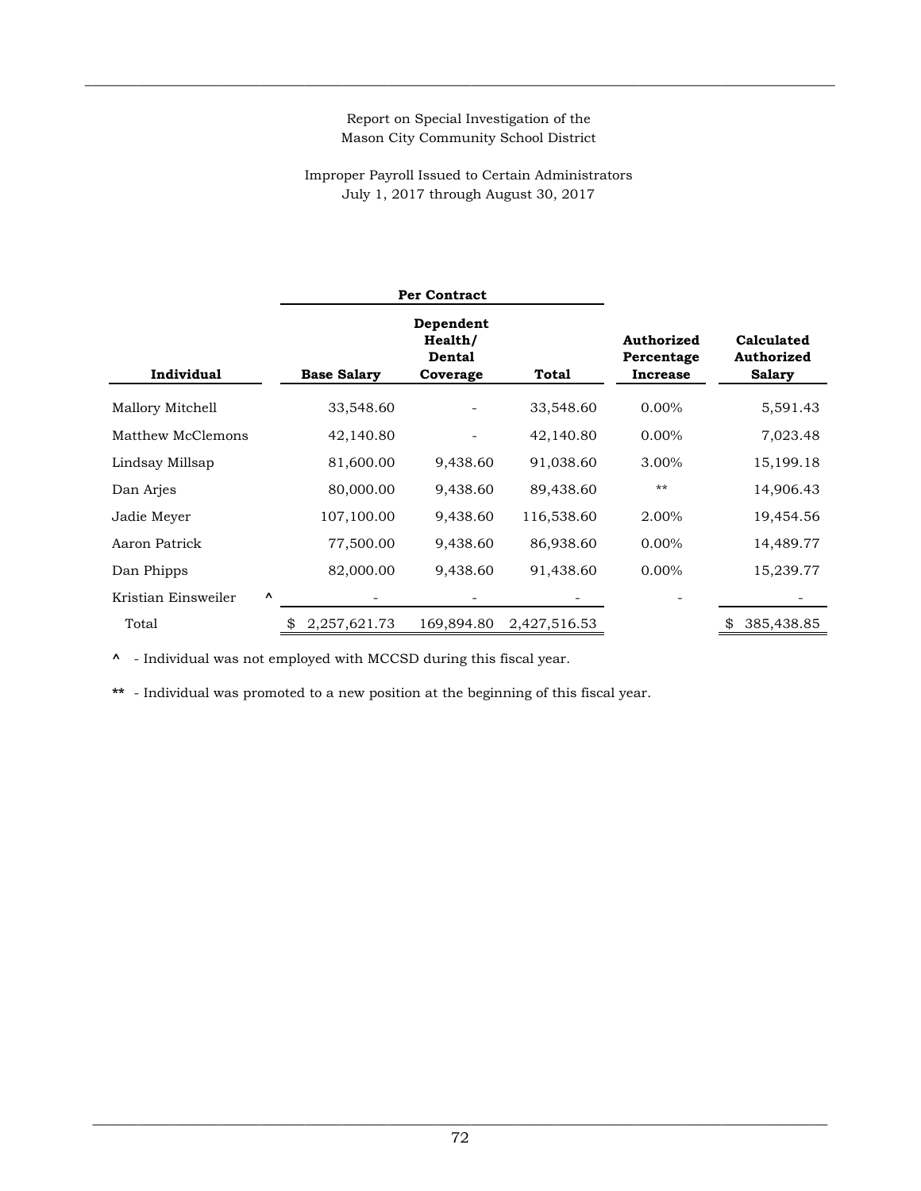Report on Special Investigation of the
Mason City Community School District

Improper Payroll Issued to Certain Administrators
July 1, 2017 through August 30, 2017

| | Per Contract | | | | |
|---|---|---|---|---|---|
| Individual | Base Salary | Dependent Health/ Dental Coverage | Total | Authorized Percentage Increase | Calculated Authorized Salary |
| Mallory Mitchell | 33,548.60 | - | 33,548.60 | 0.00% | 5,591.43 |
| Matthew McClemons | 42,140.80 | - | 42,140.80 | 0.00% | 7,023.48 |
| Lindsay Millsap | 81,600.00 | 9,438.60 | 91,038.60 | 3.00% | 15,199.18 |
| Dan Arjes | 80,000.00 | 9,438.60 | 89,438.60 | ** | 14,906.43 |
| Jadie Meyer | 107,100.00 | 9,438.60 | 116,538.60 | 2.00% | 19,454.56 |
| Aaron Patrick | 77,500.00 | 9,438.60 | 86,938.60 | 0.00% | 14,489.77 |
| Dan Phipps | 82,000.00 | 9,438.60 | 91,438.60 | 0.00% | 15,239.77 |
| Kristian Einsweiler ^ | - | - | - | - | - |
| Total | $ 2,257,621.73 | 169,894.80 | 2,427,516.53 | | $ 385,438.85 |

^ - Individual was not employed with MCCSD during this fiscal year.

** - Individual was promoted to a new position at the beginning of this fiscal year.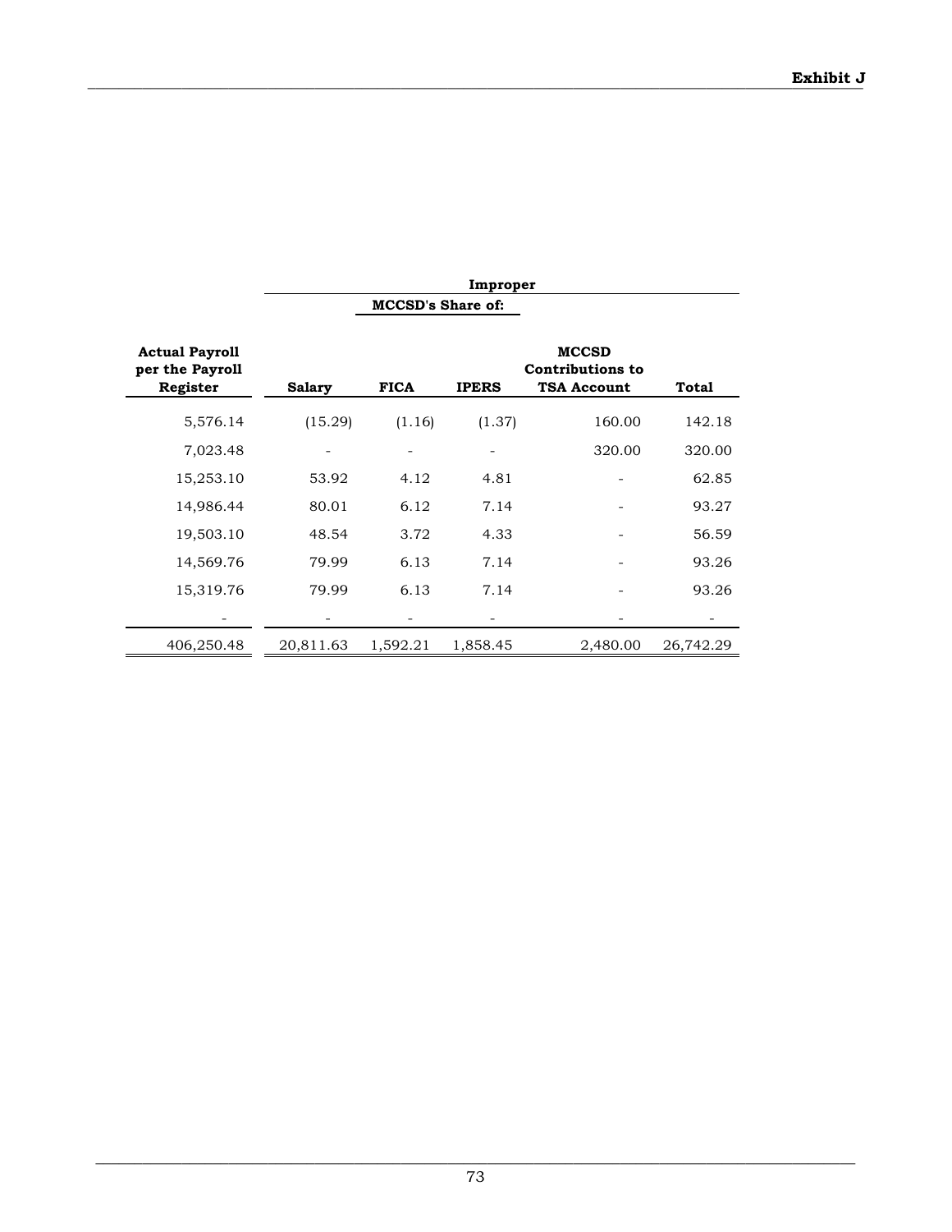**Exhibit J**

| Actual Payroll per the Payroll Register | Improper MCCSD's Share of: Salary | FICA | IPERS | MCCSD Contributions to TSA Account | Total |
|---|---|---|---|---|---|
| 5,576.14 | (15.29) | (1.16) | (1.37) | 160.00 | 142.18 |
| 7,023.48 | - | - | - | 320.00 | 320.00 |
| 15,253.10 | 53.92 | 4.12 | 4.81 | - | 62.85 |
| 14,986.44 | 80.01 | 6.12 | 7.14 | - | 93.27 |
| 19,503.10 | 48.54 | 3.72 | 4.33 | - | 56.59 |
| 14,569.76 | 79.99 | 6.13 | 7.14 | - | 93.26 |
| 15,319.76 | 79.99 | 6.13 | 7.14 | - | 93.26 |
| - | - | - | - | - | - |
| 406,250.48 | 20,811.63 | 1,592.21 | 1,858.45 | 2,480.00 | 26,742.29 |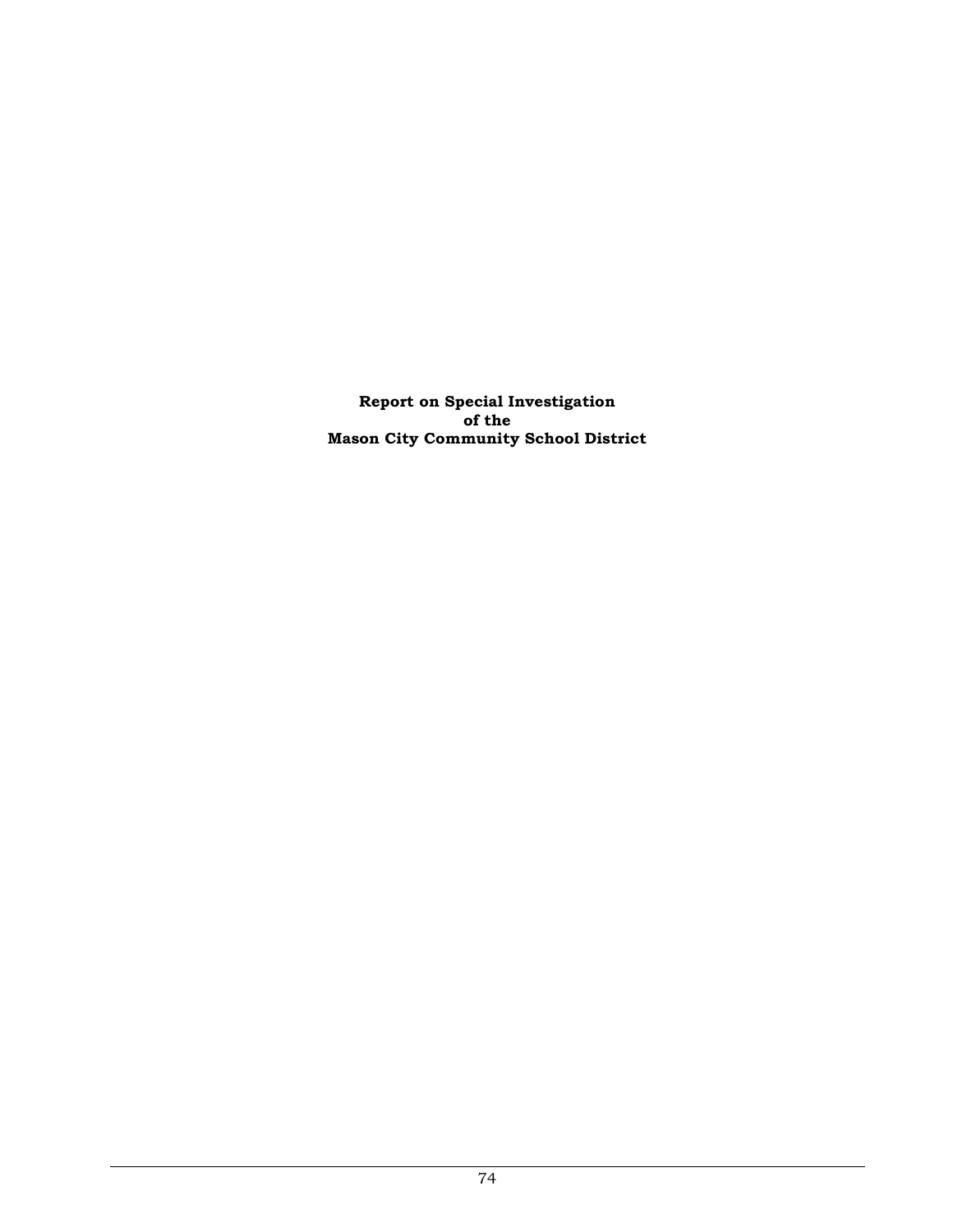**Report on Special Investigation
of the
Mason City Community School District**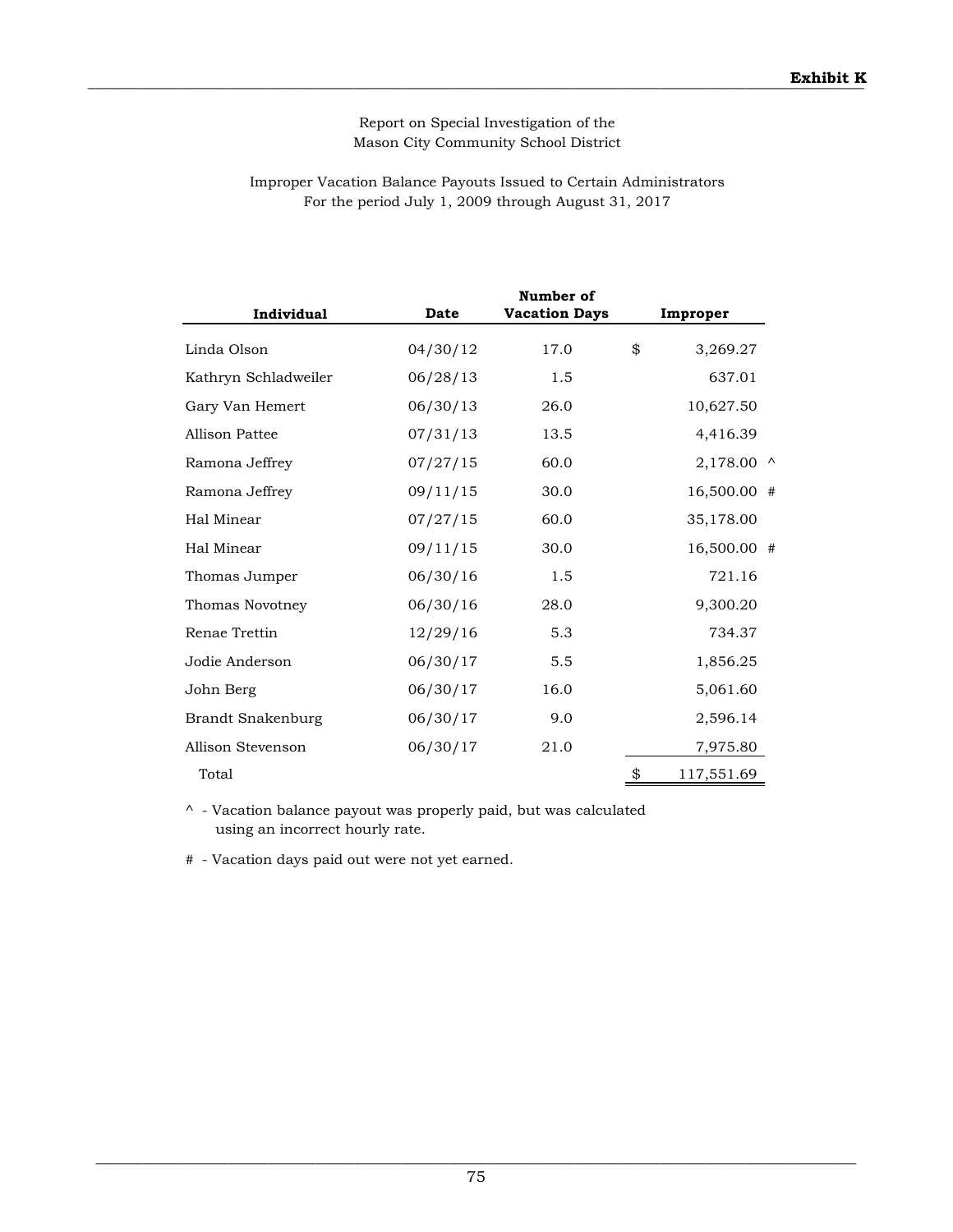**Exhibit K**

Report on Special Investigation of the
Mason City Community School District

Improper Vacation Balance Payouts Issued to Certain Administrators
For the period July 1, 2009 through August 31, 2017

| Individual | Date | Number of Vacation Days | Improper |
|---|---|---|---|
| Linda Olson | 04/30/12 | 17.0 | $ 3,269.27 |
| Kathryn Schladweiler | 06/28/13 | 1.5 | 637.01 |
| Gary Van Hemert | 06/30/13 | 26.0 | 10,627.50 |
| Allison Pattee | 07/31/13 | 13.5 | 4,416.39 |
| Ramona Jeffrey | 07/27/15 | 60.0 | 2,178.00 ^ |
| Ramona Jeffrey | 09/11/15 | 30.0 | 16,500.00 # |
| Hal Minear | 07/27/15 | 60.0 | 35,178.00 |
| Hal Minear | 09/11/15 | 30.0 | 16,500.00 # |
| Thomas Jumper | 06/30/16 | 1.5 | 721.16 |
| Thomas Novotney | 06/30/16 | 28.0 | 9,300.20 |
| Renae Trettin | 12/29/16 | 5.3 | 734.37 |
| Jodie Anderson | 06/30/17 | 5.5 | 1,856.25 |
| John Berg | 06/30/17 | 16.0 | 5,061.60 |
| Brandt Snakenburg | 06/30/17 | 9.0 | 2,596.14 |
| Allison Stevenson | 06/30/17 | 21.0 | 7,975.80 |
| Total | | | $ 117,551.69 |

^ - Vacation balance payout was properly paid, but was calculated using an incorrect hourly rate.

# - Vacation days paid out were not yet earned.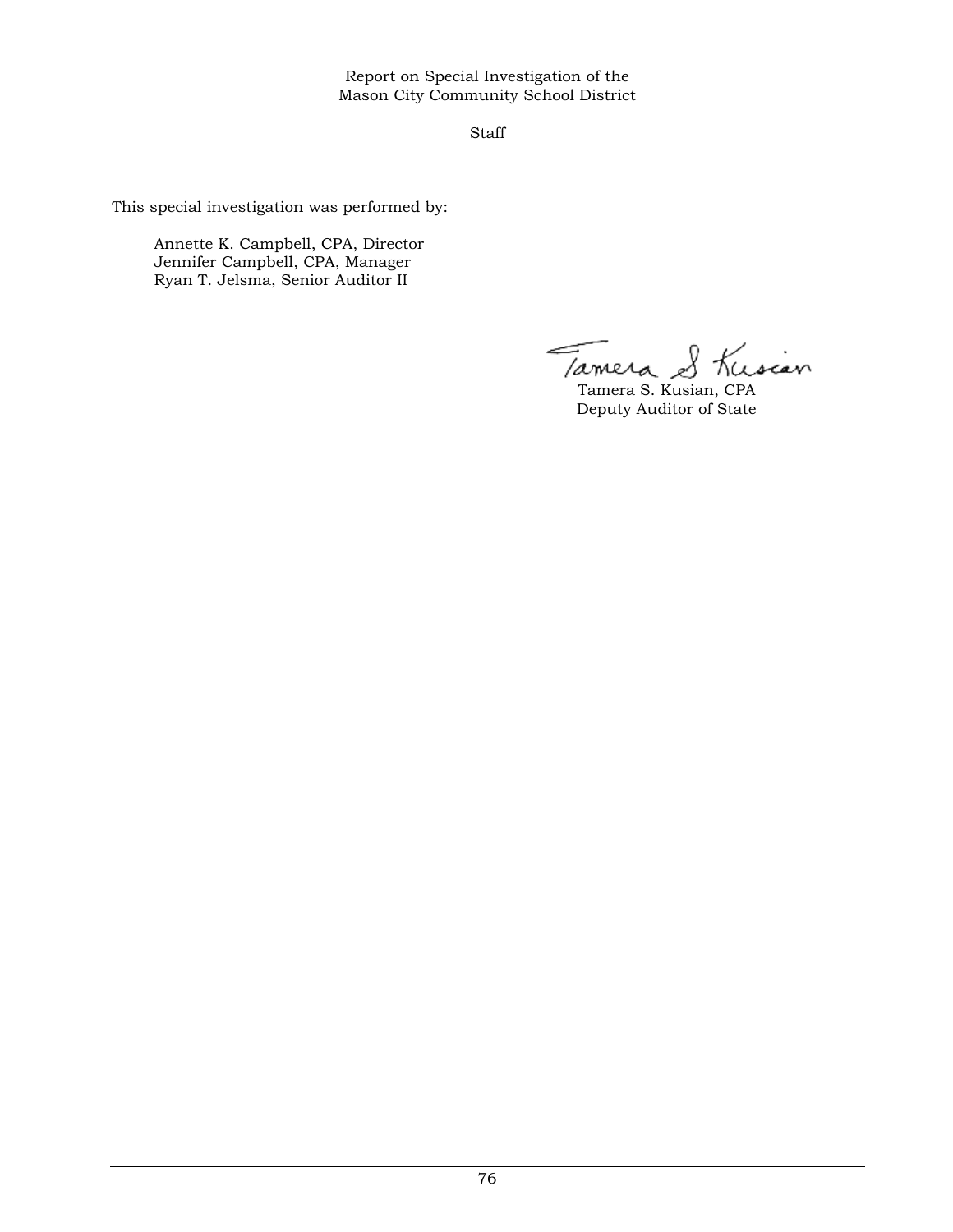Report on Special Investigation of the
Mason City Community School District

Staff

This special investigation was performed by:

Annette K. Campbell, CPA, Director
Jennifer Campbell, CPA, Manager
Ryan T. Jelsma, Senior Auditor II

Tamera S. Kusian, CPA
Deputy Auditor of State